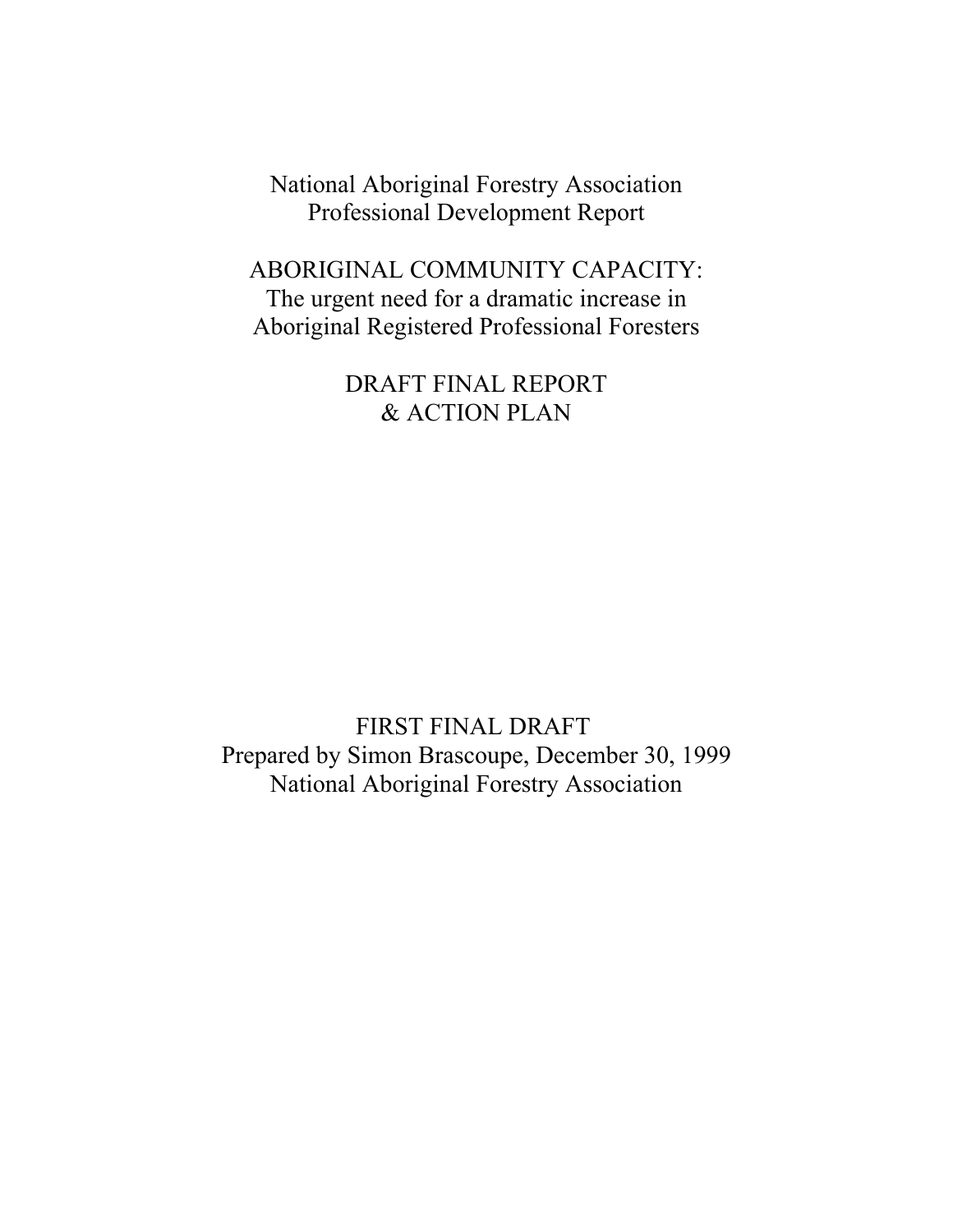National Aboriginal Forestry Association
Professional Development Report

# ABORIGINAL COMMUNITY CAPACITY:
## The urgent need for a dramatic increase in Aboriginal Registered Professional Foresters

DRAFT FINAL REPORT
& ACTION PLAN

FIRST FINAL DRAFT
Prepared by Simon Brascoupe, December 30, 1999
National Aboriginal Forestry Association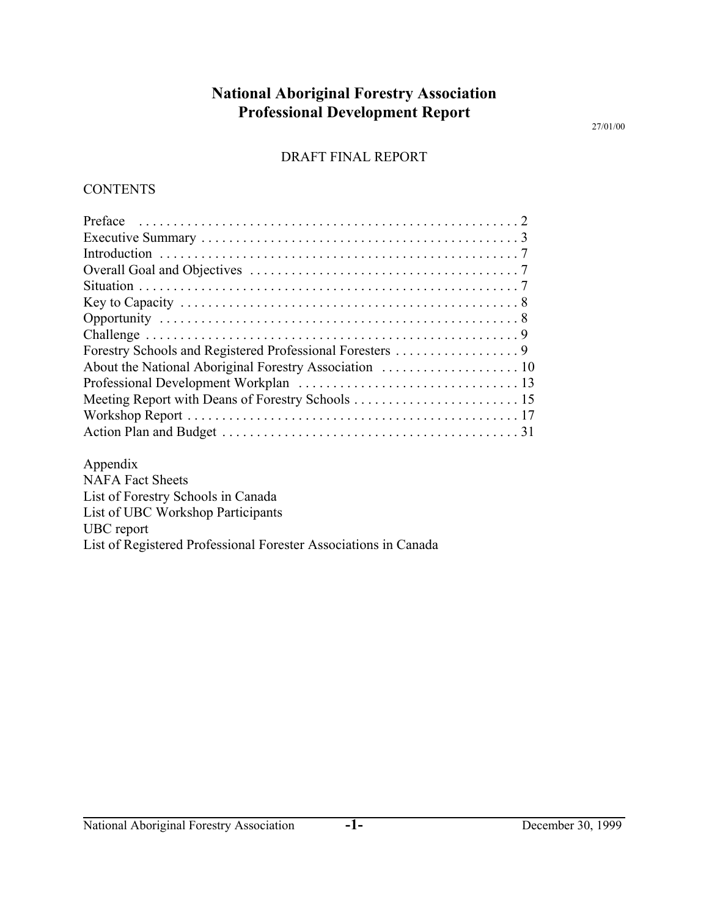# National Aboriginal Forestry Association
# Professional Development Report

27/01/00

DRAFT FINAL REPORT

CONTENTS

| | |
|---|---|
| Preface | 2 |
| Executive Summary | 3 |
| Introduction | 7 |
| Overall Goal and Objectives | 7 |
| Situation | 7 |
| Key to Capacity | 8 |
| Opportunity | 8 |
| Challenge | 9 |
| Forestry Schools and Registered Professional Foresters | 9 |
| About the National Aboriginal Forestry Association | 10 |
| Professional Development Workplan | 13 |
| Meeting Report with Deans of Forestry Schools | 15 |
| Workshop Report | 17 |
| Action Plan and Budget | 31 |

Appendix
NAFA Fact Sheets
List of Forestry Schools in Canada
List of UBC Workshop Participants
UBC report
List of Registered Professional Forester Associations in Canada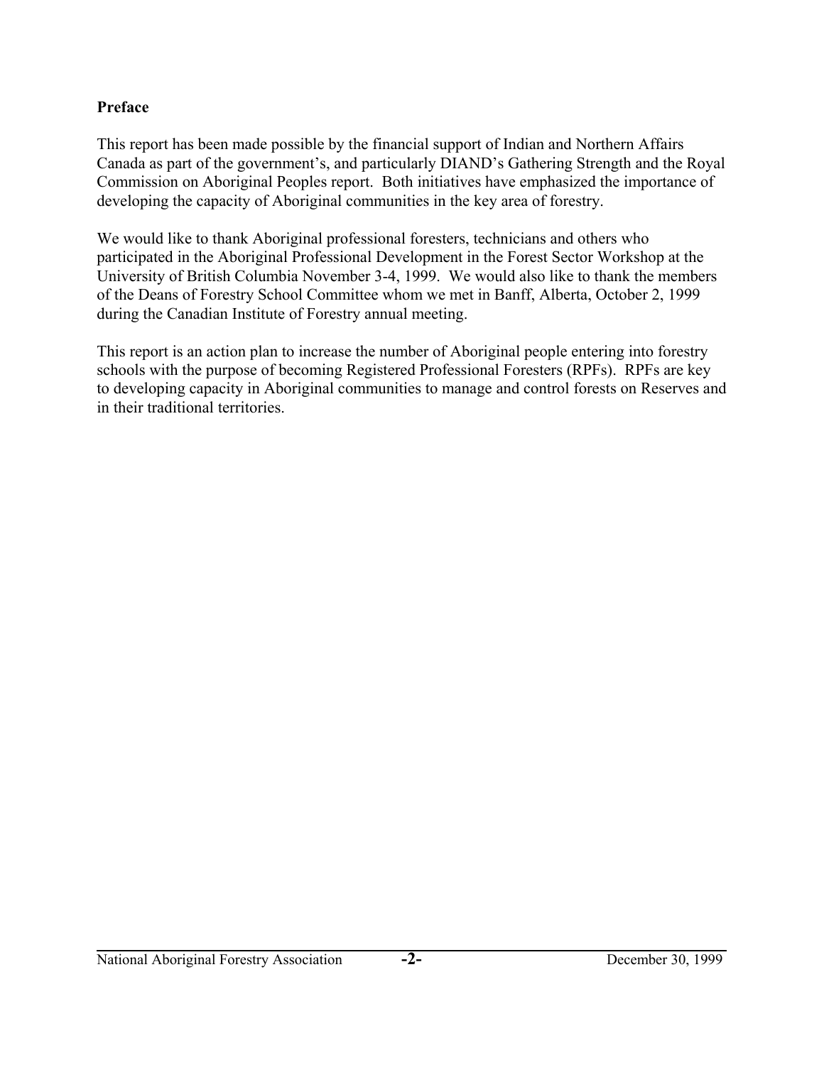## Preface

This report has been made possible by the financial support of Indian and Northern Affairs Canada as part of the government's, and particularly DIAND's Gathering Strength and the Royal Commission on Aboriginal Peoples report. Both initiatives have emphasized the importance of developing the capacity of Aboriginal communities in the key area of forestry.

We would like to thank Aboriginal professional foresters, technicians and others who participated in the Aboriginal Professional Development in the Forest Sector Workshop at the University of British Columbia November 3-4, 1999. We would also like to thank the members of the Deans of Forestry School Committee whom we met in Banff, Alberta, October 2, 1999 during the Canadian Institute of Forestry annual meeting.

This report is an action plan to increase the number of Aboriginal people entering into forestry schools with the purpose of becoming Registered Professional Foresters (RPFs). RPFs are key to developing capacity in Aboriginal communities to manage and control forests on Reserves and in their traditional territories.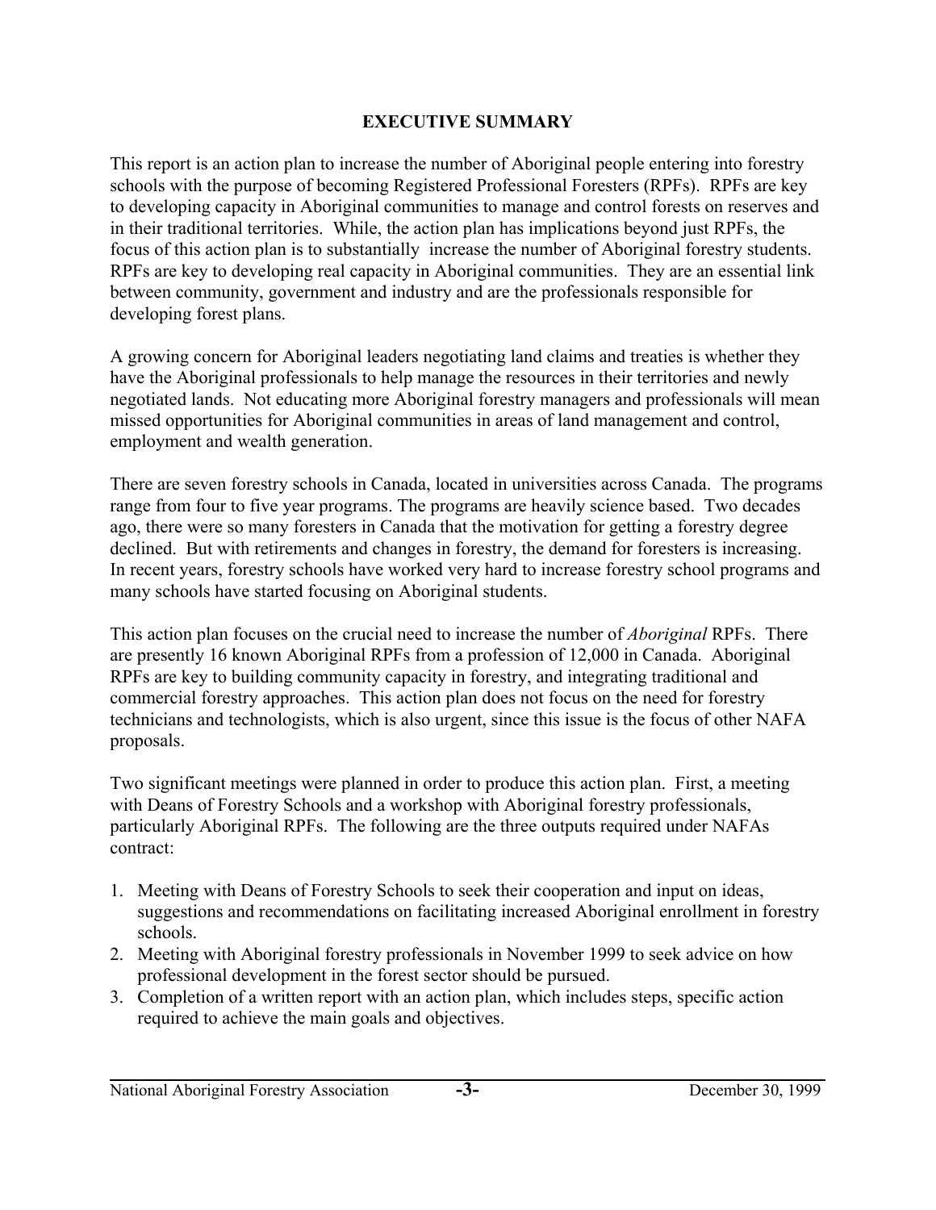## EXECUTIVE SUMMARY

This report is an action plan to increase the number of Aboriginal people entering into forestry schools with the purpose of becoming Registered Professional Foresters (RPFs). RPFs are key to developing capacity in Aboriginal communities to manage and control forests on reserves and in their traditional territories. While, the action plan has implications beyond just RPFs, the focus of this action plan is to substantially increase the number of Aboriginal forestry students. RPFs are key to developing real capacity in Aboriginal communities. They are an essential link between community, government and industry and are the professionals responsible for developing forest plans.

A growing concern for Aboriginal leaders negotiating land claims and treaties is whether they have the Aboriginal professionals to help manage the resources in their territories and newly negotiated lands. Not educating more Aboriginal forestry managers and professionals will mean missed opportunities for Aboriginal communities in areas of land management and control, employment and wealth generation.

There are seven forestry schools in Canada, located in universities across Canada. The programs range from four to five year programs. The programs are heavily science based. Two decades ago, there were so many foresters in Canada that the motivation for getting a forestry degree declined. But with retirements and changes in forestry, the demand for foresters is increasing. In recent years, forestry schools have worked very hard to increase forestry school programs and many schools have started focusing on Aboriginal students.

This action plan focuses on the crucial need to increase the number of *Aboriginal* RPFs. There are presently 16 known Aboriginal RPFs from a profession of 12,000 in Canada. Aboriginal RPFs are key to building community capacity in forestry, and integrating traditional and commercial forestry approaches. This action plan does not focus on the need for forestry technicians and technologists, which is also urgent, since this issue is the focus of other NAFA proposals.

Two significant meetings were planned in order to produce this action plan. First, a meeting with Deans of Forestry Schools and a workshop with Aboriginal forestry professionals, particularly Aboriginal RPFs. The following are the three outputs required under NAFAs contract:

1. Meeting with Deans of Forestry Schools to seek their cooperation and input on ideas, suggestions and recommendations on facilitating increased Aboriginal enrollment in forestry schools.
2. Meeting with Aboriginal forestry professionals in November 1999 to seek advice on how professional development in the forest sector should be pursued.
3. Completion of a written report with an action plan, which includes steps, specific action required to achieve the main goals and objectives.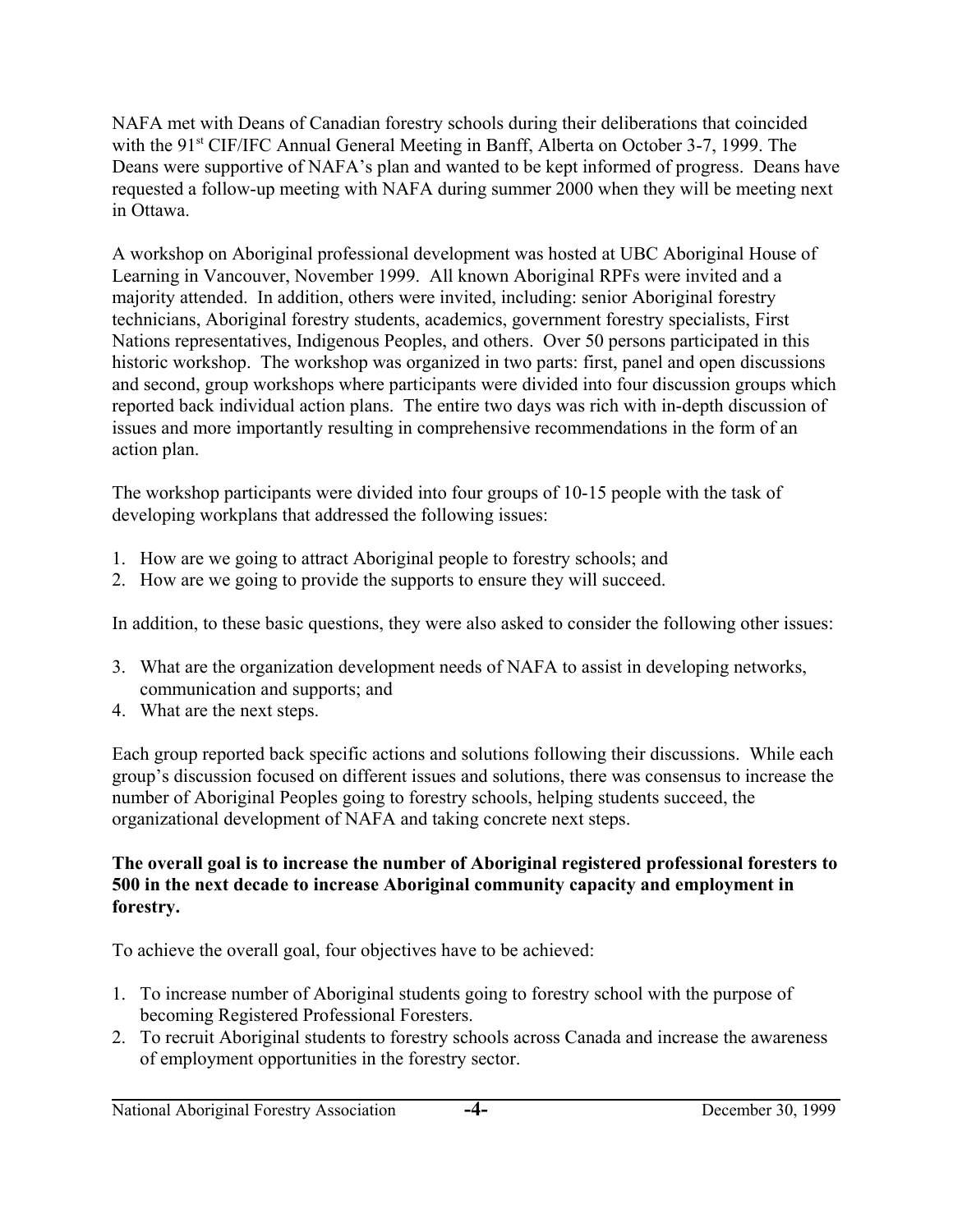NAFA met with Deans of Canadian forestry schools during their deliberations that coincided with the 91st CIF/IFC Annual General Meeting in Banff, Alberta on October 3-7, 1999. The Deans were supportive of NAFA's plan and wanted to be kept informed of progress. Deans have requested a follow-up meeting with NAFA during summer 2000 when they will be meeting next in Ottawa.

A workshop on Aboriginal professional development was hosted at UBC Aboriginal House of Learning in Vancouver, November 1999. All known Aboriginal RPFs were invited and a majority attended. In addition, others were invited, including: senior Aboriginal forestry technicians, Aboriginal forestry students, academics, government forestry specialists, First Nations representatives, Indigenous Peoples, and others. Over 50 persons participated in this historic workshop. The workshop was organized in two parts: first, panel and open discussions and second, group workshops where participants were divided into four discussion groups which reported back individual action plans. The entire two days was rich with in-depth discussion of issues and more importantly resulting in comprehensive recommendations in the form of an action plan.

The workshop participants were divided into four groups of 10-15 people with the task of developing workplans that addressed the following issues:

1. How are we going to attract Aboriginal people to forestry schools; and
2. How are we going to provide the supports to ensure they will succeed.

In addition, to these basic questions, they were also asked to consider the following other issues:

3. What are the organization development needs of NAFA to assist in developing networks, communication and supports; and
4. What are the next steps.

Each group reported back specific actions and solutions following their discussions. While each group's discussion focused on different issues and solutions, there was consensus to increase the number of Aboriginal Peoples going to forestry schools, helping students succeed, the organizational development of NAFA and taking concrete next steps.

**The overall goal is to increase the number of Aboriginal registered professional foresters to 500 in the next decade to increase Aboriginal community capacity and employment in forestry.**

To achieve the overall goal, four objectives have to be achieved:

1. To increase number of Aboriginal students going to forestry school with the purpose of becoming Registered Professional Foresters.
2. To recruit Aboriginal students to forestry schools across Canada and increase the awareness of employment opportunities in the forestry sector.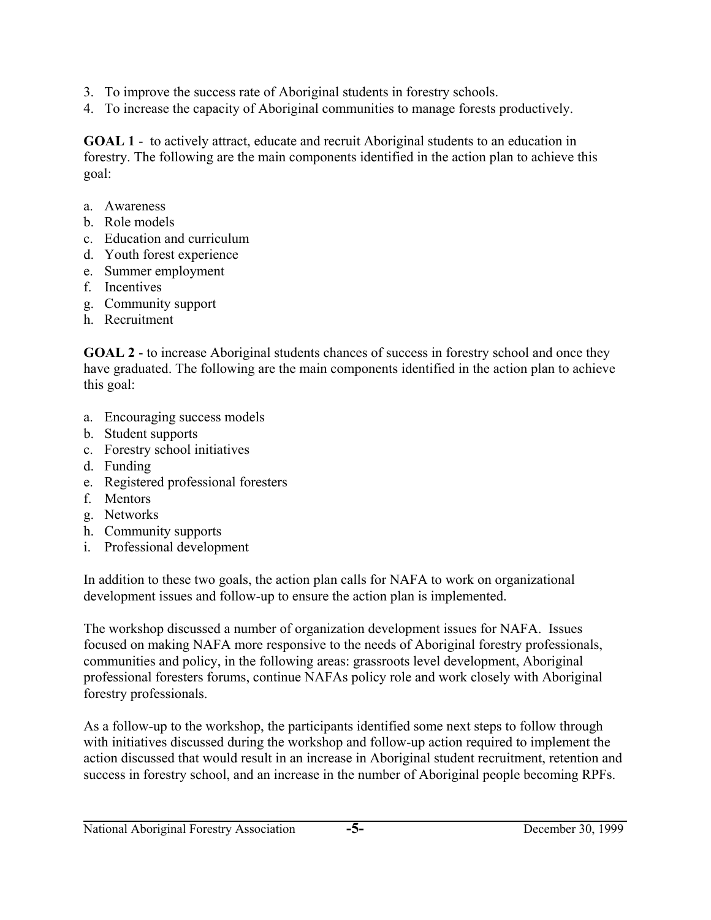3. To improve the success rate of Aboriginal students in forestry schools.
4. To increase the capacity of Aboriginal communities to manage forests productively.

**GOAL 1** - to actively attract, educate and recruit Aboriginal students to an education in forestry. The following are the main components identified in the action plan to achieve this goal:

a. Awareness
b. Role models
c. Education and curriculum
d. Youth forest experience
e. Summer employment
f. Incentives
g. Community support
h. Recruitment

**GOAL 2** - to increase Aboriginal students chances of success in forestry school and once they have graduated. The following are the main components identified in the action plan to achieve this goal:

a. Encouraging success models
b. Student supports
c. Forestry school initiatives
d. Funding
e. Registered professional foresters
f. Mentors
g. Networks
h. Community supports
i. Professional development

In addition to these two goals, the action plan calls for NAFA to work on organizational development issues and follow-up to ensure the action plan is implemented.

The workshop discussed a number of organization development issues for NAFA. Issues focused on making NAFA more responsive to the needs of Aboriginal forestry professionals, communities and policy, in the following areas: grassroots level development, Aboriginal professional foresters forums, continue NAFAs policy role and work closely with Aboriginal forestry professionals.

As a follow-up to the workshop, the participants identified some next steps to follow through with initiatives discussed during the workshop and follow-up action required to implement the action discussed that would result in an increase in Aboriginal student recruitment, retention and success in forestry school, and an increase in the number of Aboriginal people becoming RPFs.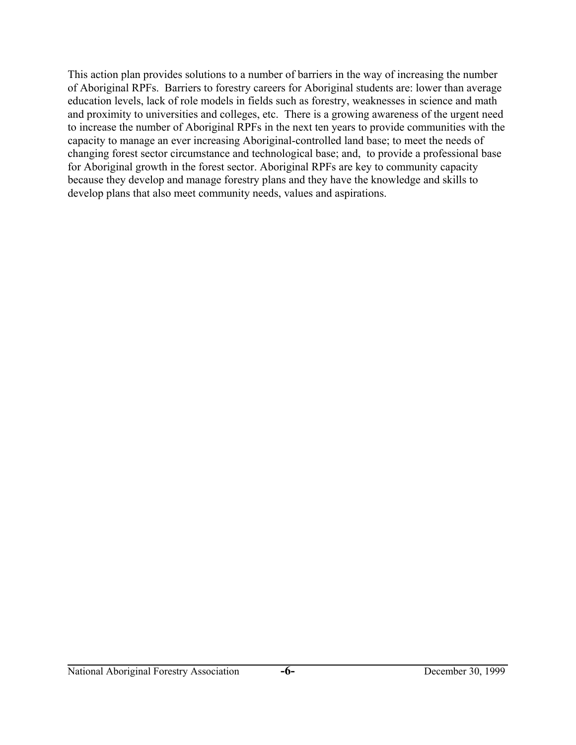This action plan provides solutions to a number of barriers in the way of increasing the number of Aboriginal RPFs. Barriers to forestry careers for Aboriginal students are: lower than average education levels, lack of role models in fields such as forestry, weaknesses in science and math and proximity to universities and colleges, etc. There is a growing awareness of the urgent need to increase the number of Aboriginal RPFs in the next ten years to provide communities with the capacity to manage an ever increasing Aboriginal-controlled land base; to meet the needs of changing forest sector circumstance and technological base; and, to provide a professional base for Aboriginal growth in the forest sector. Aboriginal RPFs are key to community capacity because they develop and manage forestry plans and they have the knowledge and skills to develop plans that also meet community needs, values and aspirations.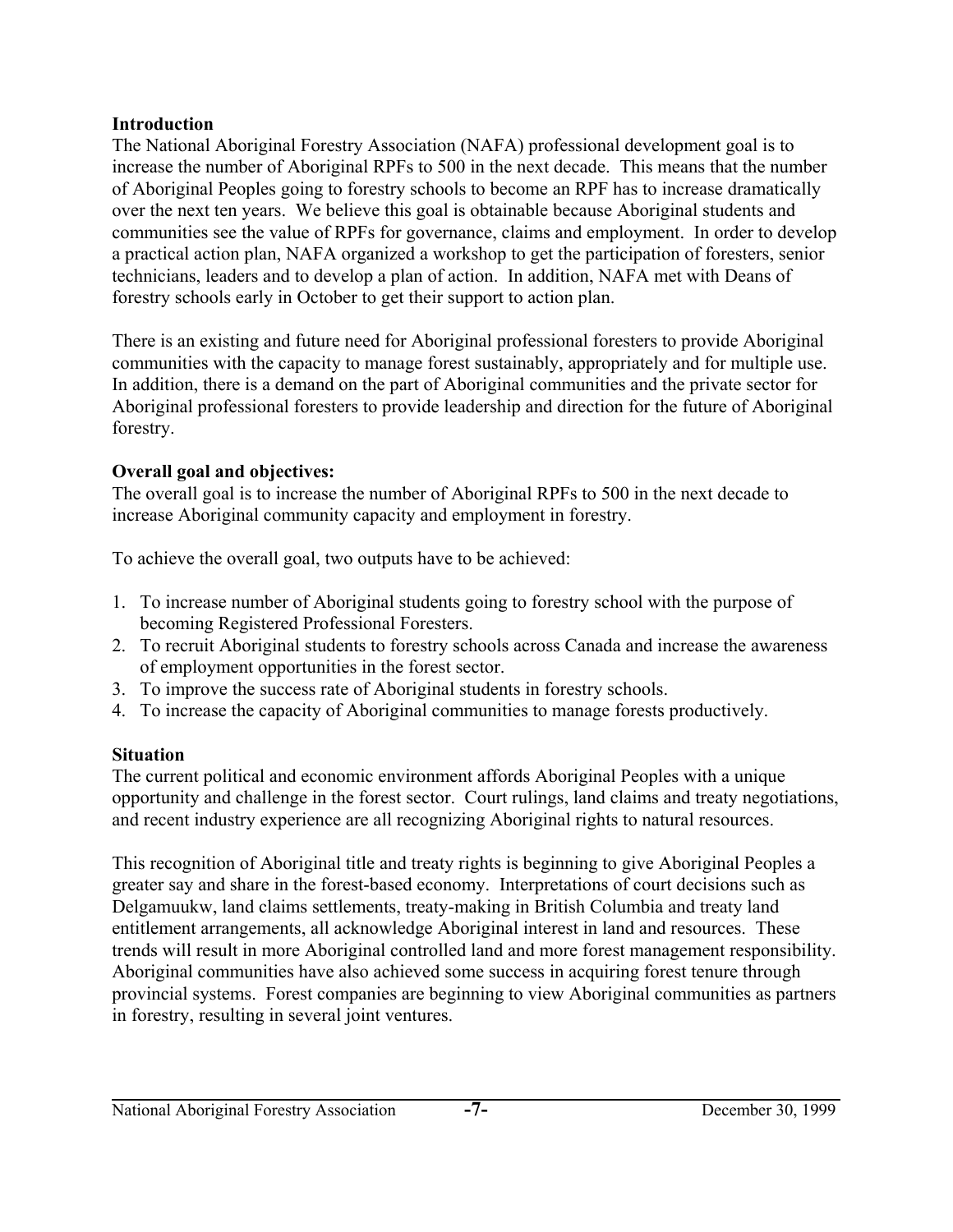**Introduction**

The National Aboriginal Forestry Association (NAFA) professional development goal is to increase the number of Aboriginal RPFs to 500 in the next decade. This means that the number of Aboriginal Peoples going to forestry schools to become an RPF has to increase dramatically over the next ten years. We believe this goal is obtainable because Aboriginal students and communities see the value of RPFs for governance, claims and employment. In order to develop a practical action plan, NAFA organized a workshop to get the participation of foresters, senior technicians, leaders and to develop a plan of action. In addition, NAFA met with Deans of forestry schools early in October to get their support to action plan.

There is an existing and future need for Aboriginal professional foresters to provide Aboriginal communities with the capacity to manage forest sustainably, appropriately and for multiple use. In addition, there is a demand on the part of Aboriginal communities and the private sector for Aboriginal professional foresters to provide leadership and direction for the future of Aboriginal forestry.

**Overall goal and objectives:**

The overall goal is to increase the number of Aboriginal RPFs to 500 in the next decade to increase Aboriginal community capacity and employment in forestry.

To achieve the overall goal, two outputs have to be achieved:

1. To increase number of Aboriginal students going to forestry school with the purpose of becoming Registered Professional Foresters.
2. To recruit Aboriginal students to forestry schools across Canada and increase the awareness of employment opportunities in the forest sector.
3. To improve the success rate of Aboriginal students in forestry schools.
4. To increase the capacity of Aboriginal communities to manage forests productively.

**Situation**

The current political and economic environment affords Aboriginal Peoples with a unique opportunity and challenge in the forest sector. Court rulings, land claims and treaty negotiations, and recent industry experience are all recognizing Aboriginal rights to natural resources.

This recognition of Aboriginal title and treaty rights is beginning to give Aboriginal Peoples a greater say and share in the forest-based economy. Interpretations of court decisions such as Delgamuukw, land claims settlements, treaty-making in British Columbia and treaty land entitlement arrangements, all acknowledge Aboriginal interest in land and resources. These trends will result in more Aboriginal controlled land and more forest management responsibility. Aboriginal communities have also achieved some success in acquiring forest tenure through provincial systems. Forest companies are beginning to view Aboriginal communities as partners in forestry, resulting in several joint ventures.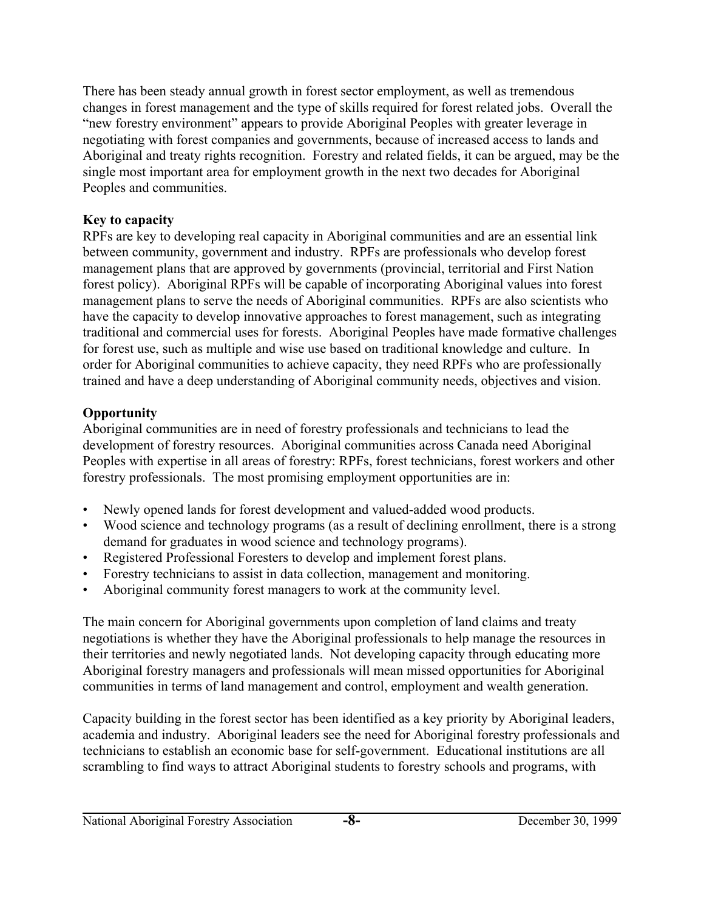There has been steady annual growth in forest sector employment, as well as tremendous changes in forest management and the type of skills required for forest related jobs. Overall the "new forestry environment" appears to provide Aboriginal Peoples with greater leverage in negotiating with forest companies and governments, because of increased access to lands and Aboriginal and treaty rights recognition. Forestry and related fields, it can be argued, may be the single most important area for employment growth in the next two decades for Aboriginal Peoples and communities.

**Key to capacity**

RPFs are key to developing real capacity in Aboriginal communities and are an essential link between community, government and industry. RPFs are professionals who develop forest management plans that are approved by governments (provincial, territorial and First Nation forest policy). Aboriginal RPFs will be capable of incorporating Aboriginal values into forest management plans to serve the needs of Aboriginal communities. RPFs are also scientists who have the capacity to develop innovative approaches to forest management, such as integrating traditional and commercial uses for forests. Aboriginal Peoples have made formative challenges for forest use, such as multiple and wise use based on traditional knowledge and culture. In order for Aboriginal communities to achieve capacity, they need RPFs who are professionally trained and have a deep understanding of Aboriginal community needs, objectives and vision.

**Opportunity**

Aboriginal communities are in need of forestry professionals and technicians to lead the development of forestry resources. Aboriginal communities across Canada need Aboriginal Peoples with expertise in all areas of forestry: RPFs, forest technicians, forest workers and other forestry professionals. The most promising employment opportunities are in:

- Newly opened lands for forest development and valued-added wood products.
- Wood science and technology programs (as a result of declining enrollment, there is a strong demand for graduates in wood science and technology programs).
- Registered Professional Foresters to develop and implement forest plans.
- Forestry technicians to assist in data collection, management and monitoring.
- Aboriginal community forest managers to work at the community level.

The main concern for Aboriginal governments upon completion of land claims and treaty negotiations is whether they have the Aboriginal professionals to help manage the resources in their territories and newly negotiated lands. Not developing capacity through educating more Aboriginal forestry managers and professionals will mean missed opportunities for Aboriginal communities in terms of land management and control, employment and wealth generation.

Capacity building in the forest sector has been identified as a key priority by Aboriginal leaders, academia and industry. Aboriginal leaders see the need for Aboriginal forestry professionals and technicians to establish an economic base for self-government. Educational institutions are all scrambling to find ways to attract Aboriginal students to forestry schools and programs, with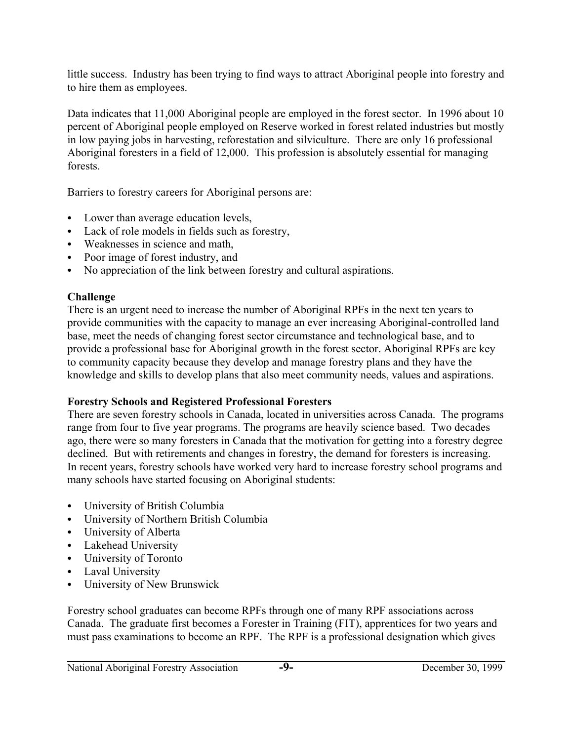little success. Industry has been trying to find ways to attract Aboriginal people into forestry and to hire them as employees.

Data indicates that 11,000 Aboriginal people are employed in the forest sector. In 1996 about 10 percent of Aboriginal people employed on Reserve worked in forest related industries but mostly in low paying jobs in harvesting, reforestation and silviculture. There are only 16 professional Aboriginal foresters in a field of 12,000. This profession is absolutely essential for managing forests.

Barriers to forestry careers for Aboriginal persons are:

- Lower than average education levels,
- Lack of role models in fields such as forestry,
- Weaknesses in science and math,
- Poor image of forest industry, and
- No appreciation of the link between forestry and cultural aspirations.

**Challenge**

There is an urgent need to increase the number of Aboriginal RPFs in the next ten years to provide communities with the capacity to manage an ever increasing Aboriginal-controlled land base, meet the needs of changing forest sector circumstance and technological base, and to provide a professional base for Aboriginal growth in the forest sector. Aboriginal RPFs are key to community capacity because they develop and manage forestry plans and they have the knowledge and skills to develop plans that also meet community needs, values and aspirations.

**Forestry Schools and Registered Professional Foresters**

There are seven forestry schools in Canada, located in universities across Canada. The programs range from four to five year programs. The programs are heavily science based. Two decades ago, there were so many foresters in Canada that the motivation for getting into a forestry degree declined. But with retirements and changes in forestry, the demand for foresters is increasing. In recent years, forestry schools have worked very hard to increase forestry school programs and many schools have started focusing on Aboriginal students:

- University of British Columbia
- University of Northern British Columbia
- University of Alberta
- Lakehead University
- University of Toronto
- Laval University
- University of New Brunswick

Forestry school graduates can become RPFs through one of many RPF associations across Canada. The graduate first becomes a Forester in Training (FIT), apprentices for two years and must pass examinations to become an RPF. The RPF is a professional designation which gives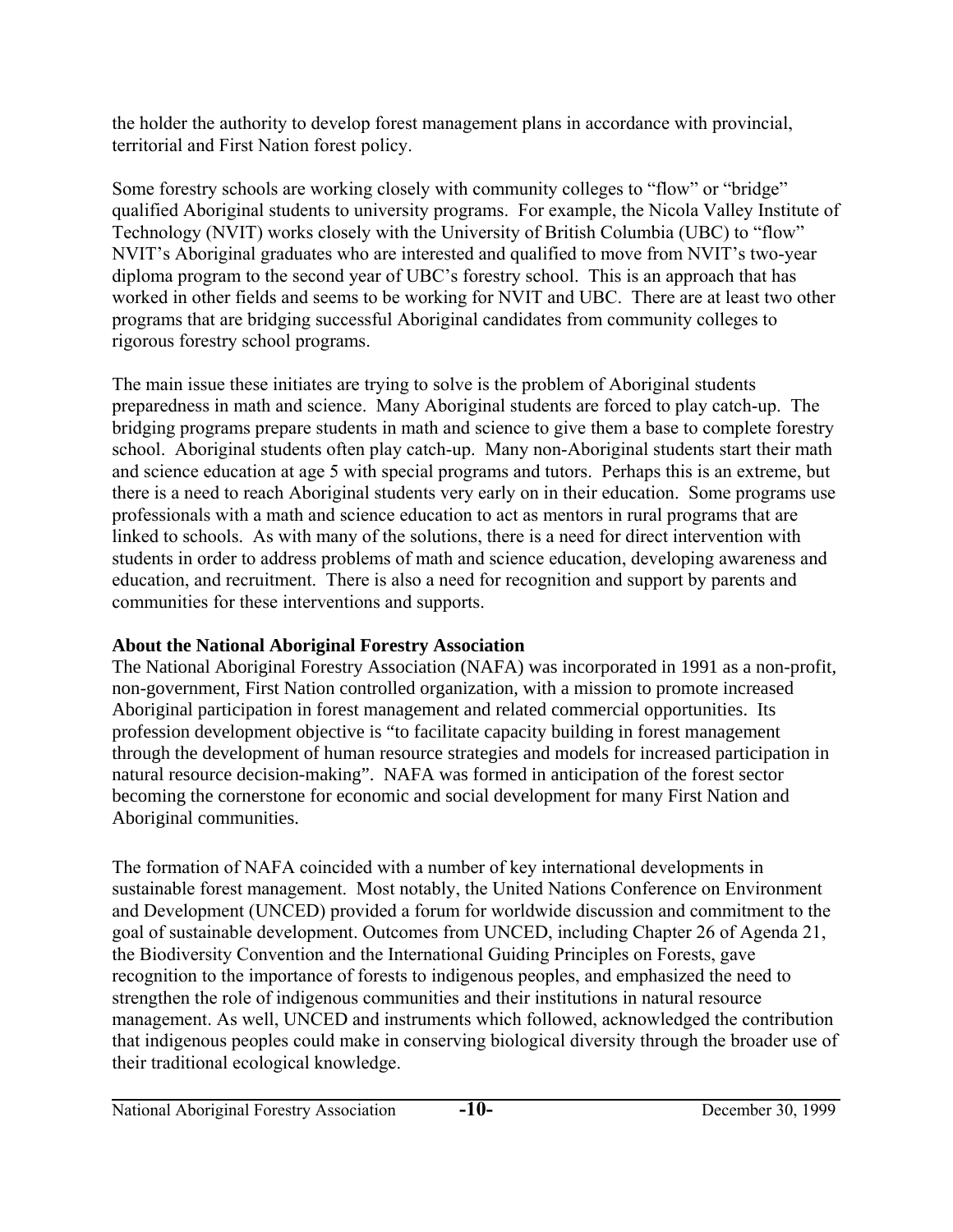the holder the authority to develop forest management plans in accordance with provincial, territorial and First Nation forest policy.

Some forestry schools are working closely with community colleges to "flow" or "bridge" qualified Aboriginal students to university programs. For example, the Nicola Valley Institute of Technology (NVIT) works closely with the University of British Columbia (UBC) to "flow" NVIT's Aboriginal graduates who are interested and qualified to move from NVIT's two-year diploma program to the second year of UBC's forestry school. This is an approach that has worked in other fields and seems to be working for NVIT and UBC. There are at least two other programs that are bridging successful Aboriginal candidates from community colleges to rigorous forestry school programs.

The main issue these initiates are trying to solve is the problem of Aboriginal students preparedness in math and science. Many Aboriginal students are forced to play catch-up. The bridging programs prepare students in math and science to give them a base to complete forestry school. Aboriginal students often play catch-up. Many non-Aboriginal students start their math and science education at age 5 with special programs and tutors. Perhaps this is an extreme, but there is a need to reach Aboriginal students very early on in their education. Some programs use professionals with a math and science education to act as mentors in rural programs that are linked to schools. As with many of the solutions, there is a need for direct intervention with students in order to address problems of math and science education, developing awareness and education, and recruitment. There is also a need for recognition and support by parents and communities for these interventions and supports.

**About the National Aboriginal Forestry Association**

The National Aboriginal Forestry Association (NAFA) was incorporated in 1991 as a non-profit, non-government, First Nation controlled organization, with a mission to promote increased Aboriginal participation in forest management and related commercial opportunities. Its profession development objective is "to facilitate capacity building in forest management through the development of human resource strategies and models for increased participation in natural resource decision-making". NAFA was formed in anticipation of the forest sector becoming the cornerstone for economic and social development for many First Nation and Aboriginal communities.

The formation of NAFA coincided with a number of key international developments in sustainable forest management. Most notably, the United Nations Conference on Environment and Development (UNCED) provided a forum for worldwide discussion and commitment to the goal of sustainable development. Outcomes from UNCED, including Chapter 26 of Agenda 21, the Biodiversity Convention and the International Guiding Principles on Forests, gave recognition to the importance of forests to indigenous peoples, and emphasized the need to strengthen the role of indigenous communities and their institutions in natural resource management. As well, UNCED and instruments which followed, acknowledged the contribution that indigenous peoples could make in conserving biological diversity through the broader use of their traditional ecological knowledge.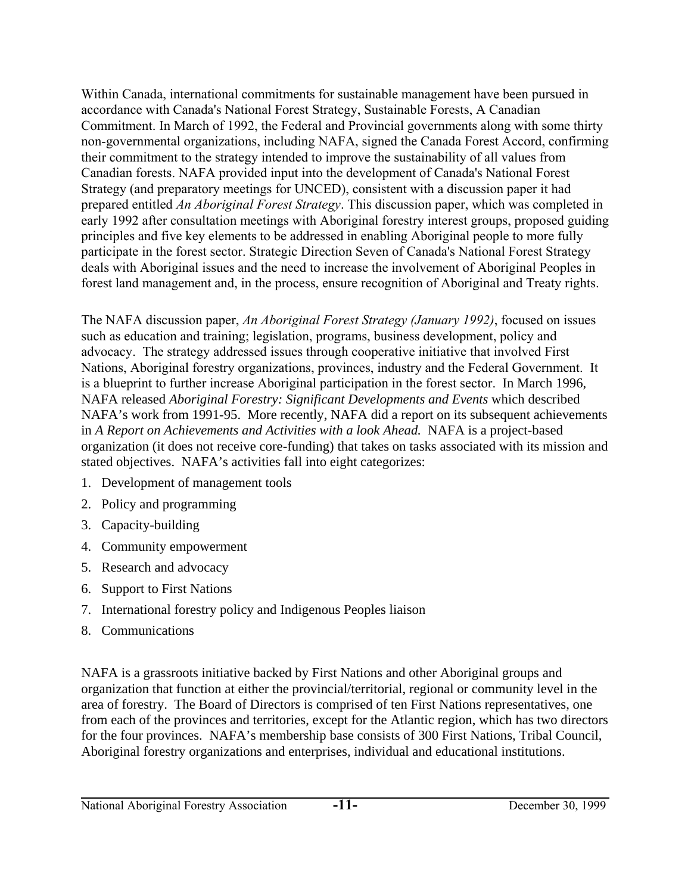Within Canada, international commitments for sustainable management have been pursued in accordance with Canada's National Forest Strategy, Sustainable Forests, A Canadian Commitment. In March of 1992, the Federal and Provincial governments along with some thirty non-governmental organizations, including NAFA, signed the Canada Forest Accord, confirming their commitment to the strategy intended to improve the sustainability of all values from Canadian forests. NAFA provided input into the development of Canada's National Forest Strategy (and preparatory meetings for UNCED), consistent with a discussion paper it had prepared entitled *An Aboriginal Forest Strategy*. This discussion paper, which was completed in early 1992 after consultation meetings with Aboriginal forestry interest groups, proposed guiding principles and five key elements to be addressed in enabling Aboriginal people to more fully participate in the forest sector. Strategic Direction Seven of Canada's National Forest Strategy deals with Aboriginal issues and the need to increase the involvement of Aboriginal Peoples in forest land management and, in the process, ensure recognition of Aboriginal and Treaty rights.

The NAFA discussion paper, *An Aboriginal Forest Strategy (January 1992)*, focused on issues such as education and training; legislation, programs, business development, policy and advocacy. The strategy addressed issues through cooperative initiative that involved First Nations, Aboriginal forestry organizations, provinces, industry and the Federal Government. It is a blueprint to further increase Aboriginal participation in the forest sector. In March 1996, NAFA released *Aboriginal Forestry: Significant Developments and Events* which described NAFA's work from 1991-95. More recently, NAFA did a report on its subsequent achievements in *A Report on Achievements and Activities with a look Ahead.* NAFA is a project-based organization (it does not receive core-funding) that takes on tasks associated with its mission and stated objectives. NAFA's activities fall into eight categorizes:

1. Development of management tools
2. Policy and programming
3. Capacity-building
4. Community empowerment
5. Research and advocacy
6. Support to First Nations
7. International forestry policy and Indigenous Peoples liaison
8. Communications

NAFA is a grassroots initiative backed by First Nations and other Aboriginal groups and organization that function at either the provincial/territorial, regional or community level in the area of forestry. The Board of Directors is comprised of ten First Nations representatives, one from each of the provinces and territories, except for the Atlantic region, which has two directors for the four provinces. NAFA's membership base consists of 300 First Nations, Tribal Council, Aboriginal forestry organizations and enterprises, individual and educational institutions.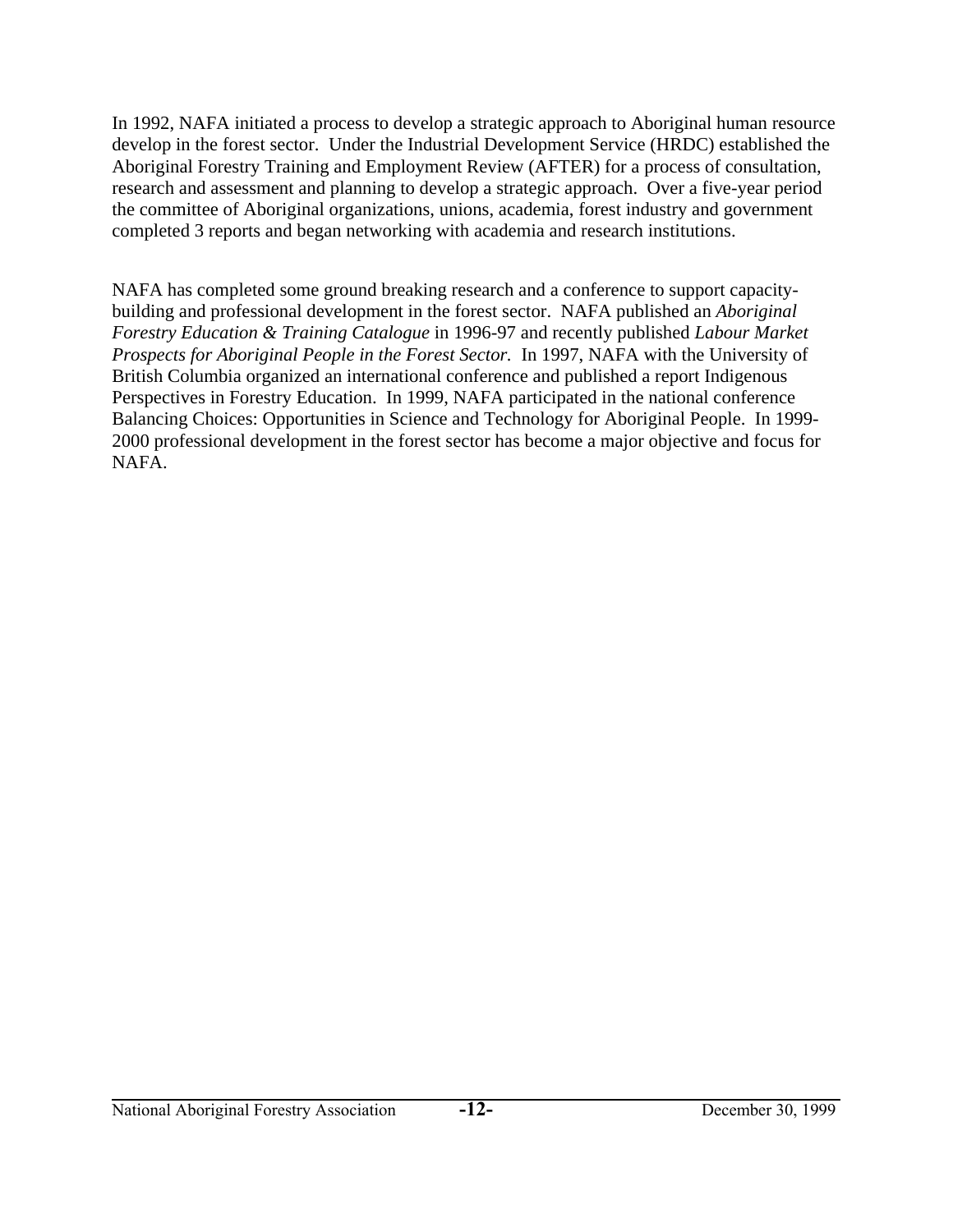In 1992, NAFA initiated a process to develop a strategic approach to Aboriginal human resource develop in the forest sector. Under the Industrial Development Service (HRDC) established the Aboriginal Forestry Training and Employment Review (AFTER) for a process of consultation, research and assessment and planning to develop a strategic approach. Over a five-year period the committee of Aboriginal organizations, unions, academia, forest industry and government completed 3 reports and began networking with academia and research institutions.

NAFA has completed some ground breaking research and a conference to support capacity-building and professional development in the forest sector. NAFA published an *Aboriginal Forestry Education & Training Catalogue* in 1996-97 and recently published *Labour Market Prospects for Aboriginal People in the Forest Sector.* In 1997, NAFA with the University of British Columbia organized an international conference and published a report Indigenous Perspectives in Forestry Education. In 1999, NAFA participated in the national conference Balancing Choices: Opportunities in Science and Technology for Aboriginal People. In 1999-2000 professional development in the forest sector has become a major objective and focus for NAFA.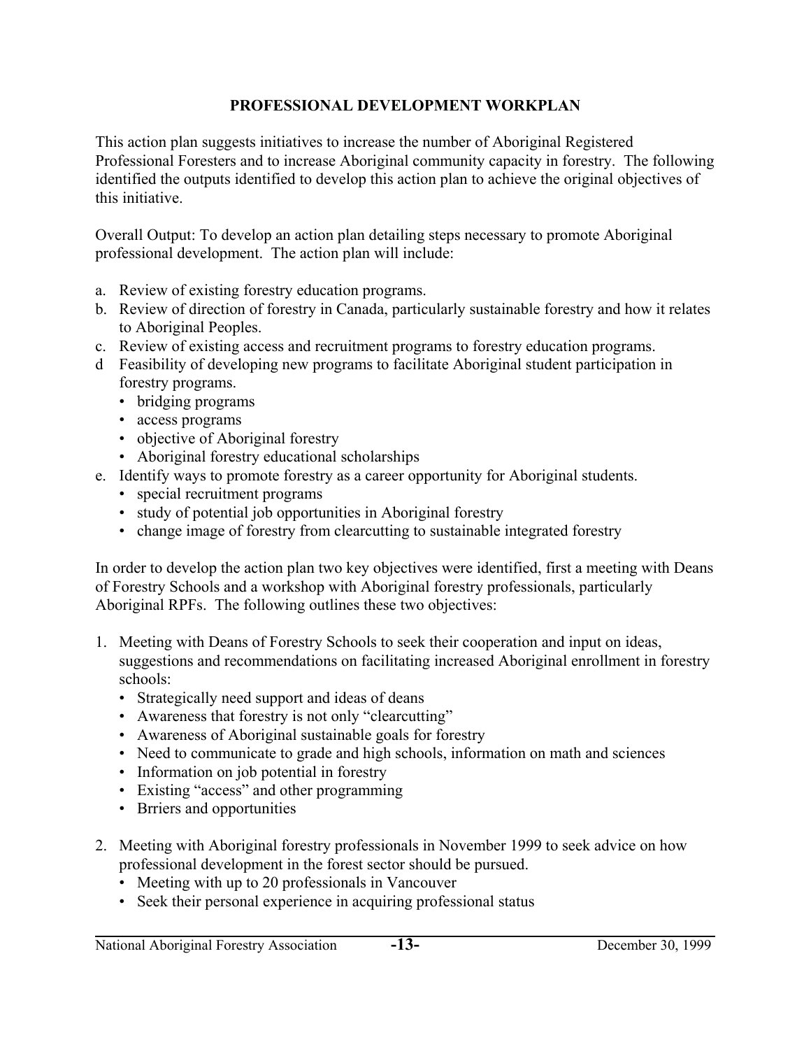## PROFESSIONAL DEVELOPMENT WORKPLAN

This action plan suggests initiatives to increase the number of Aboriginal Registered Professional Foresters and to increase Aboriginal community capacity in forestry. The following identified the outputs identified to develop this action plan to achieve the original objectives of this initiative.

Overall Output: To develop an action plan detailing steps necessary to promote Aboriginal professional development. The action plan will include:

a. Review of existing forestry education programs.
b. Review of direction of forestry in Canada, particularly sustainable forestry and how it relates to Aboriginal Peoples.
c. Review of existing access and recruitment programs to forestry education programs.
d Feasibility of developing new programs to facilitate Aboriginal student participation in forestry programs.
   - bridging programs
   - access programs
   - objective of Aboriginal forestry
   - Aboriginal forestry educational scholarships
e. Identify ways to promote forestry as a career opportunity for Aboriginal students.
   - special recruitment programs
   - study of potential job opportunities in Aboriginal forestry
   - change image of forestry from clearcutting to sustainable integrated forestry

In order to develop the action plan two key objectives were identified, first a meeting with Deans of Forestry Schools and a workshop with Aboriginal forestry professionals, particularly Aboriginal RPFs. The following outlines these two objectives:

1. Meeting with Deans of Forestry Schools to seek their cooperation and input on ideas, suggestions and recommendations on facilitating increased Aboriginal enrollment in forestry schools:
   - Strategically need support and ideas of deans
   - Awareness that forestry is not only "clearcutting"
   - Awareness of Aboriginal sustainable goals for forestry
   - Need to communicate to grade and high schools, information on math and sciences
   - Information on job potential in forestry
   - Existing "access" and other programming
   - Brriers and opportunities

2. Meeting with Aboriginal forestry professionals in November 1999 to seek advice on how professional development in the forest sector should be pursued.
   - Meeting with up to 20 professionals in Vancouver
   - Seek their personal experience in acquiring professional status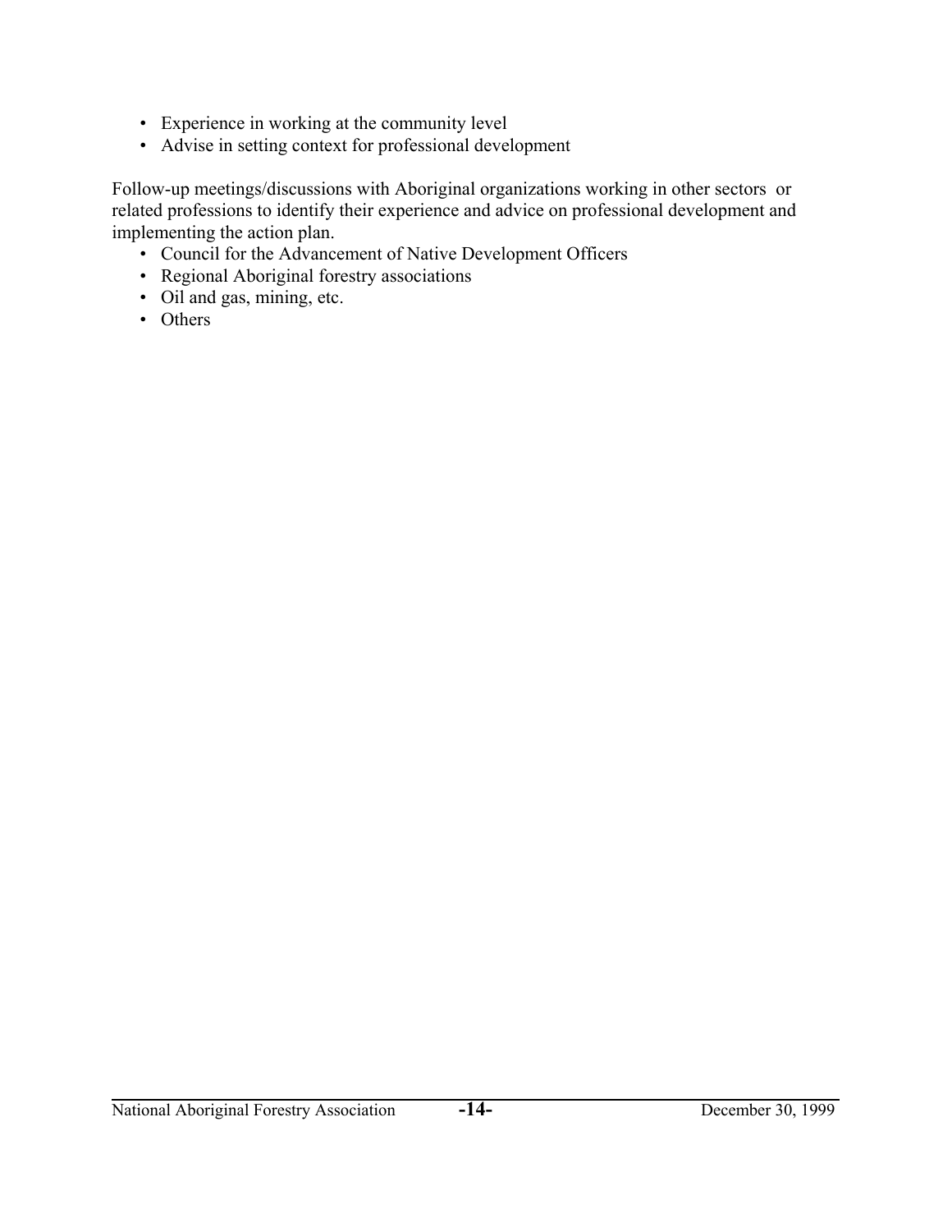- Experience in working at the community level
- Advise in setting context for professional development

Follow-up meetings/discussions with Aboriginal organizations working in other sectors or related professions to identify their experience and advice on professional development and implementing the action plan.

- Council for the Advancement of Native Development Officers
- Regional Aboriginal forestry associations
- Oil and gas, mining, etc.
- Others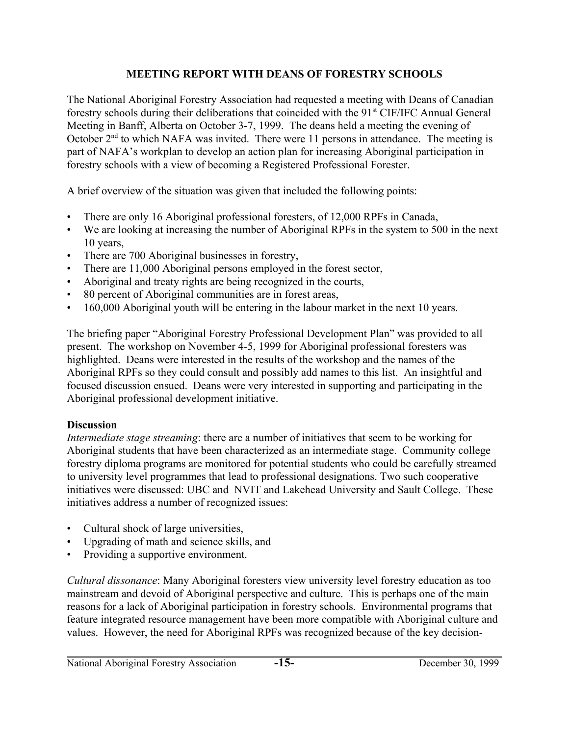## MEETING REPORT WITH DEANS OF FORESTRY SCHOOLS

The National Aboriginal Forestry Association had requested a meeting with Deans of Canadian forestry schools during their deliberations that coincided with the 91st CIF/IFC Annual General Meeting in Banff, Alberta on October 3-7, 1999. The deans held a meeting the evening of October 2nd to which NAFA was invited. There were 11 persons in attendance. The meeting is part of NAFA's workplan to develop an action plan for increasing Aboriginal participation in forestry schools with a view of becoming a Registered Professional Forester.

A brief overview of the situation was given that included the following points:

- There are only 16 Aboriginal professional foresters, of 12,000 RPFs in Canada,
- We are looking at increasing the number of Aboriginal RPFs in the system to 500 in the next 10 years,
- There are 700 Aboriginal businesses in forestry,
- There are 11,000 Aboriginal persons employed in the forest sector,
- Aboriginal and treaty rights are being recognized in the courts,
- 80 percent of Aboriginal communities are in forest areas,
- 160,000 Aboriginal youth will be entering in the labour market in the next 10 years.

The briefing paper "Aboriginal Forestry Professional Development Plan" was provided to all present. The workshop on November 4-5, 1999 for Aboriginal professional foresters was highlighted. Deans were interested in the results of the workshop and the names of the Aboriginal RPFs so they could consult and possibly add names to this list. An insightful and focused discussion ensued. Deans were very interested in supporting and participating in the Aboriginal professional development initiative.

**Discussion**

*Intermediate stage streaming*: there are a number of initiatives that seem to be working for Aboriginal students that have been characterized as an intermediate stage. Community college forestry diploma programs are monitored for potential students who could be carefully streamed to university level programmes that lead to professional designations. Two such cooperative initiatives were discussed: UBC and NVIT and Lakehead University and Sault College. These initiatives address a number of recognized issues:

- Cultural shock of large universities,
- Upgrading of math and science skills, and
- Providing a supportive environment.

*Cultural dissonance*: Many Aboriginal foresters view university level forestry education as too mainstream and devoid of Aboriginal perspective and culture. This is perhaps one of the main reasons for a lack of Aboriginal participation in forestry schools. Environmental programs that feature integrated resource management have been more compatible with Aboriginal culture and values. However, the need for Aboriginal RPFs was recognized because of the key decision-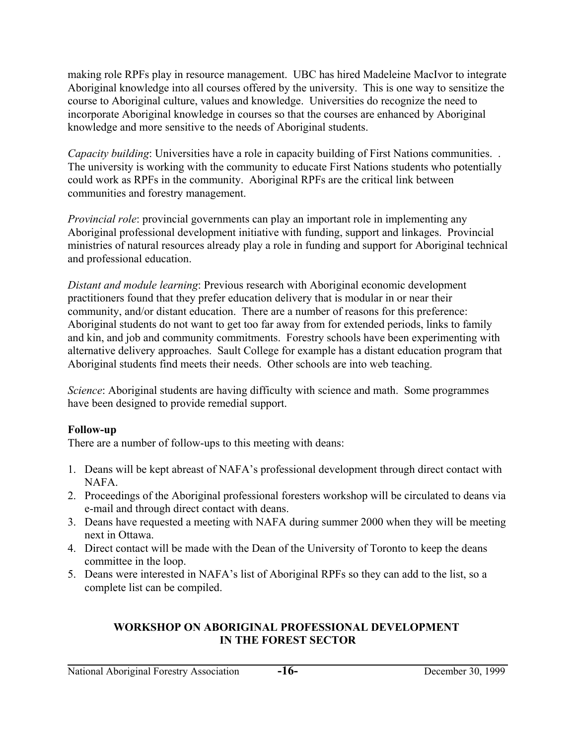making role RPFs play in resource management. UBC has hired Madeleine MacIvor to integrate Aboriginal knowledge into all courses offered by the university. This is one way to sensitize the course to Aboriginal culture, values and knowledge. Universities do recognize the need to incorporate Aboriginal knowledge in courses so that the courses are enhanced by Aboriginal knowledge and more sensitive to the needs of Aboriginal students.

*Capacity building*: Universities have a role in capacity building of First Nations communities. . The university is working with the community to educate First Nations students who potentially could work as RPFs in the community. Aboriginal RPFs are the critical link between communities and forestry management.

*Provincial role*: provincial governments can play an important role in implementing any Aboriginal professional development initiative with funding, support and linkages. Provincial ministries of natural resources already play a role in funding and support for Aboriginal technical and professional education.

*Distant and module learning*: Previous research with Aboriginal economic development practitioners found that they prefer education delivery that is modular in or near their community, and/or distant education. There are a number of reasons for this preference: Aboriginal students do not want to get too far away from for extended periods, links to family and kin, and job and community commitments. Forestry schools have been experimenting with alternative delivery approaches. Sault College for example has a distant education program that Aboriginal students find meets their needs. Other schools are into web teaching.

*Science*: Aboriginal students are having difficulty with science and math. Some programmes have been designed to provide remedial support.

**Follow-up**

There are a number of follow-ups to this meeting with deans:

1. Deans will be kept abreast of NAFA's professional development through direct contact with NAFA.
2. Proceedings of the Aboriginal professional foresters workshop will be circulated to deans via e-mail and through direct contact with deans.
3. Deans have requested a meeting with NAFA during summer 2000 when they will be meeting next in Ottawa.
4. Direct contact will be made with the Dean of the University of Toronto to keep the deans committee in the loop.
5. Deans were interested in NAFA's list of Aboriginal RPFs so they can add to the list, so a complete list can be compiled.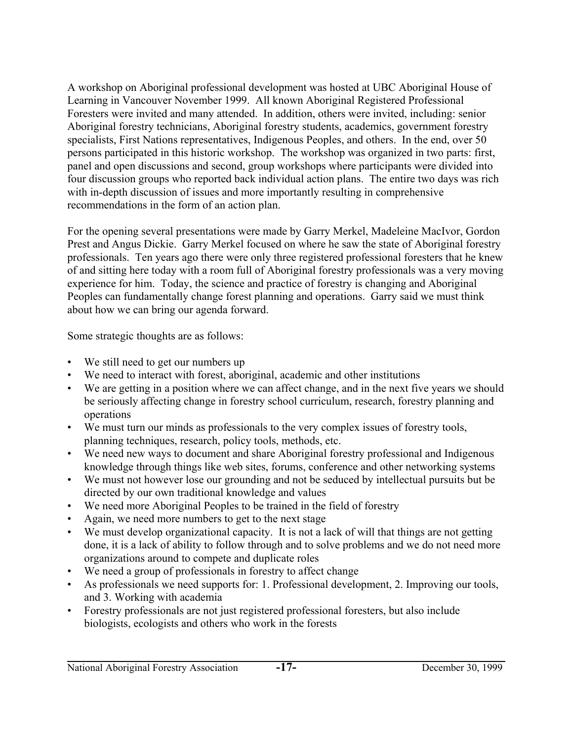A workshop on Aboriginal professional development was hosted at UBC Aboriginal House of Learning in Vancouver November 1999. All known Aboriginal Registered Professional Foresters were invited and many attended. In addition, others were invited, including: senior Aboriginal forestry technicians, Aboriginal forestry students, academics, government forestry specialists, First Nations representatives, Indigenous Peoples, and others. In the end, over 50 persons participated in this historic workshop. The workshop was organized in two parts: first, panel and open discussions and second, group workshops where participants were divided into four discussion groups who reported back individual action plans. The entire two days was rich with in-depth discussion of issues and more importantly resulting in comprehensive recommendations in the form of an action plan.

For the opening several presentations were made by Garry Merkel, Madeleine MacIvor, Gordon Prest and Angus Dickie. Garry Merkel focused on where he saw the state of Aboriginal forestry professionals. Ten years ago there were only three registered professional foresters that he knew of and sitting here today with a room full of Aboriginal forestry professionals was a very moving experience for him. Today, the science and practice of forestry is changing and Aboriginal Peoples can fundamentally change forest planning and operations. Garry said we must think about how we can bring our agenda forward.

Some strategic thoughts are as follows:

- We still need to get our numbers up
- We need to interact with forest, aboriginal, academic and other institutions
- We are getting in a position where we can affect change, and in the next five years we should be seriously affecting change in forestry school curriculum, research, forestry planning and operations
- We must turn our minds as professionals to the very complex issues of forestry tools, planning techniques, research, policy tools, methods, etc.
- We need new ways to document and share Aboriginal forestry professional and Indigenous knowledge through things like web sites, forums, conference and other networking systems
- We must not however lose our grounding and not be seduced by intellectual pursuits but be directed by our own traditional knowledge and values
- We need more Aboriginal Peoples to be trained in the field of forestry
- Again, we need more numbers to get to the next stage
- We must develop organizational capacity. It is not a lack of will that things are not getting done, it is a lack of ability to follow through and to solve problems and we do not need more organizations around to compete and duplicate roles
- We need a group of professionals in forestry to affect change
- As professionals we need supports for: 1. Professional development, 2. Improving our tools, and 3. Working with academia
- Forestry professionals are not just registered professional foresters, but also include biologists, ecologists and others who work in the forests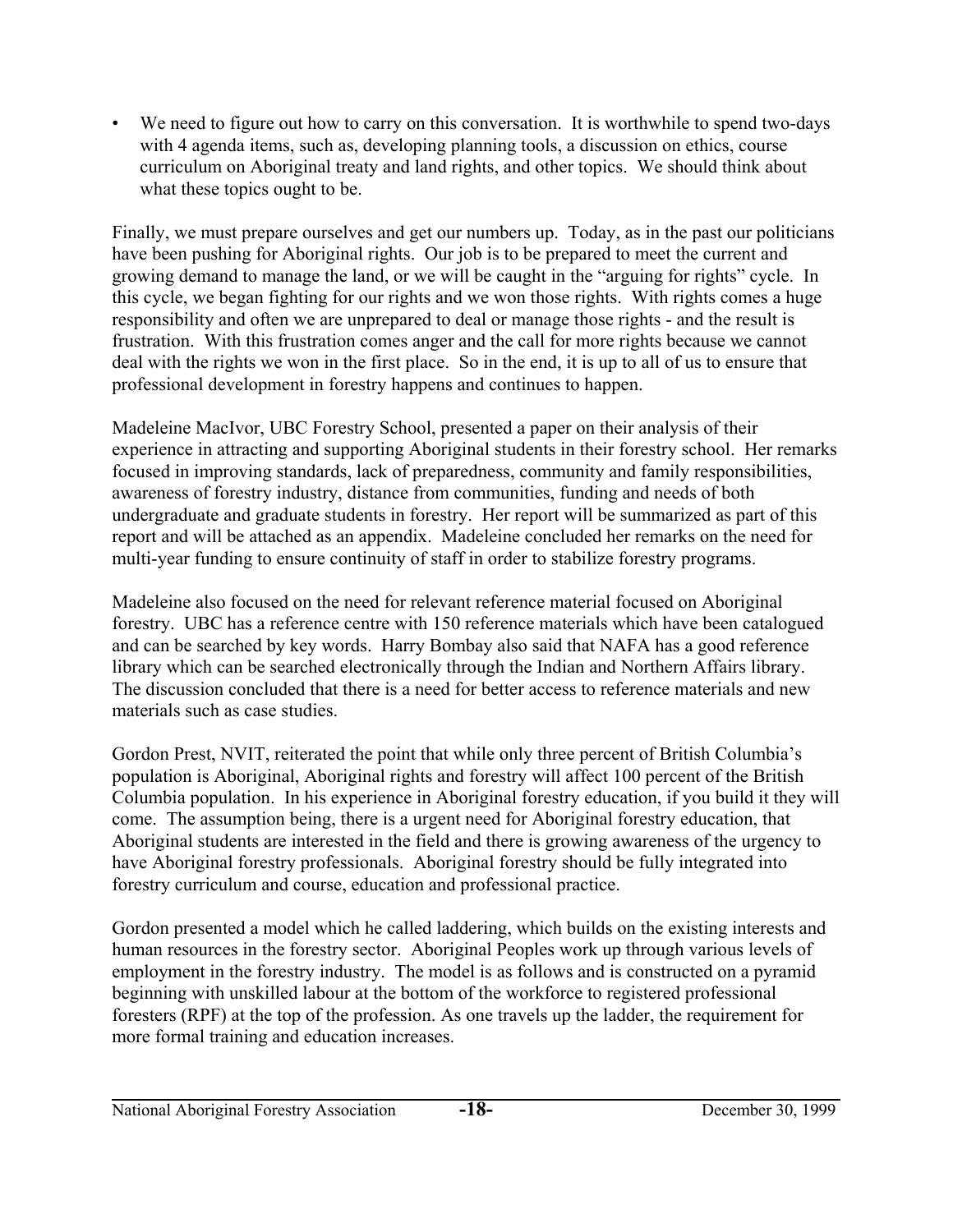- We need to figure out how to carry on this conversation. It is worthwhile to spend two-days with 4 agenda items, such as, developing planning tools, a discussion on ethics, course curriculum on Aboriginal treaty and land rights, and other topics. We should think about what these topics ought to be.

Finally, we must prepare ourselves and get our numbers up. Today, as in the past our politicians have been pushing for Aboriginal rights. Our job is to be prepared to meet the current and growing demand to manage the land, or we will be caught in the "arguing for rights" cycle. In this cycle, we began fighting for our rights and we won those rights. With rights comes a huge responsibility and often we are unprepared to deal or manage those rights - and the result is frustration. With this frustration comes anger and the call for more rights because we cannot deal with the rights we won in the first place. So in the end, it is up to all of us to ensure that professional development in forestry happens and continues to happen.

Madeleine MacIvor, UBC Forestry School, presented a paper on their analysis of their experience in attracting and supporting Aboriginal students in their forestry school. Her remarks focused in improving standards, lack of preparedness, community and family responsibilities, awareness of forestry industry, distance from communities, funding and needs of both undergraduate and graduate students in forestry. Her report will be summarized as part of this report and will be attached as an appendix. Madeleine concluded her remarks on the need for multi-year funding to ensure continuity of staff in order to stabilize forestry programs.

Madeleine also focused on the need for relevant reference material focused on Aboriginal forestry. UBC has a reference centre with 150 reference materials which have been catalogued and can be searched by key words. Harry Bombay also said that NAFA has a good reference library which can be searched electronically through the Indian and Northern Affairs library. The discussion concluded that there is a need for better access to reference materials and new materials such as case studies.

Gordon Prest, NVIT, reiterated the point that while only three percent of British Columbia's population is Aboriginal, Aboriginal rights and forestry will affect 100 percent of the British Columbia population. In his experience in Aboriginal forestry education, if you build it they will come. The assumption being, there is a urgent need for Aboriginal forestry education, that Aboriginal students are interested in the field and there is growing awareness of the urgency to have Aboriginal forestry professionals. Aboriginal forestry should be fully integrated into forestry curriculum and course, education and professional practice.

Gordon presented a model which he called laddering, which builds on the existing interests and human resources in the forestry sector. Aboriginal Peoples work up through various levels of employment in the forestry industry. The model is as follows and is constructed on a pyramid beginning with unskilled labour at the bottom of the workforce to registered professional foresters (RPF) at the top of the profession. As one travels up the ladder, the requirement for more formal training and education increases.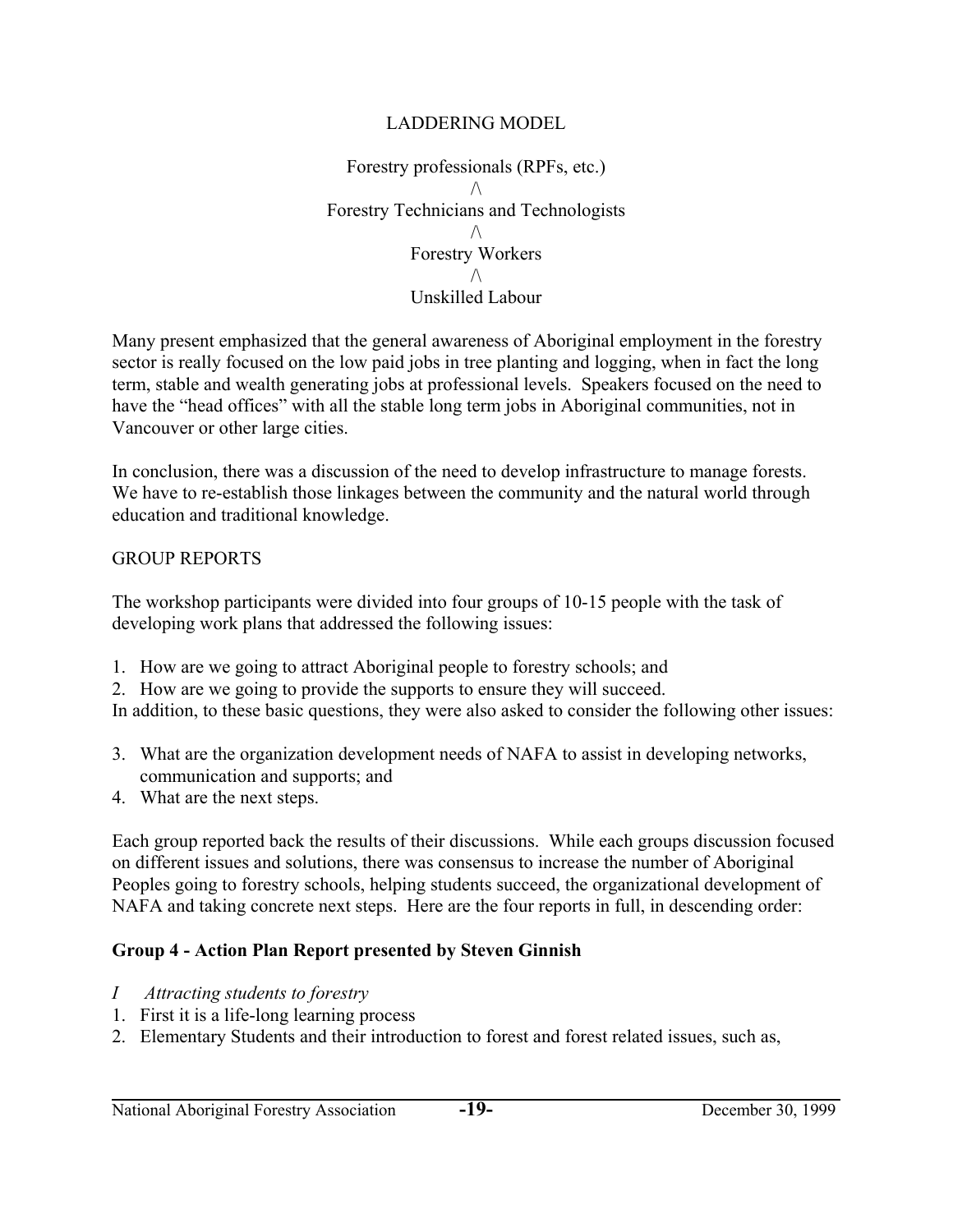LADDERING MODEL

Forestry professionals (RPFs, etc.)
/\
Forestry Technicians and Technologists
/\
Forestry Workers
/\
Unskilled Labour

Many present emphasized that the general awareness of Aboriginal employment in the forestry sector is really focused on the low paid jobs in tree planting and logging, when in fact the long term, stable and wealth generating jobs at professional levels. Speakers focused on the need to have the "head offices" with all the stable long term jobs in Aboriginal communities, not in Vancouver or other large cities.

In conclusion, there was a discussion of the need to develop infrastructure to manage forests. We have to re-establish those linkages between the community and the natural world through education and traditional knowledge.

GROUP REPORTS

The workshop participants were divided into four groups of 10-15 people with the task of developing work plans that addressed the following issues:

1. How are we going to attract Aboriginal people to forestry schools; and
2. How are we going to provide the supports to ensure they will succeed.

In addition, to these basic questions, they were also asked to consider the following other issues:

3. What are the organization development needs of NAFA to assist in developing networks, communication and supports; and
4. What are the next steps.

Each group reported back the results of their discussions. While each groups discussion focused on different issues and solutions, there was consensus to increase the number of Aboriginal Peoples going to forestry schools, helping students succeed, the organizational development of NAFA and taking concrete next steps. Here are the four reports in full, in descending order:

**Group 4 - Action Plan Report presented by Steven Ginnish**

*I Attracting students to forestry*

1. First it is a life-long learning process
2. Elementary Students and their introduction to forest and forest related issues, such as,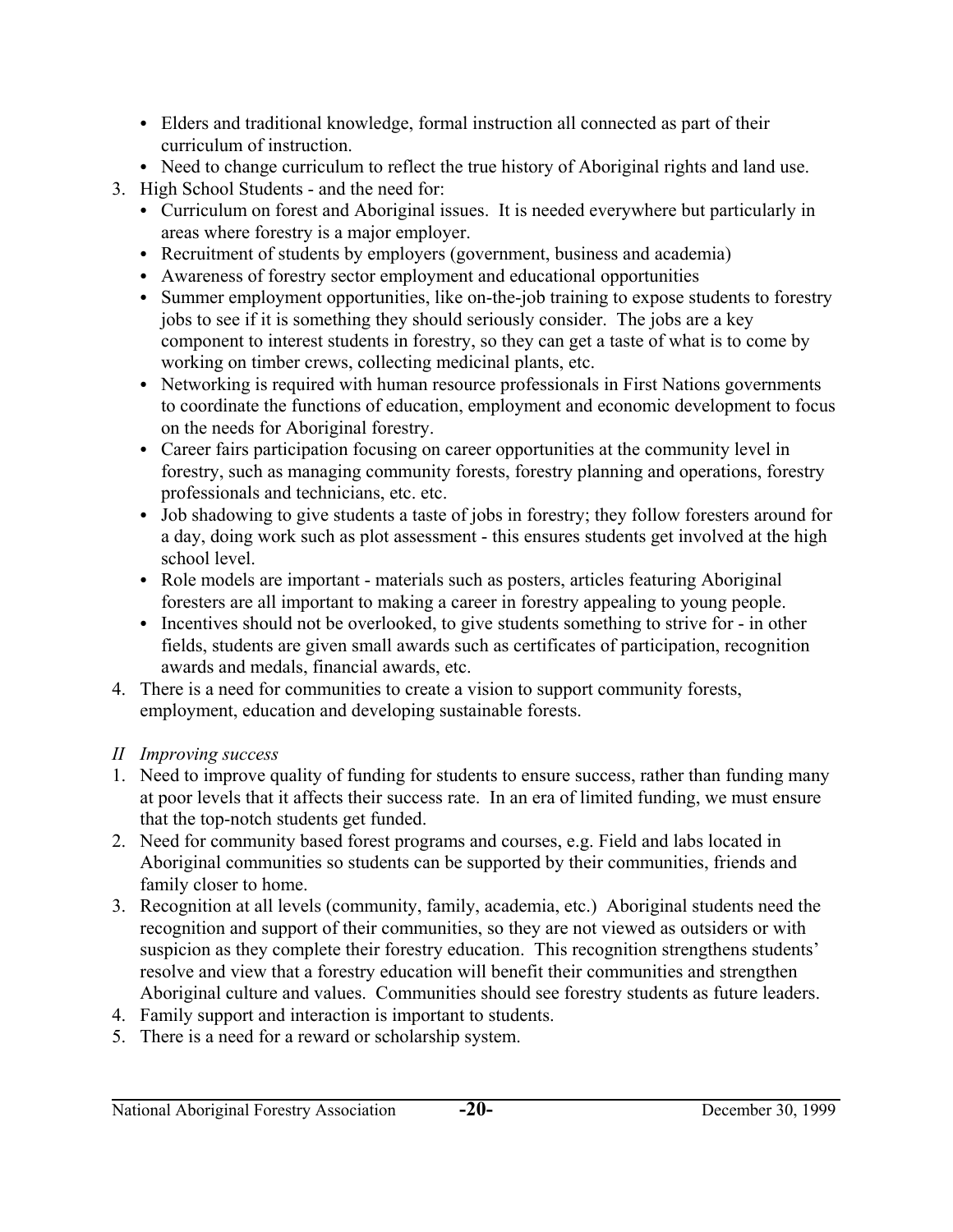- Elders and traditional knowledge, formal instruction all connected as part of their curriculum of instruction.
- Need to change curriculum to reflect the true history of Aboriginal rights and land use.

3. High School Students - and the need for:
   - Curriculum on forest and Aboriginal issues. It is needed everywhere but particularly in areas where forestry is a major employer.
   - Recruitment of students by employers (government, business and academia)
   - Awareness of forestry sector employment and educational opportunities
   - Summer employment opportunities, like on-the-job training to expose students to forestry jobs to see if it is something they should seriously consider. The jobs are a key component to interest students in forestry, so they can get a taste of what is to come by working on timber crews, collecting medicinal plants, etc.
   - Networking is required with human resource professionals in First Nations governments to coordinate the functions of education, employment and economic development to focus on the needs for Aboriginal forestry.
   - Career fairs participation focusing on career opportunities at the community level in forestry, such as managing community forests, forestry planning and operations, forestry professionals and technicians, etc. etc.
   - Job shadowing to give students a taste of jobs in forestry; they follow foresters around for a day, doing work such as plot assessment - this ensures students get involved at the high school level.
   - Role models are important - materials such as posters, articles featuring Aboriginal foresters are all important to making a career in forestry appealing to young people.
   - Incentives should not be overlooked, to give students something to strive for - in other fields, students are given small awards such as certificates of participation, recognition awards and medals, financial awards, etc.
4. There is a need for communities to create a vision to support community forests, employment, education and developing sustainable forests.

*II Improving success*

1. Need to improve quality of funding for students to ensure success, rather than funding many at poor levels that it affects their success rate. In an era of limited funding, we must ensure that the top-notch students get funded.
2. Need for community based forest programs and courses, e.g. Field and labs located in Aboriginal communities so students can be supported by their communities, friends and family closer to home.
3. Recognition at all levels (community, family, academia, etc.) Aboriginal students need the recognition and support of their communities, so they are not viewed as outsiders or with suspicion as they complete their forestry education. This recognition strengthens students' resolve and view that a forestry education will benefit their communities and strengthen Aboriginal culture and values. Communities should see forestry students as future leaders.
4. Family support and interaction is important to students.
5. There is a need for a reward or scholarship system.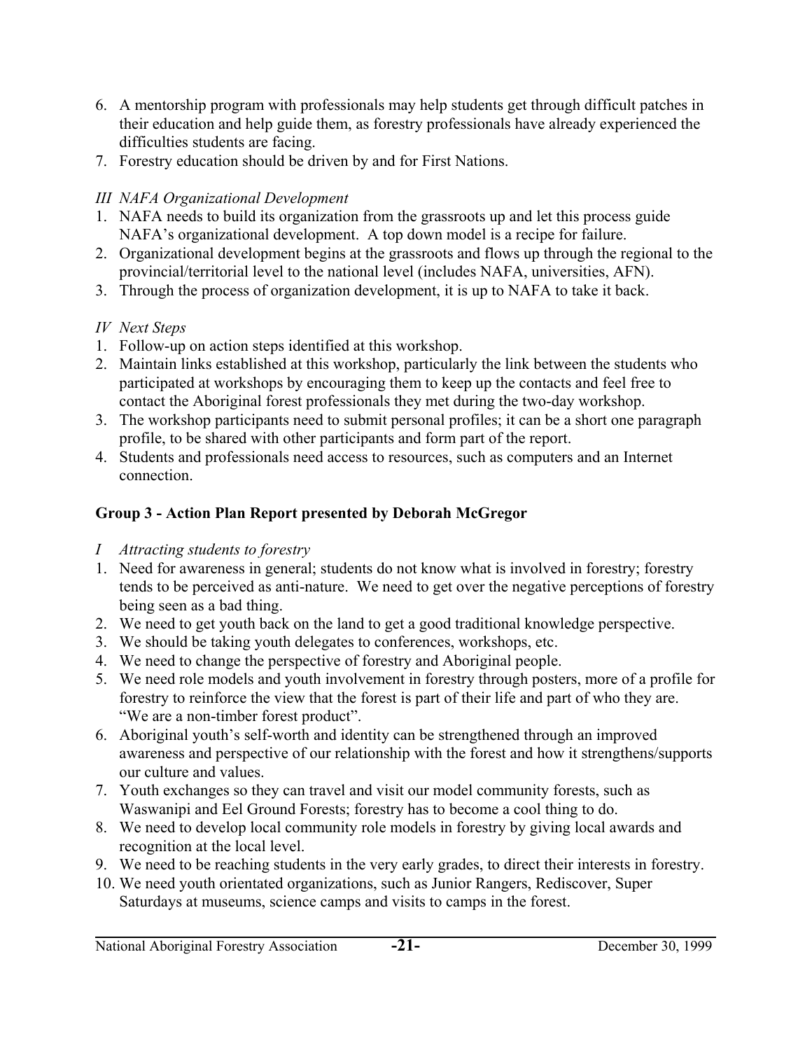6. A mentorship program with professionals may help students get through difficult patches in their education and help guide them, as forestry professionals have already experienced the difficulties students are facing.
7. Forestry education should be driven by and for First Nations.

*III NAFA Organizational Development*

1. NAFA needs to build its organization from the grassroots up and let this process guide NAFA's organizational development. A top down model is a recipe for failure.
2. Organizational development begins at the grassroots and flows up through the regional to the provincial/territorial level to the national level (includes NAFA, universities, AFN).
3. Through the process of organization development, it is up to NAFA to take it back.

*IV Next Steps*

1. Follow-up on action steps identified at this workshop.
2. Maintain links established at this workshop, particularly the link between the students who participated at workshops by encouraging them to keep up the contacts and feel free to contact the Aboriginal forest professionals they met during the two-day workshop.
3. The workshop participants need to submit personal profiles; it can be a short one paragraph profile, to be shared with other participants and form part of the report.
4. Students and professionals need access to resources, such as computers and an Internet connection.

**Group 3 - Action Plan Report presented by Deborah McGregor**

*I Attracting students to forestry*

1. Need for awareness in general; students do not know what is involved in forestry; forestry tends to be perceived as anti-nature. We need to get over the negative perceptions of forestry being seen as a bad thing.
2. We need to get youth back on the land to get a good traditional knowledge perspective.
3. We should be taking youth delegates to conferences, workshops, etc.
4. We need to change the perspective of forestry and Aboriginal people.
5. We need role models and youth involvement in forestry through posters, more of a profile for forestry to reinforce the view that the forest is part of their life and part of who they are. "We are a non-timber forest product".
6. Aboriginal youth's self-worth and identity can be strengthened through an improved awareness and perspective of our relationship with the forest and how it strengthens/supports our culture and values.
7. Youth exchanges so they can travel and visit our model community forests, such as Waswanipi and Eel Ground Forests; forestry has to become a cool thing to do.
8. We need to develop local community role models in forestry by giving local awards and recognition at the local level.
9. We need to be reaching students in the very early grades, to direct their interests in forestry.
10. We need youth orientated organizations, such as Junior Rangers, Rediscover, Super Saturdays at museums, science camps and visits to camps in the forest.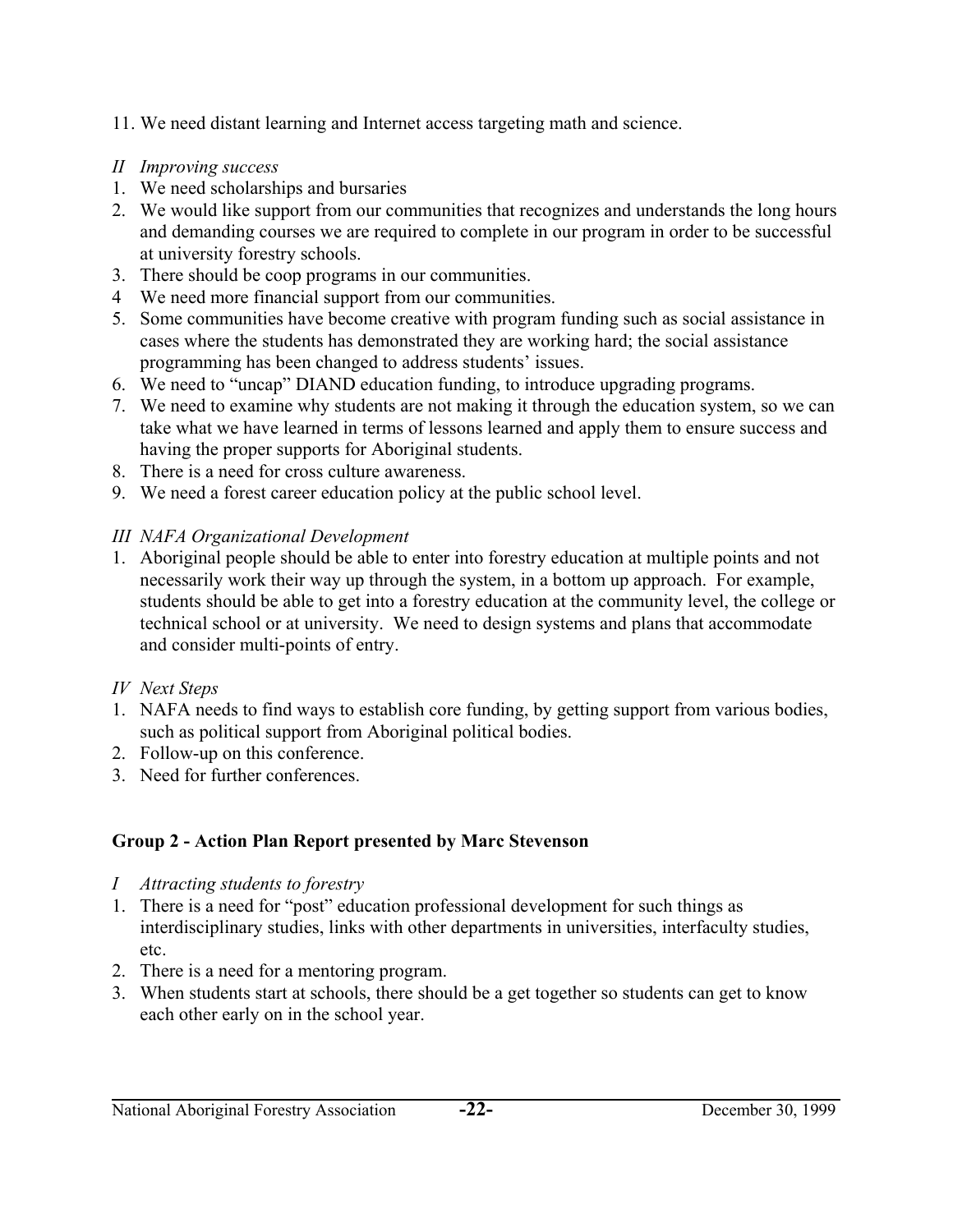11. We need distant learning and Internet access targeting math and science.

*II Improving success*

1. We need scholarships and bursaries
2. We would like support from our communities that recognizes and understands the long hours and demanding courses we are required to complete in our program in order to be successful at university forestry schools.
3. There should be coop programs in our communities.
4. We need more financial support from our communities.
5. Some communities have become creative with program funding such as social assistance in cases where the students has demonstrated they are working hard; the social assistance programming has been changed to address students' issues.
6. We need to "uncap" DIAND education funding, to introduce upgrading programs.
7. We need to examine why students are not making it through the education system, so we can take what we have learned in terms of lessons learned and apply them to ensure success and having the proper supports for Aboriginal students.
8. There is a need for cross culture awareness.
9. We need a forest career education policy at the public school level.

*III NAFA Organizational Development*

1. Aboriginal people should be able to enter into forestry education at multiple points and not necessarily work their way up through the system, in a bottom up approach. For example, students should be able to get into a forestry education at the community level, the college or technical school or at university. We need to design systems and plans that accommodate and consider multi-points of entry.

*IV Next Steps*

1. NAFA needs to find ways to establish core funding, by getting support from various bodies, such as political support from Aboriginal political bodies.
2. Follow-up on this conference.
3. Need for further conferences.

**Group 2 - Action Plan Report presented by Marc Stevenson**

*I Attracting students to forestry*

1. There is a need for "post" education professional development for such things as interdisciplinary studies, links with other departments in universities, interfaculty studies, etc.
2. There is a need for a mentoring program.
3. When students start at schools, there should be a get together so students can get to know each other early on in the school year.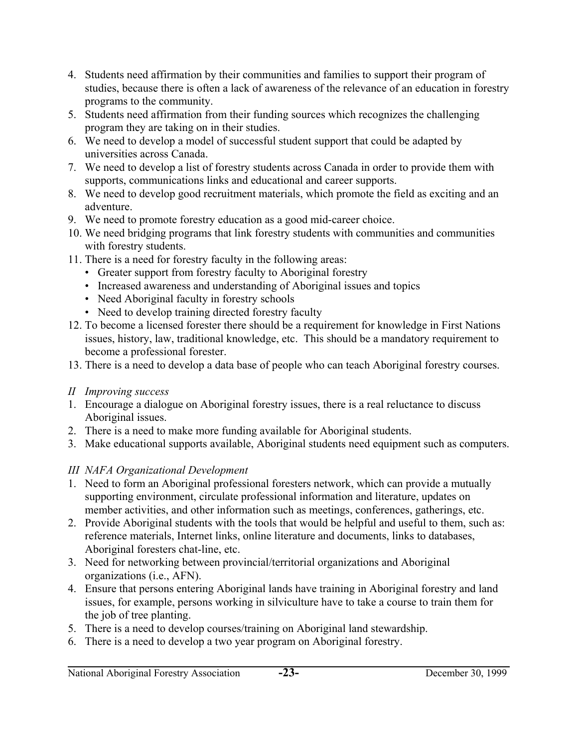4. Students need affirmation by their communities and families to support their program of studies, because there is often a lack of awareness of the relevance of an education in forestry programs to the community.
5. Students need affirmation from their funding sources which recognizes the challenging program they are taking on in their studies.
6. We need to develop a model of successful student support that could be adapted by universities across Canada.
7. We need to develop a list of forestry students across Canada in order to provide them with supports, communications links and educational and career supports.
8. We need to develop good recruitment materials, which promote the field as exciting and an adventure.
9. We need to promote forestry education as a good mid-career choice.
10. We need bridging programs that link forestry students with communities and communities with forestry students.
11. There is a need for forestry faculty in the following areas:
    - Greater support from forestry faculty to Aboriginal forestry
    - Increased awareness and understanding of Aboriginal issues and topics
    - Need Aboriginal faculty in forestry schools
    - Need to develop training directed forestry faculty
12. To become a licensed forester there should be a requirement for knowledge in First Nations issues, history, law, traditional knowledge, etc. This should be a mandatory requirement to become a professional forester.
13. There is a need to develop a data base of people who can teach Aboriginal forestry courses.

*II Improving success*

1. Encourage a dialogue on Aboriginal forestry issues, there is a real reluctance to discuss Aboriginal issues.
2. There is a need to make more funding available for Aboriginal students.
3. Make educational supports available, Aboriginal students need equipment such as computers.

*III NAFA Organizational Development*

1. Need to form an Aboriginal professional foresters network, which can provide a mutually supporting environment, circulate professional information and literature, updates on member activities, and other information such as meetings, conferences, gatherings, etc.
2. Provide Aboriginal students with the tools that would be helpful and useful to them, such as: reference materials, Internet links, online literature and documents, links to databases, Aboriginal foresters chat-line, etc.
3. Need for networking between provincial/territorial organizations and Aboriginal organizations (i.e., AFN).
4. Ensure that persons entering Aboriginal lands have training in Aboriginal forestry and land issues, for example, persons working in silviculture have to take a course to train them for the job of tree planting.
5. There is a need to develop courses/training on Aboriginal land stewardship.
6. There is a need to develop a two year program on Aboriginal forestry.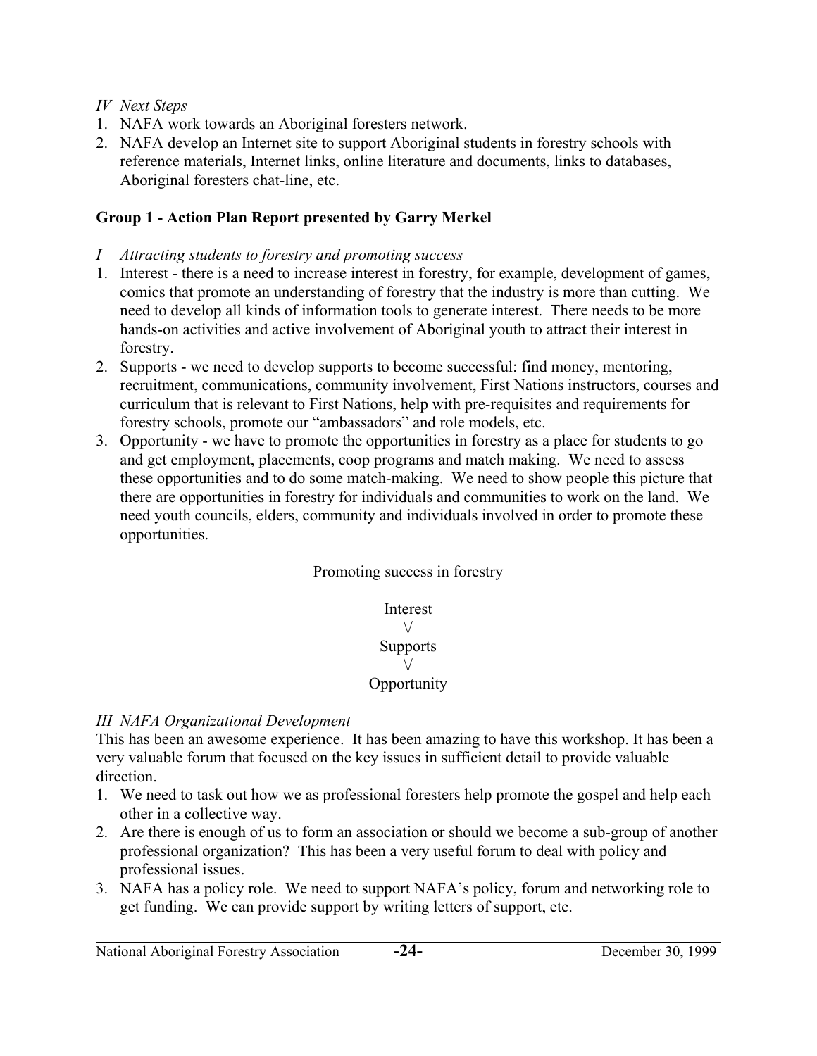*IV Next Steps*

1. NAFA work towards an Aboriginal foresters network.
2. NAFA develop an Internet site to support Aboriginal students in forestry schools with reference materials, Internet links, online literature and documents, links to databases, Aboriginal foresters chat-line, etc.

**Group 1 - Action Plan Report presented by Garry Merkel**

*I Attracting students to forestry and promoting success*

1. Interest - there is a need to increase interest in forestry, for example, development of games, comics that promote an understanding of forestry that the industry is more than cutting. We need to develop all kinds of information tools to generate interest. There needs to be more hands-on activities and active involvement of Aboriginal youth to attract their interest in forestry.
2. Supports - we need to develop supports to become successful: find money, mentoring, recruitment, communications, community involvement, First Nations instructors, courses and curriculum that is relevant to First Nations, help with pre-requisites and requirements for forestry schools, promote our "ambassadors" and role models, etc.
3. Opportunity - we have to promote the opportunities in forestry as a place for students to go and get employment, placements, coop programs and match making. We need to assess these opportunities and to do some match-making. We need to show people this picture that there are opportunities in forestry for individuals and communities to work on the land. We need youth councils, elders, community and individuals involved in order to promote these opportunities.

Promoting success in forestry

Interest
\/
Supports
\/
Opportunity

*III NAFA Organizational Development*

This has been an awesome experience. It has been amazing to have this workshop. It has been a very valuable forum that focused on the key issues in sufficient detail to provide valuable direction.

1. We need to task out how we as professional foresters help promote the gospel and help each other in a collective way.
2. Are there is enough of us to form an association or should we become a sub-group of another professional organization? This has been a very useful forum to deal with policy and professional issues.
3. NAFA has a policy role. We need to support NAFA's policy, forum and networking role to get funding. We can provide support by writing letters of support, etc.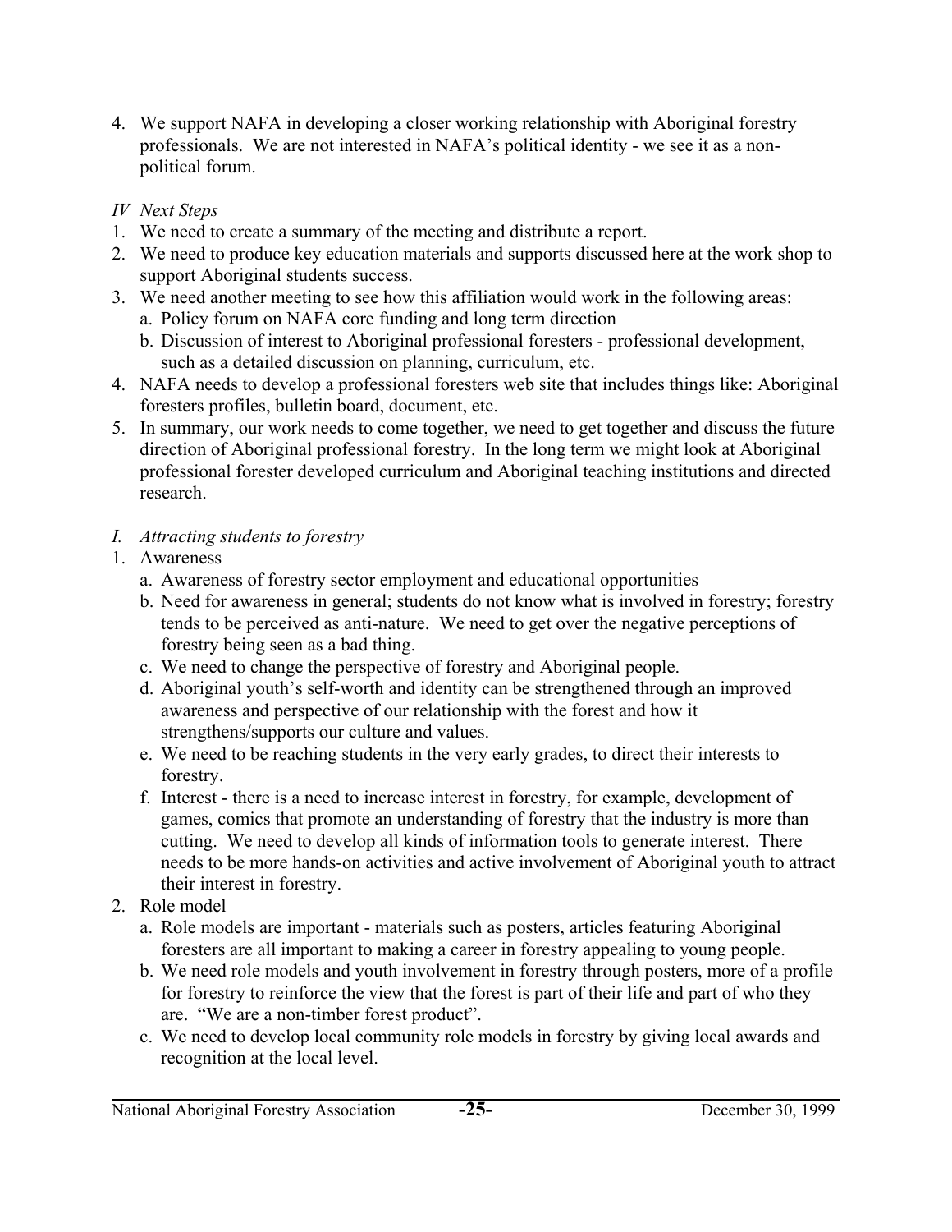4. We support NAFA in developing a closer working relationship with Aboriginal forestry professionals. We are not interested in NAFA's political identity - we see it as a non-political forum.

*IV Next Steps*

1. We need to create a summary of the meeting and distribute a report.
2. We need to produce key education materials and supports discussed here at the work shop to support Aboriginal students success.
3. We need another meeting to see how this affiliation would work in the following areas:
   a. Policy forum on NAFA core funding and long term direction
   b. Discussion of interest to Aboriginal professional foresters - professional development, such as a detailed discussion on planning, curriculum, etc.
4. NAFA needs to develop a professional foresters web site that includes things like: Aboriginal foresters profiles, bulletin board, document, etc.
5. In summary, our work needs to come together, we need to get together and discuss the future direction of Aboriginal professional forestry. In the long term we might look at Aboriginal professional forester developed curriculum and Aboriginal teaching institutions and directed research.

*I. Attracting students to forestry*

1. Awareness
   a. Awareness of forestry sector employment and educational opportunities
   b. Need for awareness in general; students do not know what is involved in forestry; forestry tends to be perceived as anti-nature. We need to get over the negative perceptions of forestry being seen as a bad thing.
   c. We need to change the perspective of forestry and Aboriginal people.
   d. Aboriginal youth's self-worth and identity can be strengthened through an improved awareness and perspective of our relationship with the forest and how it strengthens/supports our culture and values.
   e. We need to be reaching students in the very early grades, to direct their interests to forestry.
   f. Interest - there is a need to increase interest in forestry, for example, development of games, comics that promote an understanding of forestry that the industry is more than cutting. We need to develop all kinds of information tools to generate interest. There needs to be more hands-on activities and active involvement of Aboriginal youth to attract their interest in forestry.
2. Role model
   a. Role models are important - materials such as posters, articles featuring Aboriginal foresters are all important to making a career in forestry appealing to young people.
   b. We need role models and youth involvement in forestry through posters, more of a profile for forestry to reinforce the view that the forest is part of their life and part of who they are. "We are a non-timber forest product".
   c. We need to develop local community role models in forestry by giving local awards and recognition at the local level.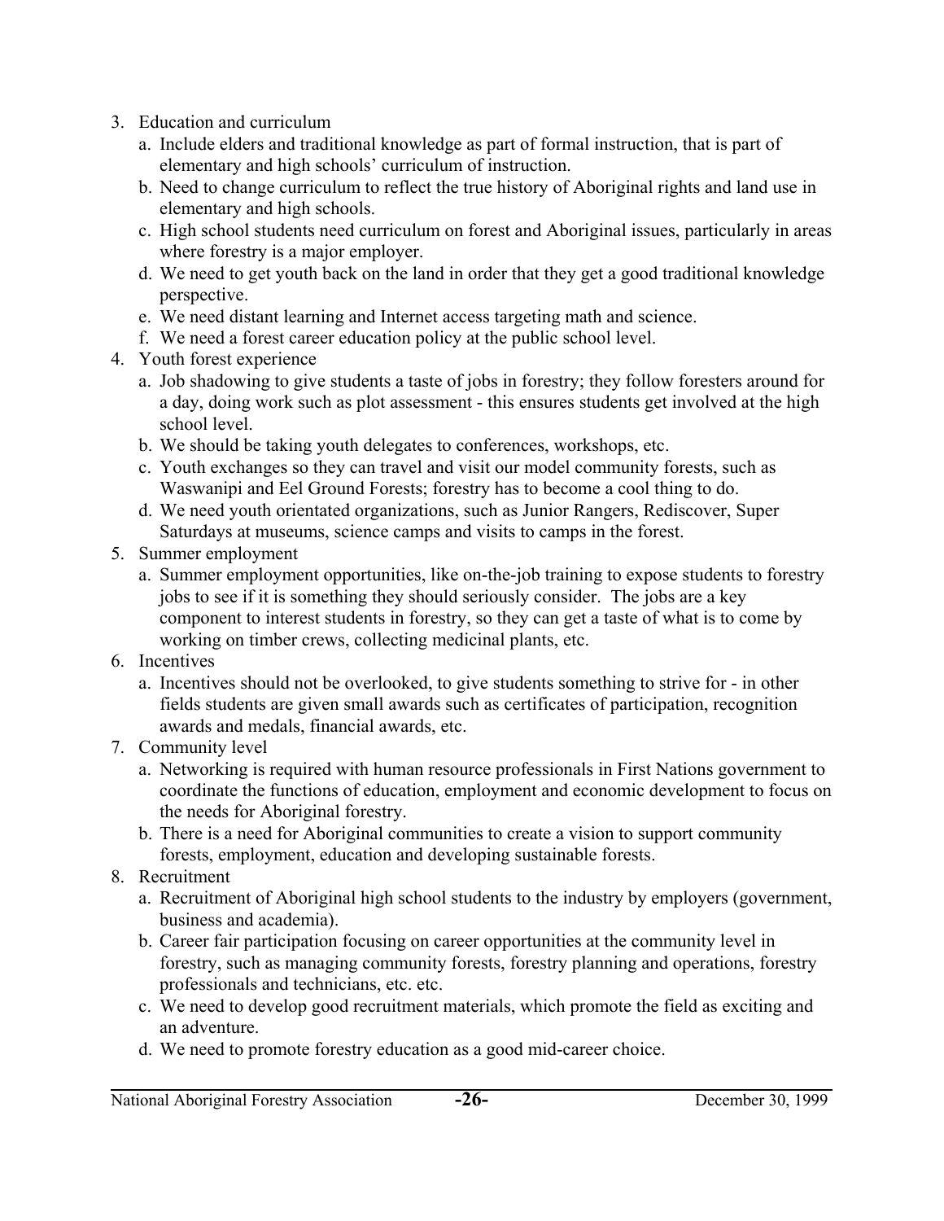3. Education and curriculum
   a. Include elders and traditional knowledge as part of formal instruction, that is part of elementary and high schools' curriculum of instruction.
   b. Need to change curriculum to reflect the true history of Aboriginal rights and land use in elementary and high schools.
   c. High school students need curriculum on forest and Aboriginal issues, particularly in areas where forestry is a major employer.
   d. We need to get youth back on the land in order that they get a good traditional knowledge perspective.
   e. We need distant learning and Internet access targeting math and science.
   f. We need a forest career education policy at the public school level.
4. Youth forest experience
   a. Job shadowing to give students a taste of jobs in forestry; they follow foresters around for a day, doing work such as plot assessment - this ensures students get involved at the high school level.
   b. We should be taking youth delegates to conferences, workshops, etc.
   c. Youth exchanges so they can travel and visit our model community forests, such as Waswanipi and Eel Ground Forests; forestry has to become a cool thing to do.
   d. We need youth orientated organizations, such as Junior Rangers, Rediscover, Super Saturdays at museums, science camps and visits to camps in the forest.
5. Summer employment
   a. Summer employment opportunities, like on-the-job training to expose students to forestry jobs to see if it is something they should seriously consider. The jobs are a key component to interest students in forestry, so they can get a taste of what is to come by working on timber crews, collecting medicinal plants, etc.
6. Incentives
   a. Incentives should not be overlooked, to give students something to strive for - in other fields students are given small awards such as certificates of participation, recognition awards and medals, financial awards, etc.
7. Community level
   a. Networking is required with human resource professionals in First Nations government to coordinate the functions of education, employment and economic development to focus on the needs for Aboriginal forestry.
   b. There is a need for Aboriginal communities to create a vision to support community forests, employment, education and developing sustainable forests.
8. Recruitment
   a. Recruitment of Aboriginal high school students to the industry by employers (government, business and academia).
   b. Career fair participation focusing on career opportunities at the community level in forestry, such as managing community forests, forestry planning and operations, forestry professionals and technicians, etc. etc.
   c. We need to develop good recruitment materials, which promote the field as exciting and an adventure.
   d. We need to promote forestry education as a good mid-career choice.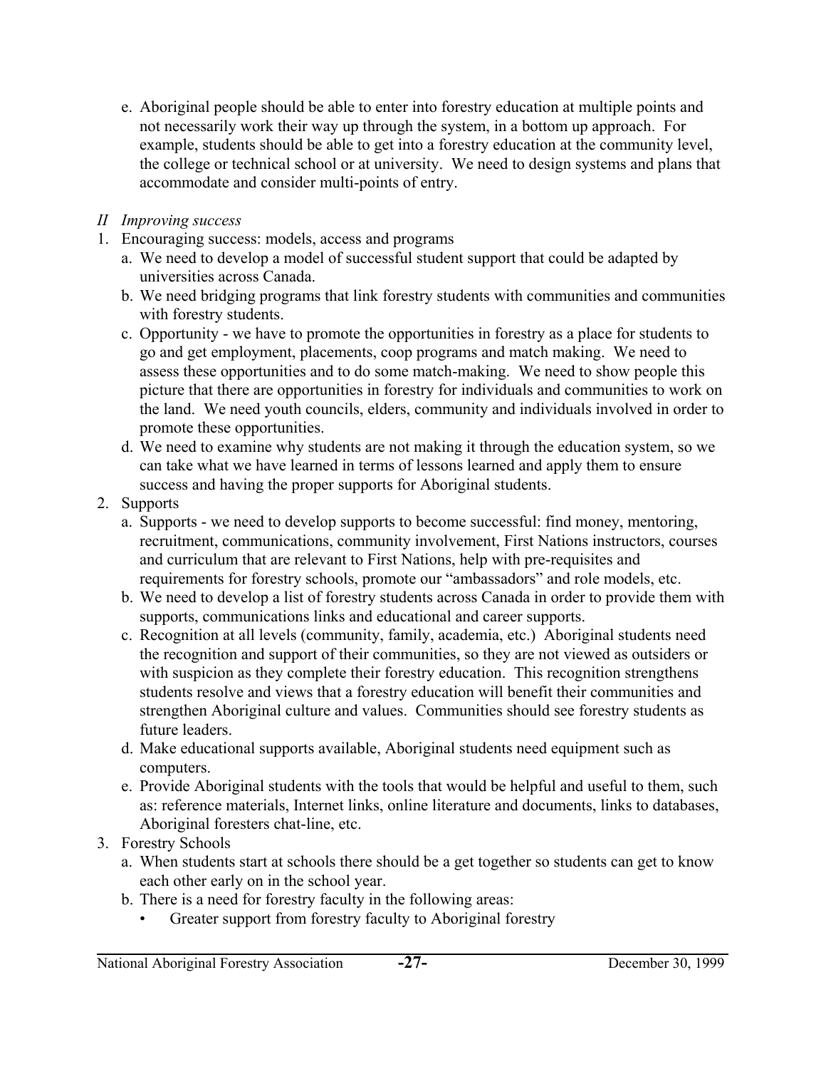e. Aboriginal people should be able to enter into forestry education at multiple points and not necessarily work their way up through the system, in a bottom up approach. For example, students should be able to get into a forestry education at the community level, the college or technical school or at university. We need to design systems and plans that accommodate and consider multi-points of entry.

*II Improving success*

1. Encouraging success: models, access and programs
   a. We need to develop a model of successful student support that could be adapted by universities across Canada.
   b. We need bridging programs that link forestry students with communities and communities with forestry students.
   c. Opportunity - we have to promote the opportunities in forestry as a place for students to go and get employment, placements, coop programs and match making. We need to assess these opportunities and to do some match-making. We need to show people this picture that there are opportunities in forestry for individuals and communities to work on the land. We need youth councils, elders, community and individuals involved in order to promote these opportunities.
   d. We need to examine why students are not making it through the education system, so we can take what we have learned in terms of lessons learned and apply them to ensure success and having the proper supports for Aboriginal students.
2. Supports
   a. Supports - we need to develop supports to become successful: find money, mentoring, recruitment, communications, community involvement, First Nations instructors, courses and curriculum that are relevant to First Nations, help with pre-requisites and requirements for forestry schools, promote our "ambassadors" and role models, etc.
   b. We need to develop a list of forestry students across Canada in order to provide them with supports, communications links and educational and career supports.
   c. Recognition at all levels (community, family, academia, etc.) Aboriginal students need the recognition and support of their communities, so they are not viewed as outsiders or with suspicion as they complete their forestry education. This recognition strengthens students resolve and views that a forestry education will benefit their communities and strengthen Aboriginal culture and values. Communities should see forestry students as future leaders.
   d. Make educational supports available, Aboriginal students need equipment such as computers.
   e. Provide Aboriginal students with the tools that would be helpful and useful to them, such as: reference materials, Internet links, online literature and documents, links to databases, Aboriginal foresters chat-line, etc.
3. Forestry Schools
   a. When students start at schools there should be a get together so students can get to know each other early on in the school year.
   b. There is a need for forestry faculty in the following areas:
      - Greater support from forestry faculty to Aboriginal forestry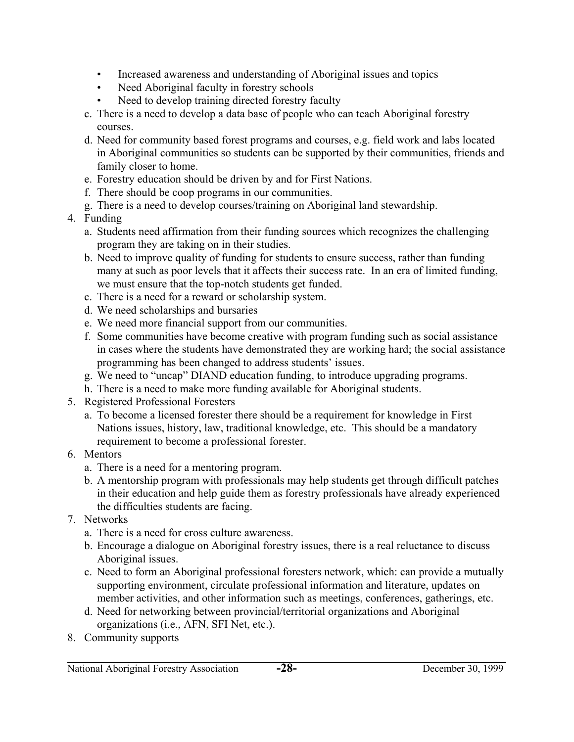- Increased awareness and understanding of Aboriginal issues and topics
  - Need Aboriginal faculty in forestry schools
  - Need to develop training directed forestry faculty

  c. There is a need to develop a data base of people who can teach Aboriginal forestry courses.

  d. Need for community based forest programs and courses, e.g. field work and labs located in Aboriginal communities so students can be supported by their communities, friends and family closer to home.

  e. Forestry education should be driven by and for First Nations.

  f. There should be coop programs in our communities.

  g. There is a need to develop courses/training on Aboriginal land stewardship.

4. Funding

  a. Students need affirmation from their funding sources which recognizes the challenging program they are taking on in their studies.

  b. Need to improve quality of funding for students to ensure success, rather than funding many at such as poor levels that it affects their success rate. In an era of limited funding, we must ensure that the top-notch students get funded.

  c. There is a need for a reward or scholarship system.

  d. We need scholarships and bursaries

  e. We need more financial support from our communities.

  f. Some communities have become creative with program funding such as social assistance in cases where the students have demonstrated they are working hard; the social assistance programming has been changed to address students' issues.

  g. We need to "uncap" DIAND education funding, to introduce upgrading programs.

  h. There is a need to make more funding available for Aboriginal students.

5. Registered Professional Foresters

  a. To become a licensed forester there should be a requirement for knowledge in First Nations issues, history, law, traditional knowledge, etc. This should be a mandatory requirement to become a professional forester.

6. Mentors

  a. There is a need for a mentoring program.

  b. A mentorship program with professionals may help students get through difficult patches in their education and help guide them as forestry professionals have already experienced the difficulties students are facing.

7. Networks

  a. There is a need for cross culture awareness.

  b. Encourage a dialogue on Aboriginal forestry issues, there is a real reluctance to discuss Aboriginal issues.

  c. Need to form an Aboriginal professional foresters network, which: can provide a mutually supporting environment, circulate professional information and literature, updates on member activities, and other information such as meetings, conferences, gatherings, etc.

  d. Need for networking between provincial/territorial organizations and Aboriginal organizations (i.e., AFN, SFI Net, etc.).

8. Community supports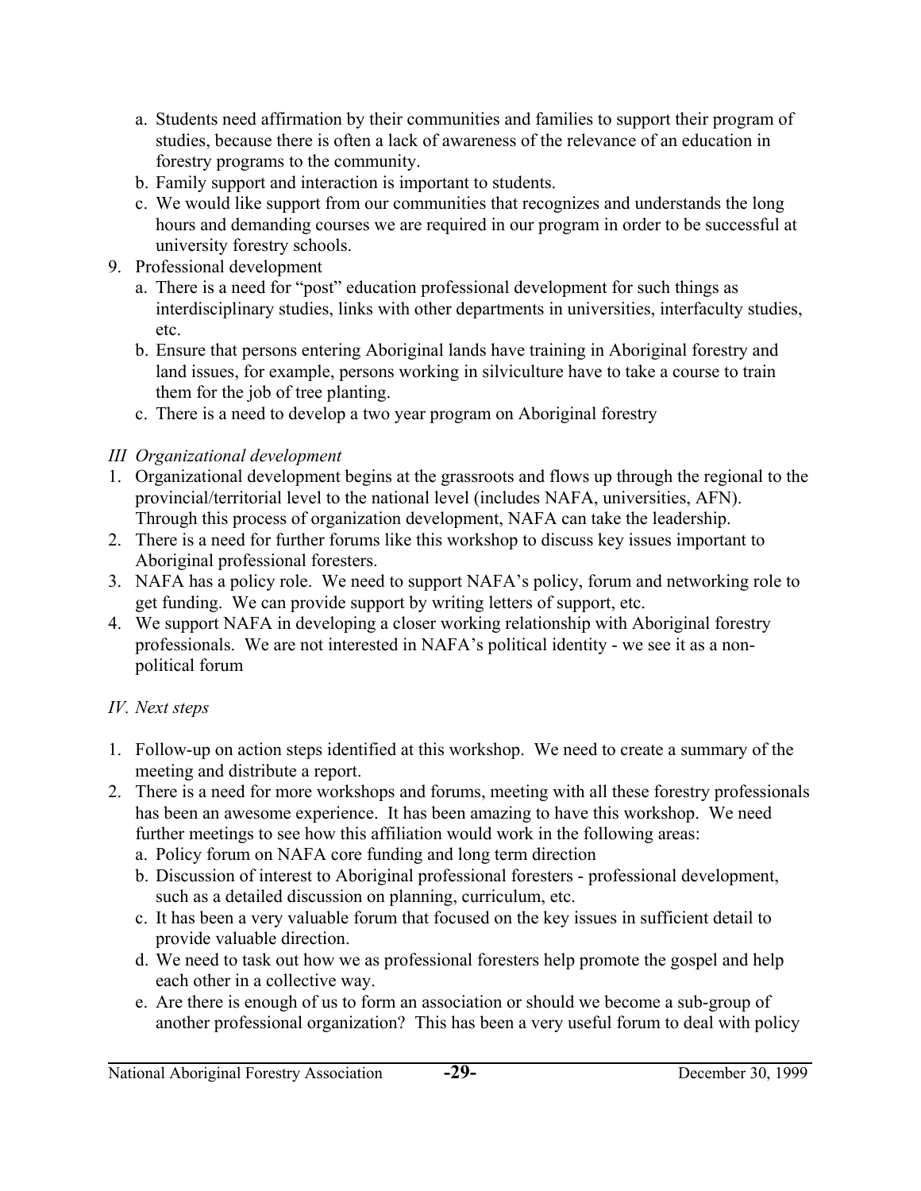a. Students need affirmation by their communities and families to support their program of studies, because there is often a lack of awareness of the relevance of an education in forestry programs to the community.
   b. Family support and interaction is important to students.
   c. We would like support from our communities that recognizes and understands the long hours and demanding courses we are required in our program in order to be successful at university forestry schools.
9. Professional development
   a. There is a need for "post" education professional development for such things as interdisciplinary studies, links with other departments in universities, interfaculty studies, etc.
   b. Ensure that persons entering Aboriginal lands have training in Aboriginal forestry and land issues, for example, persons working in silviculture have to take a course to train them for the job of tree planting.
   c. There is a need to develop a two year program on Aboriginal forestry

*III Organizational development*

1. Organizational development begins at the grassroots and flows up through the regional to the provincial/territorial level to the national level (includes NAFA, universities, AFN). Through this process of organization development, NAFA can take the leadership.
2. There is a need for further forums like this workshop to discuss key issues important to Aboriginal professional foresters.
3. NAFA has a policy role. We need to support NAFA's policy, forum and networking role to get funding. We can provide support by writing letters of support, etc.
4. We support NAFA in developing a closer working relationship with Aboriginal forestry professionals. We are not interested in NAFA's political identity - we see it as a non-political forum

*IV. Next steps*

1. Follow-up on action steps identified at this workshop. We need to create a summary of the meeting and distribute a report.
2. There is a need for more workshops and forums, meeting with all these forestry professionals has been an awesome experience. It has been amazing to have this workshop. We need further meetings to see how this affiliation would work in the following areas:
   a. Policy forum on NAFA core funding and long term direction
   b. Discussion of interest to Aboriginal professional foresters - professional development, such as a detailed discussion on planning, curriculum, etc.
   c. It has been a very valuable forum that focused on the key issues in sufficient detail to provide valuable direction.
   d. We need to task out how we as professional foresters help promote the gospel and help each other in a collective way.
   e. Are there is enough of us to form an association or should we become a sub-group of another professional organization? This has been a very useful forum to deal with policy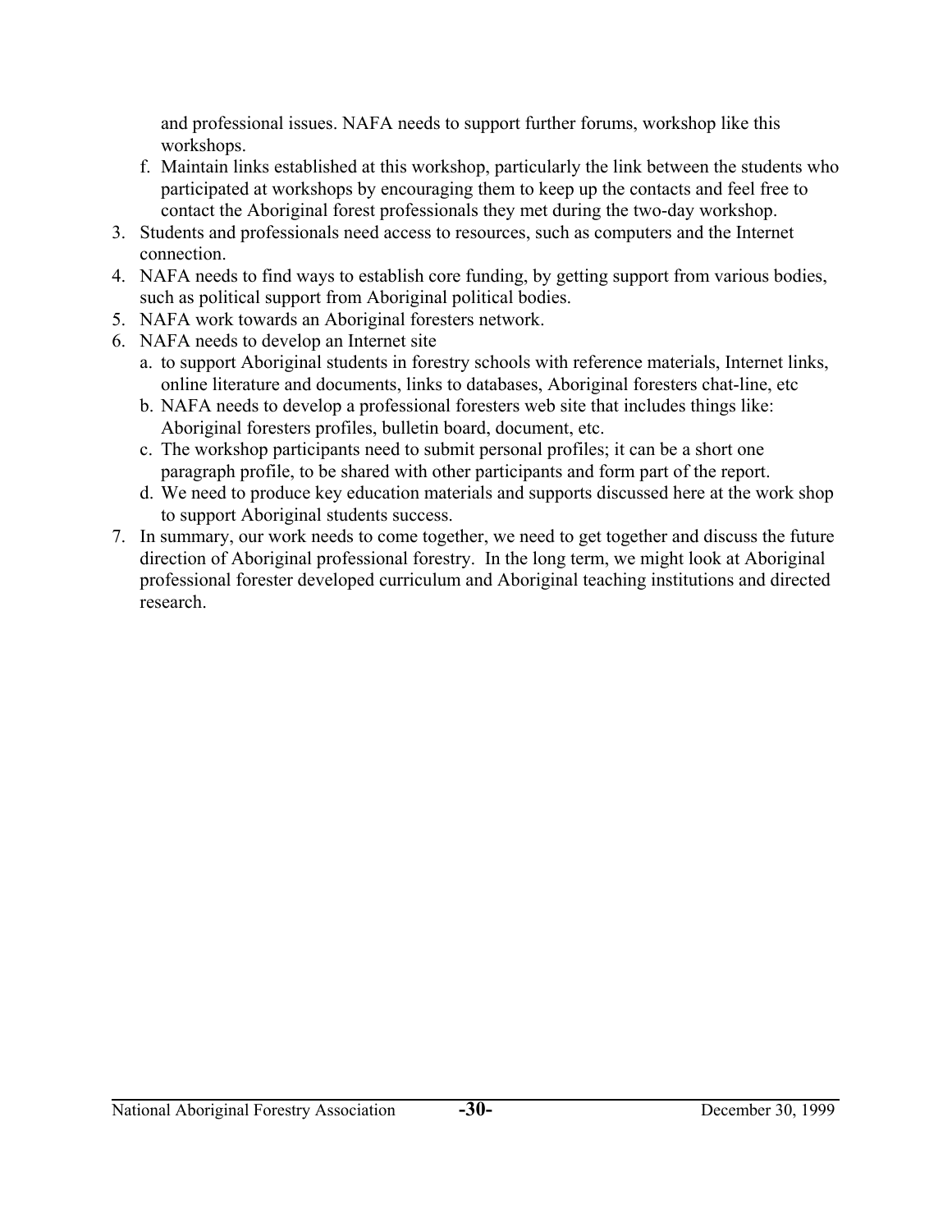and professional issues. NAFA needs to support further forums, workshop like this workshops.

   f. Maintain links established at this workshop, particularly the link between the students who participated at workshops by encouraging them to keep up the contacts and feel free to contact the Aboriginal forest professionals they met during the two-day workshop.

3. Students and professionals need access to resources, such as computers and the Internet connection.
4. NAFA needs to find ways to establish core funding, by getting support from various bodies, such as political support from Aboriginal political bodies.
5. NAFA work towards an Aboriginal foresters network.
6. NAFA needs to develop an Internet site
   a. to support Aboriginal students in forestry schools with reference materials, Internet links, online literature and documents, links to databases, Aboriginal foresters chat-line, etc
   b. NAFA needs to develop a professional foresters web site that includes things like: Aboriginal foresters profiles, bulletin board, document, etc.
   c. The workshop participants need to submit personal profiles; it can be a short one paragraph profile, to be shared with other participants and form part of the report.
   d. We need to produce key education materials and supports discussed here at the work shop to support Aboriginal students success.
7. In summary, our work needs to come together, we need to get together and discuss the future direction of Aboriginal professional forestry. In the long term, we might look at Aboriginal professional forester developed curriculum and Aboriginal teaching institutions and directed research.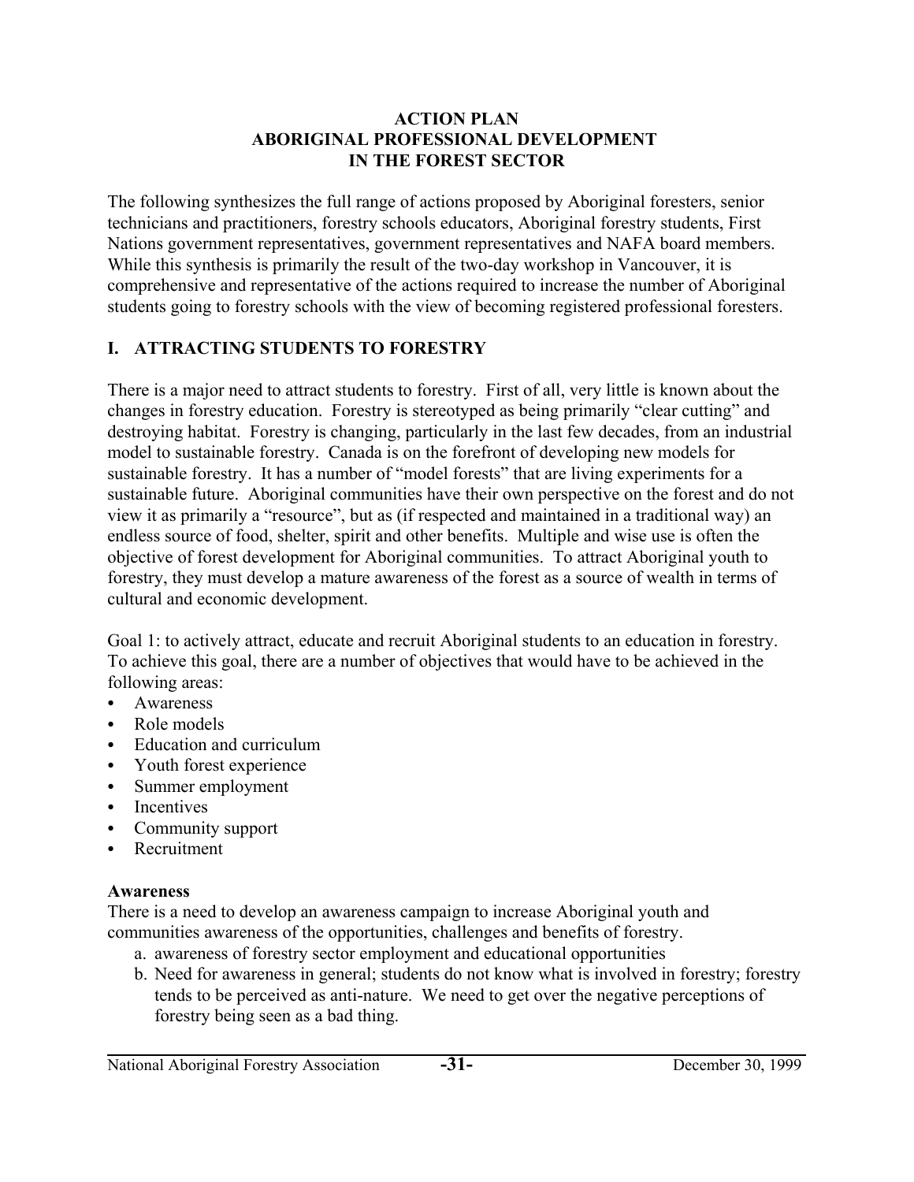# ACTION PLAN
# ABORIGINAL PROFESSIONAL DEVELOPMENT
# IN THE FOREST SECTOR

The following synthesizes the full range of actions proposed by Aboriginal foresters, senior technicians and practitioners, forestry schools educators, Aboriginal forestry students, First Nations government representatives, government representatives and NAFA board members. While this synthesis is primarily the result of the two-day workshop in Vancouver, it is comprehensive and representative of the actions required to increase the number of Aboriginal students going to forestry schools with the view of becoming registered professional foresters.

## I. ATTRACTING STUDENTS TO FORESTRY

There is a major need to attract students to forestry. First of all, very little is known about the changes in forestry education. Forestry is stereotyped as being primarily "clear cutting" and destroying habitat. Forestry is changing, particularly in the last few decades, from an industrial model to sustainable forestry. Canada is on the forefront of developing new models for sustainable forestry. It has a number of "model forests" that are living experiments for a sustainable future. Aboriginal communities have their own perspective on the forest and do not view it as primarily a "resource", but as (if respected and maintained in a traditional way) an endless source of food, shelter, spirit and other benefits. Multiple and wise use is often the objective of forest development for Aboriginal communities. To attract Aboriginal youth to forestry, they must develop a mature awareness of the forest as a source of wealth in terms of cultural and economic development.

Goal 1: to actively attract, educate and recruit Aboriginal students to an education in forestry. To achieve this goal, there are a number of objectives that would have to be achieved in the following areas:

- Awareness
- Role models
- Education and curriculum
- Youth forest experience
- Summer employment
- Incentives
- Community support
- Recruitment

**Awareness**

There is a need to develop an awareness campaign to increase Aboriginal youth and communities awareness of the opportunities, challenges and benefits of forestry.

a. awareness of forestry sector employment and educational opportunities
b. Need for awareness in general; students do not know what is involved in forestry; forestry tends to be perceived as anti-nature. We need to get over the negative perceptions of forestry being seen as a bad thing.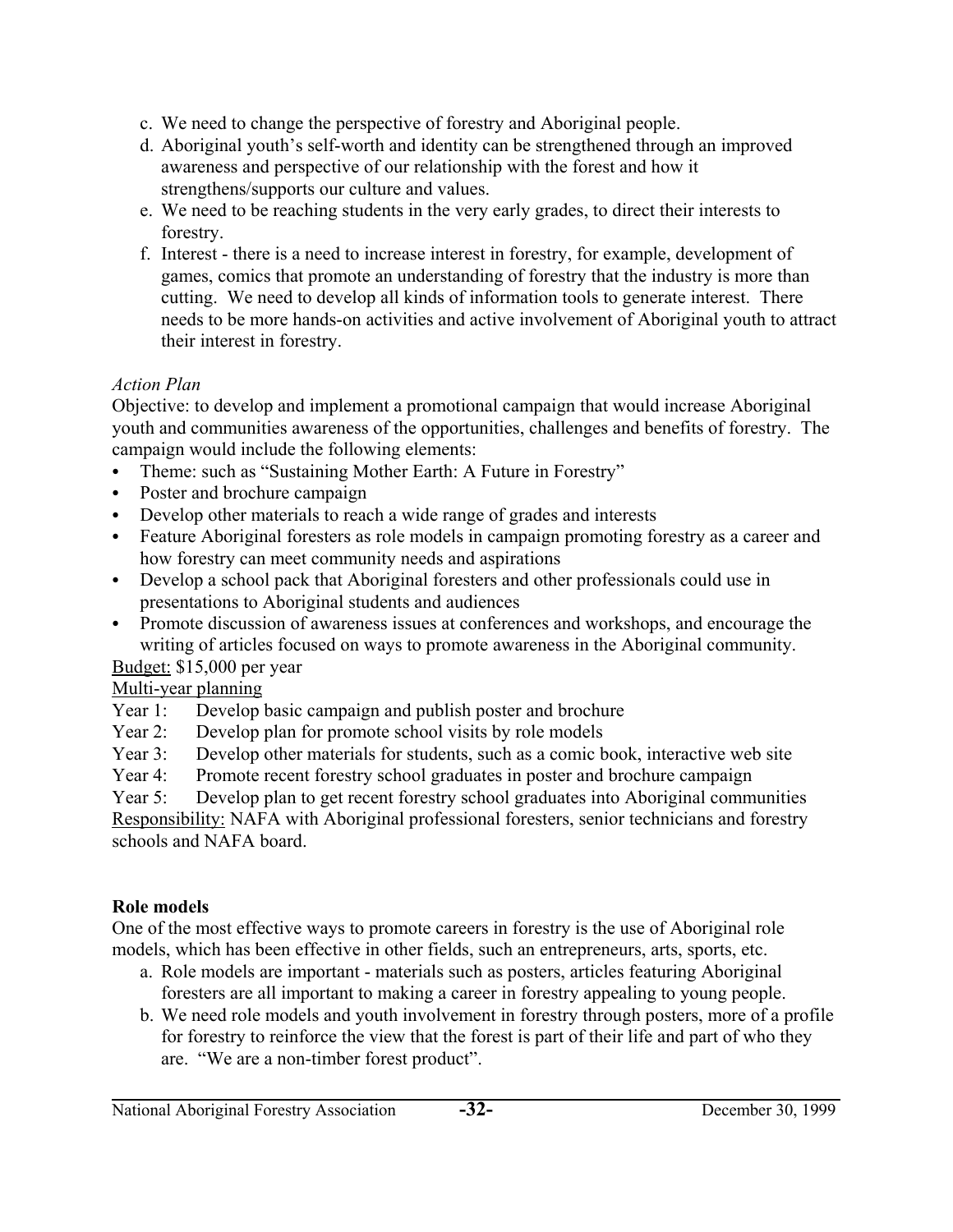c. We need to change the perspective of forestry and Aboriginal people.
d. Aboriginal youth's self-worth and identity can be strengthened through an improved awareness and perspective of our relationship with the forest and how it strengthens/supports our culture and values.
e. We need to be reaching students in the very early grades, to direct their interests to forestry.
f. Interest - there is a need to increase interest in forestry, for example, development of games, comics that promote an understanding of forestry that the industry is more than cutting. We need to develop all kinds of information tools to generate interest. There needs to be more hands-on activities and active involvement of Aboriginal youth to attract their interest in forestry.

*Action Plan*

Objective: to develop and implement a promotional campaign that would increase Aboriginal youth and communities awareness of the opportunities, challenges and benefits of forestry. The campaign would include the following elements:

- Theme: such as "Sustaining Mother Earth: A Future in Forestry"
- Poster and brochure campaign
- Develop other materials to reach a wide range of grades and interests
- Feature Aboriginal foresters as role models in campaign promoting forestry as a career and how forestry can meet community needs and aspirations
- Develop a school pack that Aboriginal foresters and other professionals could use in presentations to Aboriginal students and audiences
- Promote discussion of awareness issues at conferences and workshops, and encourage the writing of articles focused on ways to promote awareness in the Aboriginal community.

<u>Budget:</u> $15,000 per year

<u>Multi-year planning</u>

Year 1: Develop basic campaign and publish poster and brochure
Year 2: Develop plan for promote school visits by role models
Year 3: Develop other materials for students, such as a comic book, interactive web site
Year 4: Promote recent forestry school graduates in poster and brochure campaign
Year 5: Develop plan to get recent forestry school graduates into Aboriginal communities

<u>Responsibility:</u> NAFA with Aboriginal professional foresters, senior technicians and forestry schools and NAFA board.

**Role models**

One of the most effective ways to promote careers in forestry is the use of Aboriginal role models, which has been effective in other fields, such an entrepreneurs, arts, sports, etc.

a. Role models are important - materials such as posters, articles featuring Aboriginal foresters are all important to making a career in forestry appealing to young people.
b. We need role models and youth involvement in forestry through posters, more of a profile for forestry to reinforce the view that the forest is part of their life and part of who they are. "We are a non-timber forest product".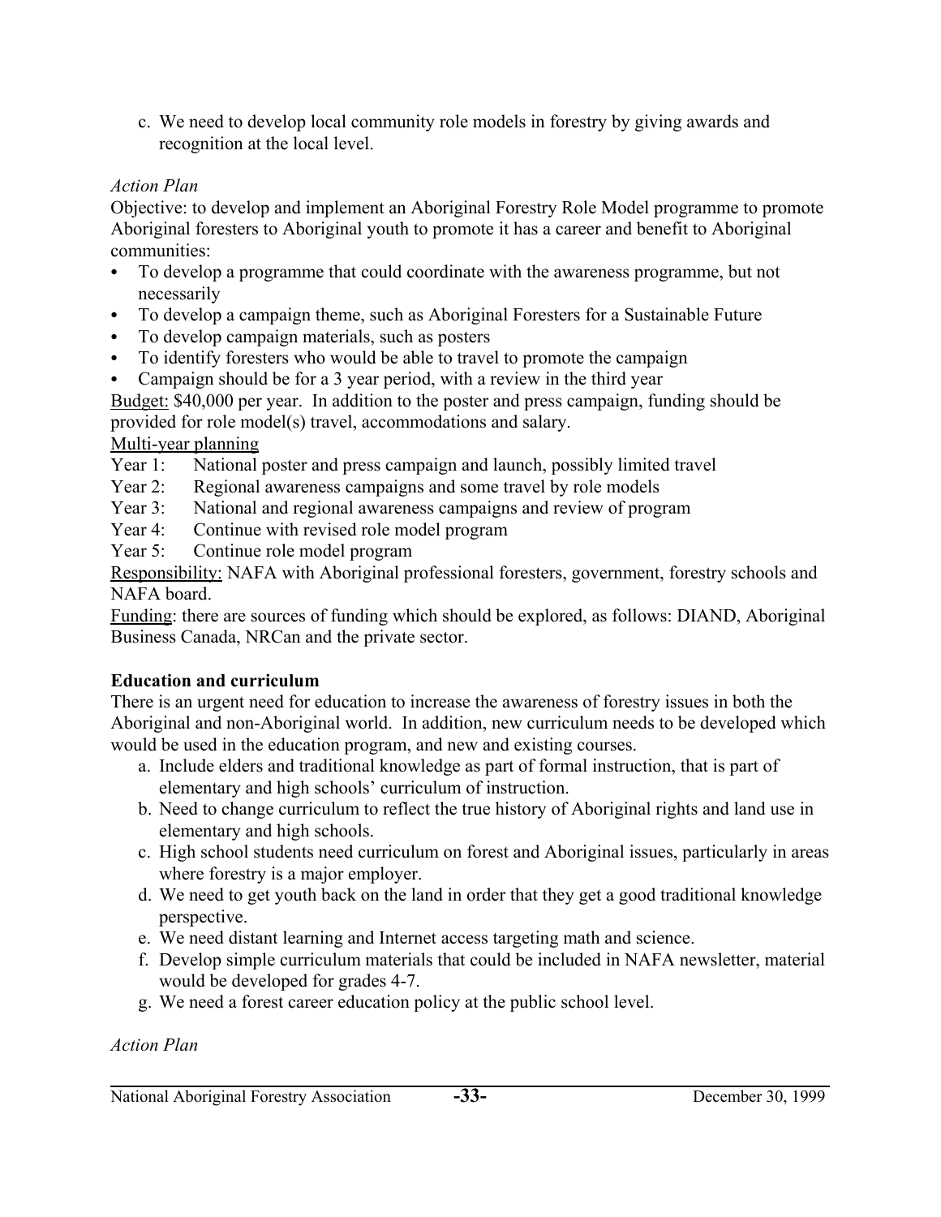c. We need to develop local community role models in forestry by giving awards and recognition at the local level.

*Action Plan*

Objective: to develop and implement an Aboriginal Forestry Role Model programme to promote Aboriginal foresters to Aboriginal youth to promote it has a career and benefit to Aboriginal communities:

- To develop a programme that could coordinate with the awareness programme, but not necessarily
- To develop a campaign theme, such as Aboriginal Foresters for a Sustainable Future
- To develop campaign materials, such as posters
- To identify foresters who would be able to travel to promote the campaign
- Campaign should be for a 3 year period, with a review in the third year

Budget: $40,000 per year. In addition to the poster and press campaign, funding should be provided for role model(s) travel, accommodations and salary.

Multi-year planning

Year 1: National poster and press campaign and launch, possibly limited travel
Year 2: Regional awareness campaigns and some travel by role models
Year 3: National and regional awareness campaigns and review of program
Year 4: Continue with revised role model program
Year 5: Continue role model program

Responsibility: NAFA with Aboriginal professional foresters, government, forestry schools and NAFA board.

Funding: there are sources of funding which should be explored, as follows: DIAND, Aboriginal Business Canada, NRCan and the private sector.

**Education and curriculum**

There is an urgent need for education to increase the awareness of forestry issues in both the Aboriginal and non-Aboriginal world. In addition, new curriculum needs to be developed which would be used in the education program, and new and existing courses.

a. Include elders and traditional knowledge as part of formal instruction, that is part of elementary and high schools' curriculum of instruction.
b. Need to change curriculum to reflect the true history of Aboriginal rights and land use in elementary and high schools.
c. High school students need curriculum on forest and Aboriginal issues, particularly in areas where forestry is a major employer.
d. We need to get youth back on the land in order that they get a good traditional knowledge perspective.
e. We need distant learning and Internet access targeting math and science.
f. Develop simple curriculum materials that could be included in NAFA newsletter, material would be developed for grades 4-7.
g. We need a forest career education policy at the public school level.

*Action Plan*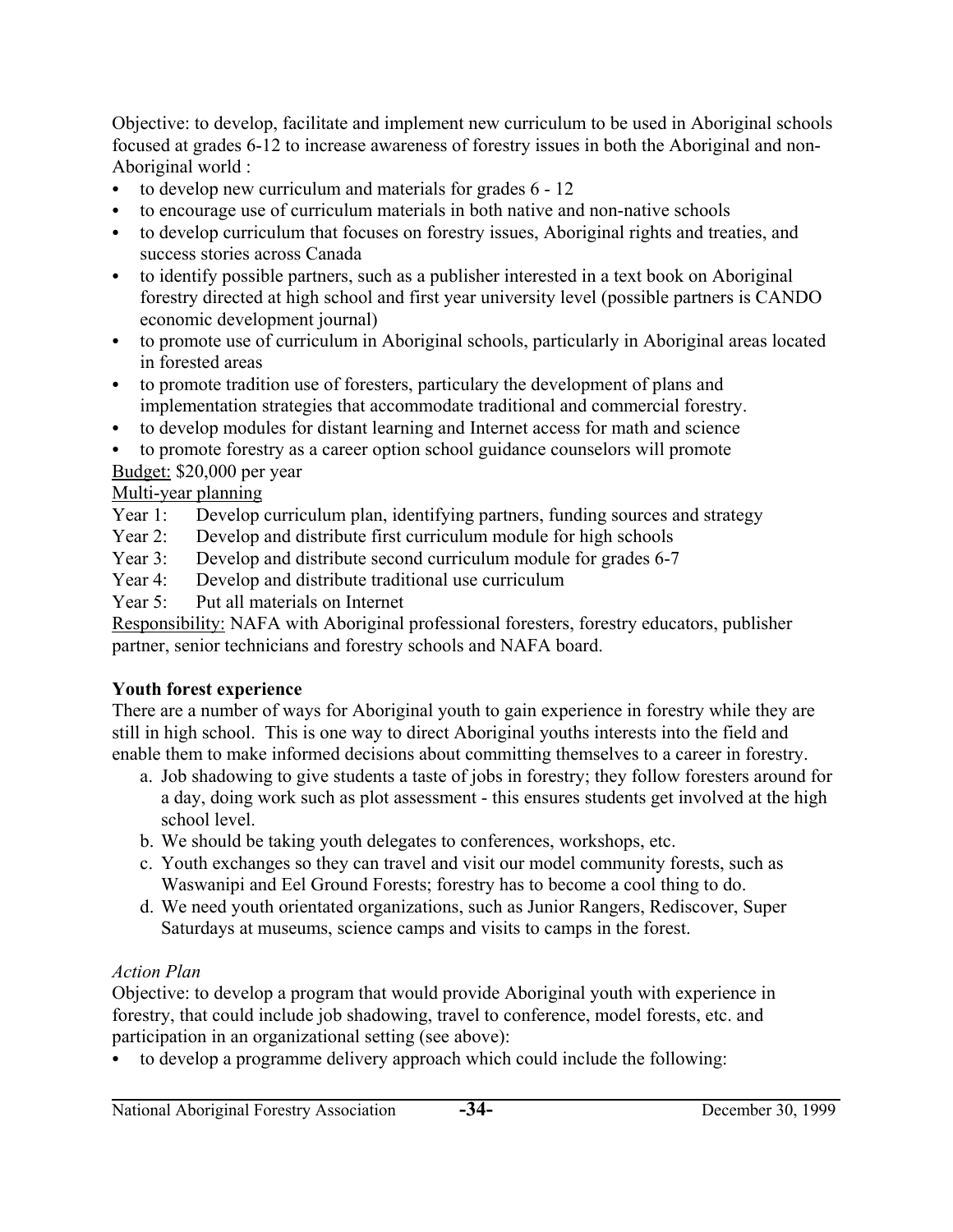Objective: to develop, facilitate and implement new curriculum to be used in Aboriginal schools focused at grades 6-12 to increase awareness of forestry issues in both the Aboriginal and non-Aboriginal world :

- to develop new curriculum and materials for grades 6 - 12
- to encourage use of curriculum materials in both native and non-native schools
- to develop curriculum that focuses on forestry issues, Aboriginal rights and treaties, and success stories across Canada
- to identify possible partners, such as a publisher interested in a text book on Aboriginal forestry directed at high school and first year university level (possible partners is CANDO economic development journal)
- to promote use of curriculum in Aboriginal schools, particularly in Aboriginal areas located in forested areas
- to promote tradition use of foresters, particulary the development of plans and implementation strategies that accommodate traditional and commercial forestry.
- to develop modules for distant learning and Internet access for math and science
- to promote forestry as a career option school guidance counselors will promote

Budget: $20,000 per year

Multi-year planning

Year 1: Develop curriculum plan, identifying partners, funding sources and strategy
Year 2: Develop and distribute first curriculum module for high schools
Year 3: Develop and distribute second curriculum module for grades 6-7
Year 4: Develop and distribute traditional use curriculum
Year 5: Put all materials on Internet

Responsibility: NAFA with Aboriginal professional foresters, forestry educators, publisher partner, senior technicians and forestry schools and NAFA board.

**Youth forest experience**

There are a number of ways for Aboriginal youth to gain experience in forestry while they are still in high school. This is one way to direct Aboriginal youths interests into the field and enable them to make informed decisions about committing themselves to a career in forestry.

a. Job shadowing to give students a taste of jobs in forestry; they follow foresters around for a day, doing work such as plot assessment - this ensures students get involved at the high school level.
b. We should be taking youth delegates to conferences, workshops, etc.
c. Youth exchanges so they can travel and visit our model community forests, such as Waswanipi and Eel Ground Forests; forestry has to become a cool thing to do.
d. We need youth orientated organizations, such as Junior Rangers, Rediscover, Super Saturdays at museums, science camps and visits to camps in the forest.

*Action Plan*

Objective: to develop a program that would provide Aboriginal youth with experience in forestry, that could include job shadowing, travel to conference, model forests, etc. and participation in an organizational setting (see above):

- to develop a programme delivery approach which could include the following: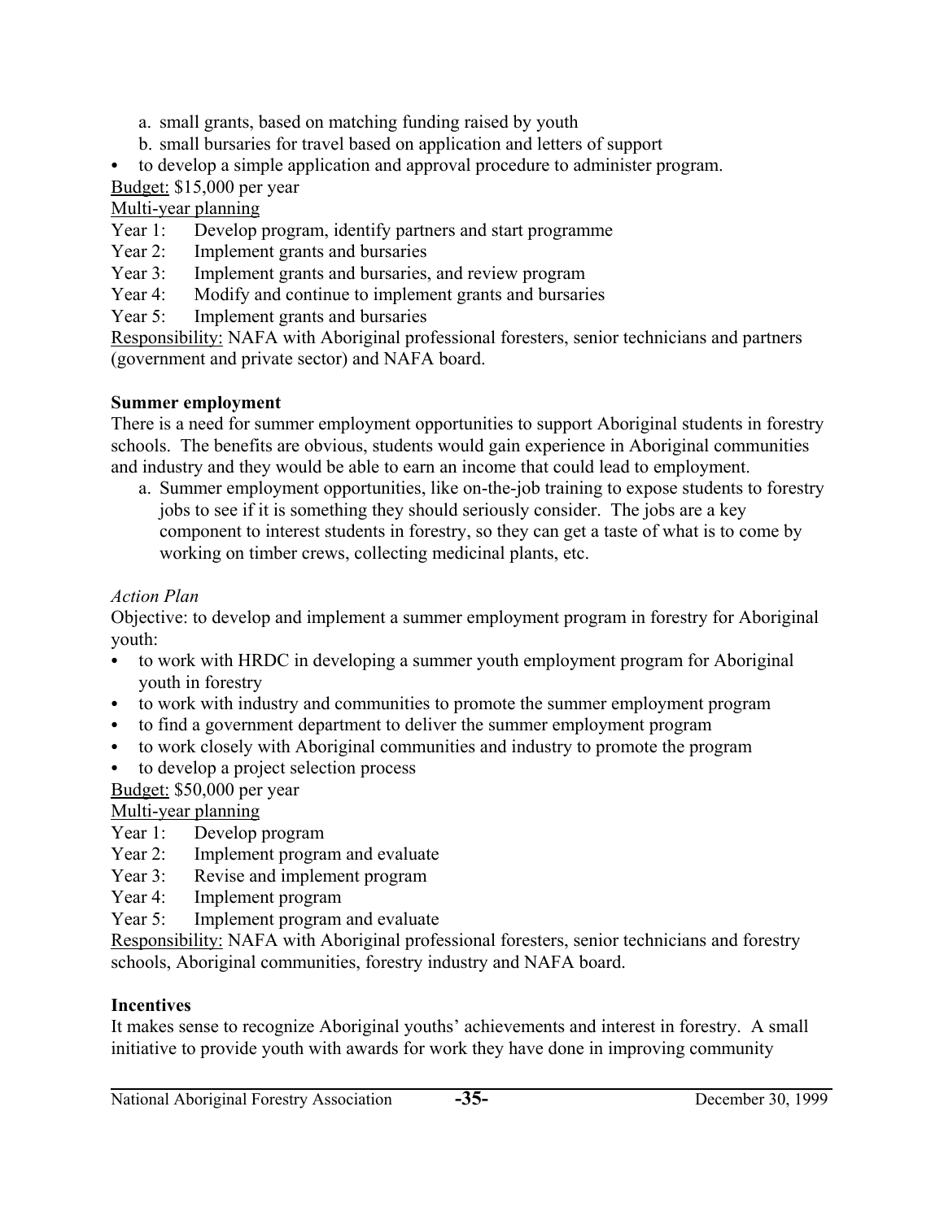a. small grants, based on matching funding raised by youth
b. small bursaries for travel based on application and letters of support

- to develop a simple application and approval procedure to administer program.

Budget: $15,000 per year

Multi-year planning

Year 1: Develop program, identify partners and start programme
Year 2: Implement grants and bursaries
Year 3: Implement grants and bursaries, and review program
Year 4: Modify and continue to implement grants and bursaries
Year 5: Implement grants and bursaries

Responsibility: NAFA with Aboriginal professional foresters, senior technicians and partners (government and private sector) and NAFA board.

**Summer employment**

There is a need for summer employment opportunities to support Aboriginal students in forestry schools. The benefits are obvious, students would gain experience in Aboriginal communities and industry and they would be able to earn an income that could lead to employment.

a. Summer employment opportunities, like on-the-job training to expose students to forestry jobs to see if it is something they should seriously consider. The jobs are a key component to interest students in forestry, so they can get a taste of what is to come by working on timber crews, collecting medicinal plants, etc.

*Action Plan*

Objective: to develop and implement a summer employment program in forestry for Aboriginal youth:

- to work with HRDC in developing a summer youth employment program for Aboriginal youth in forestry
- to work with industry and communities to promote the summer employment program
- to find a government department to deliver the summer employment program
- to work closely with Aboriginal communities and industry to promote the program
- to develop a project selection process

Budget: $50,000 per year

Multi-year planning

Year 1: Develop program
Year 2: Implement program and evaluate
Year 3: Revise and implement program
Year 4: Implement program
Year 5: Implement program and evaluate

Responsibility: NAFA with Aboriginal professional foresters, senior technicians and forestry schools, Aboriginal communities, forestry industry and NAFA board.

**Incentives**

It makes sense to recognize Aboriginal youths' achievements and interest in forestry. A small initiative to provide youth with awards for work they have done in improving community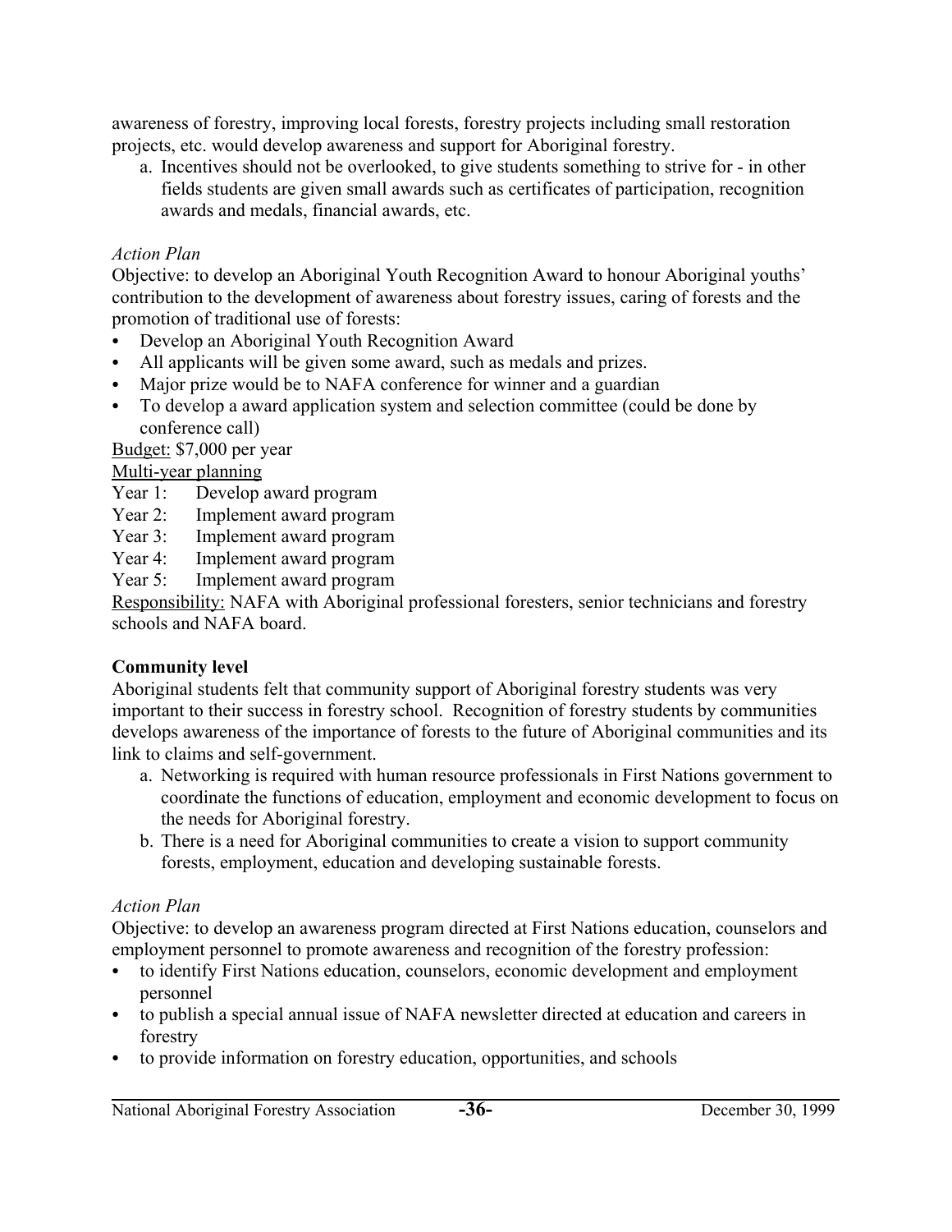awareness of forestry, improving local forests, forestry projects including small restoration projects, etc. would develop awareness and support for Aboriginal forestry.

a. Incentives should not be overlooked, to give students something to strive for - in other fields students are given small awards such as certificates of participation, recognition awards and medals, financial awards, etc.

*Action Plan*

Objective: to develop an Aboriginal Youth Recognition Award to honour Aboriginal youths' contribution to the development of awareness about forestry issues, caring of forests and the promotion of traditional use of forests:

- Develop an Aboriginal Youth Recognition Award
- All applicants will be given some award, such as medals and prizes.
- Major prize would be to NAFA conference for winner and a guardian
- To develop a award application system and selection committee (could be done by conference call)

<u>Budget:</u> $7,000 per year

<u>Multi-year planning</u>

Year 1: Develop award program
Year 2: Implement award program
Year 3: Implement award program
Year 4: Implement award program
Year 5: Implement award program

<u>Responsibility:</u> NAFA with Aboriginal professional foresters, senior technicians and forestry schools and NAFA board.

**Community level**

Aboriginal students felt that community support of Aboriginal forestry students was very important to their success in forestry school. Recognition of forestry students by communities develops awareness of the importance of forests to the future of Aboriginal communities and its link to claims and self-government.

a. Networking is required with human resource professionals in First Nations government to coordinate the functions of education, employment and economic development to focus on the needs for Aboriginal forestry.
b. There is a need for Aboriginal communities to create a vision to support community forests, employment, education and developing sustainable forests.

*Action Plan*

Objective: to develop an awareness program directed at First Nations education, counselors and employment personnel to promote awareness and recognition of the forestry profession:

- to identify First Nations education, counselors, economic development and employment personnel
- to publish a special annual issue of NAFA newsletter directed at education and careers in forestry
- to provide information on forestry education, opportunities, and schools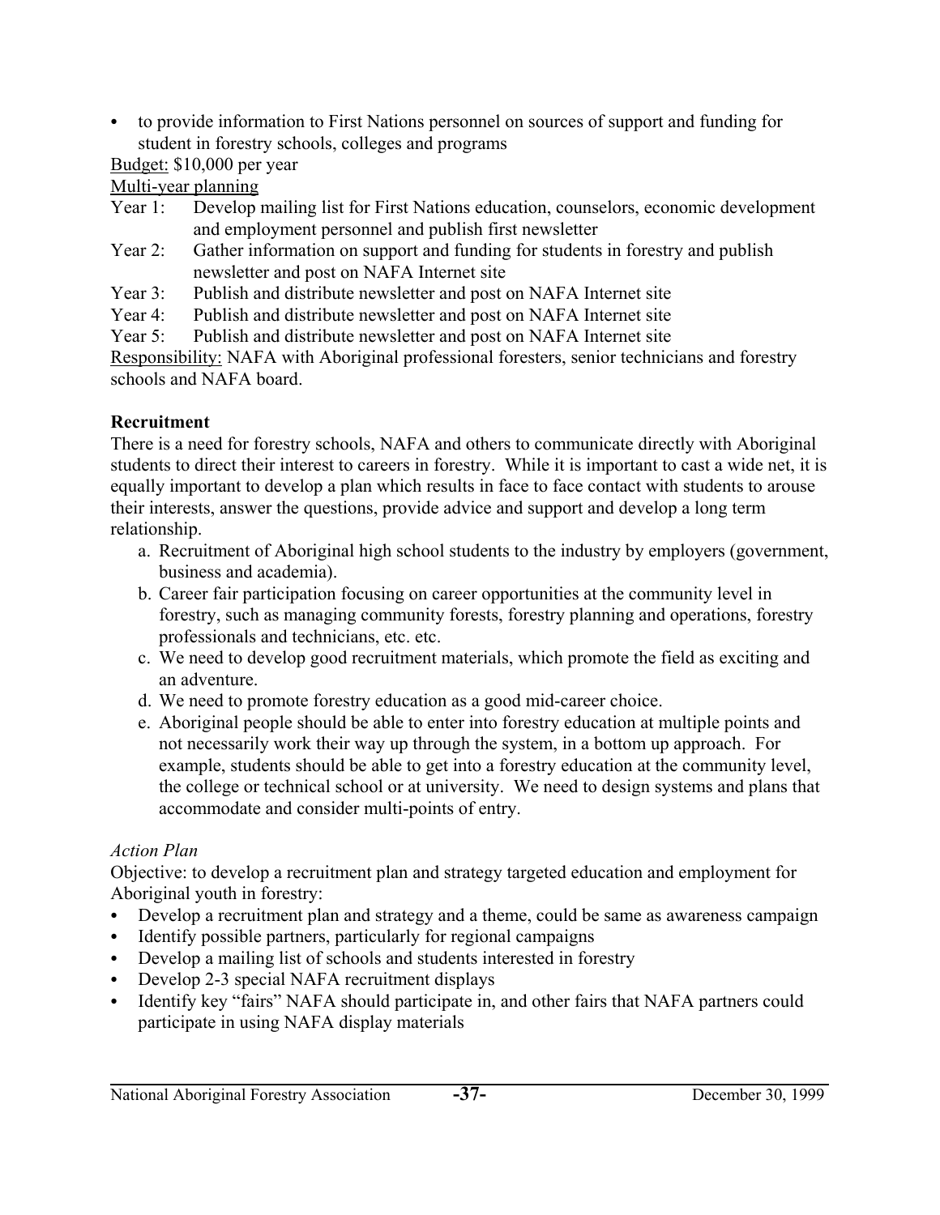- to provide information to First Nations personnel on sources of support and funding for student in forestry schools, colleges and programs

Budget: $10,000 per year

Multi-year planning

Year 1: Develop mailing list for First Nations education, counselors, economic development and employment personnel and publish first newsletter

Year 2: Gather information on support and funding for students in forestry and publish newsletter and post on NAFA Internet site

Year 3: Publish and distribute newsletter and post on NAFA Internet site

Year 4: Publish and distribute newsletter and post on NAFA Internet site

Year 5: Publish and distribute newsletter and post on NAFA Internet site

Responsibility: NAFA with Aboriginal professional foresters, senior technicians and forestry schools and NAFA board.

**Recruitment**

There is a need for forestry schools, NAFA and others to communicate directly with Aboriginal students to direct their interest to careers in forestry. While it is important to cast a wide net, it is equally important to develop a plan which results in face to face contact with students to arouse their interests, answer the questions, provide advice and support and develop a long term relationship.

a. Recruitment of Aboriginal high school students to the industry by employers (government, business and academia).
b. Career fair participation focusing on career opportunities at the community level in forestry, such as managing community forests, forestry planning and operations, forestry professionals and technicians, etc. etc.
c. We need to develop good recruitment materials, which promote the field as exciting and an adventure.
d. We need to promote forestry education as a good mid-career choice.
e. Aboriginal people should be able to enter into forestry education at multiple points and not necessarily work their way up through the system, in a bottom up approach. For example, students should be able to get into a forestry education at the community level, the college or technical school or at university. We need to design systems and plans that accommodate and consider multi-points of entry.

*Action Plan*

Objective: to develop a recruitment plan and strategy targeted education and employment for Aboriginal youth in forestry:

- Develop a recruitment plan and strategy and a theme, could be same as awareness campaign
- Identify possible partners, particularly for regional campaigns
- Develop a mailing list of schools and students interested in forestry
- Develop 2-3 special NAFA recruitment displays
- Identify key "fairs" NAFA should participate in, and other fairs that NAFA partners could participate in using NAFA display materials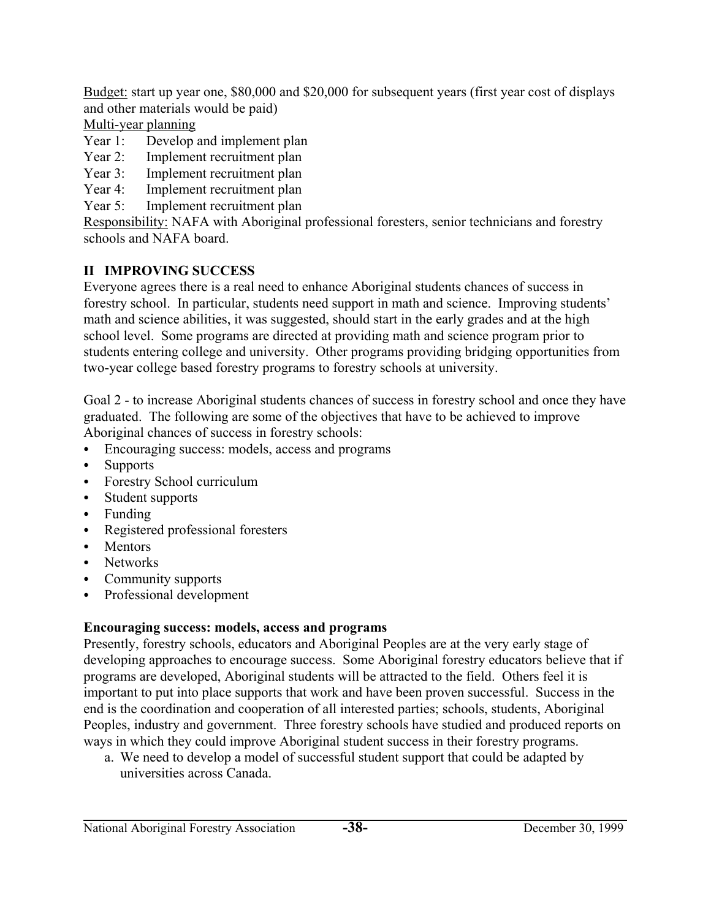Budget: start up year one, \$80,000 and \$20,000 for subsequent years (first year cost of displays and other materials would be paid)

Multi-year planning

Year 1: Develop and implement plan
Year 2: Implement recruitment plan
Year 3: Implement recruitment plan
Year 4: Implement recruitment plan
Year 5: Implement recruitment plan

Responsibility: NAFA with Aboriginal professional foresters, senior technicians and forestry schools and NAFA board.

## II IMPROVING SUCCESS

Everyone agrees there is a real need to enhance Aboriginal students chances of success in forestry school. In particular, students need support in math and science. Improving students' math and science abilities, it was suggested, should start in the early grades and at the high school level. Some programs are directed at providing math and science program prior to students entering college and university. Other programs providing bridging opportunities from two-year college based forestry programs to forestry schools at university.

Goal 2 - to increase Aboriginal students chances of success in forestry school and once they have graduated. The following are some of the objectives that have to be achieved to improve Aboriginal chances of success in forestry schools:

- Encouraging success: models, access and programs
- Supports
- Forestry School curriculum
- Student supports
- Funding
- Registered professional foresters
- Mentors
- Networks
- Community supports
- Professional development

**Encouraging success: models, access and programs**

Presently, forestry schools, educators and Aboriginal Peoples are at the very early stage of developing approaches to encourage success. Some Aboriginal forestry educators believe that if programs are developed, Aboriginal students will be attracted to the field. Others feel it is important to put into place supports that work and have been proven successful. Success in the end is the coordination and cooperation of all interested parties; schools, students, Aboriginal Peoples, industry and government. Three forestry schools have studied and produced reports on ways in which they could improve Aboriginal student success in their forestry programs.

a. We need to develop a model of successful student support that could be adapted by universities across Canada.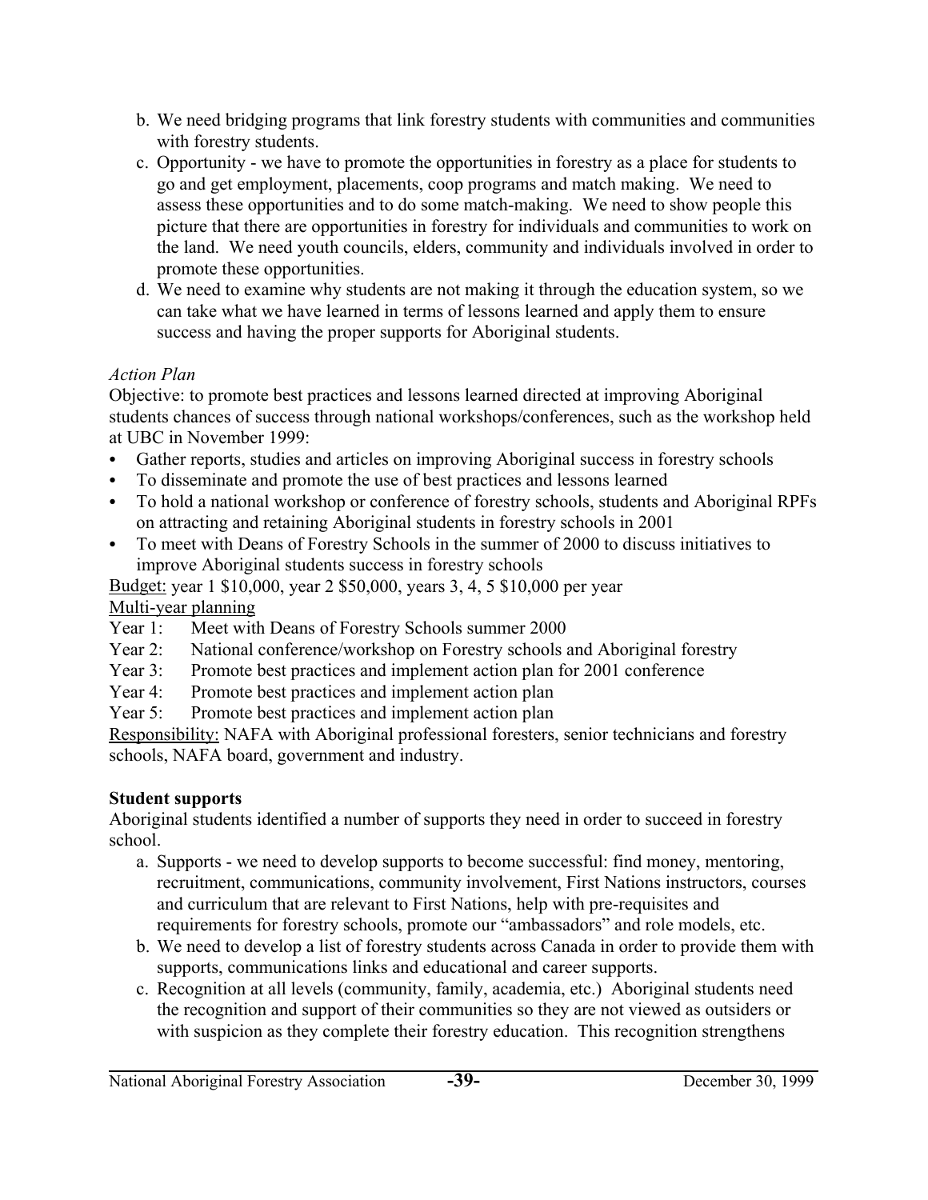b. We need bridging programs that link forestry students with communities and communities with forestry students.
c. Opportunity - we have to promote the opportunities in forestry as a place for students to go and get employment, placements, coop programs and match making. We need to assess these opportunities and to do some match-making. We need to show people this picture that there are opportunities in forestry for individuals and communities to work on the land. We need youth councils, elders, community and individuals involved in order to promote these opportunities.
d. We need to examine why students are not making it through the education system, so we can take what we have learned in terms of lessons learned and apply them to ensure success and having the proper supports for Aboriginal students.

*Action Plan*

Objective: to promote best practices and lessons learned directed at improving Aboriginal students chances of success through national workshops/conferences, such as the workshop held at UBC in November 1999:

- Gather reports, studies and articles on improving Aboriginal success in forestry schools
- To disseminate and promote the use of best practices and lessons learned
- To hold a national workshop or conference of forestry schools, students and Aboriginal RPFs on attracting and retaining Aboriginal students in forestry schools in 2001
- To meet with Deans of Forestry Schools in the summer of 2000 to discuss initiatives to improve Aboriginal students success in forestry schools

Budget: year 1 $10,000, year 2 $50,000, years 3, 4, 5 $10,000 per year

Multi-year planning

Year 1: Meet with Deans of Forestry Schools summer 2000
Year 2: National conference/workshop on Forestry schools and Aboriginal forestry
Year 3: Promote best practices and implement action plan for 2001 conference
Year 4: Promote best practices and implement action plan
Year 5: Promote best practices and implement action plan

Responsibility: NAFA with Aboriginal professional foresters, senior technicians and forestry schools, NAFA board, government and industry.

**Student supports**

Aboriginal students identified a number of supports they need in order to succeed in forestry school.

a. Supports - we need to develop supports to become successful: find money, mentoring, recruitment, communications, community involvement, First Nations instructors, courses and curriculum that are relevant to First Nations, help with pre-requisites and requirements for forestry schools, promote our "ambassadors" and role models, etc.
b. We need to develop a list of forestry students across Canada in order to provide them with supports, communications links and educational and career supports.
c. Recognition at all levels (community, family, academia, etc.) Aboriginal students need the recognition and support of their communities so they are not viewed as outsiders or with suspicion as they complete their forestry education. This recognition strengthens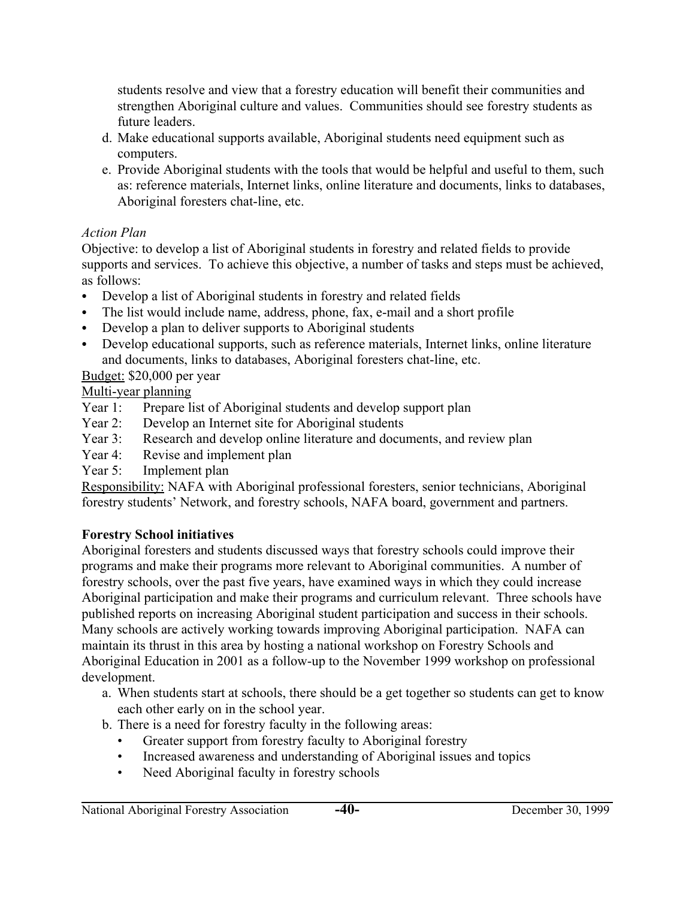students resolve and view that a forestry education will benefit their communities and strengthen Aboriginal culture and values. Communities should see forestry students as future leaders.

d. Make educational supports available, Aboriginal students need equipment such as computers.
e. Provide Aboriginal students with the tools that would be helpful and useful to them, such as: reference materials, Internet links, online literature and documents, links to databases, Aboriginal foresters chat-line, etc.

*Action Plan*

Objective: to develop a list of Aboriginal students in forestry and related fields to provide supports and services. To achieve this objective, a number of tasks and steps must be achieved, as follows:

- Develop a list of Aboriginal students in forestry and related fields
- The list would include name, address, phone, fax, e-mail and a short profile
- Develop a plan to deliver supports to Aboriginal students
- Develop educational supports, such as reference materials, Internet links, online literature and documents, links to databases, Aboriginal foresters chat-line, etc.

<u>Budget:</u> $20,000 per year

<u>Multi-year planning</u>

Year 1: Prepare list of Aboriginal students and develop support plan
Year 2: Develop an Internet site for Aboriginal students
Year 3: Research and develop online literature and documents, and review plan
Year 4: Revise and implement plan
Year 5: Implement plan

<u>Responsibility:</u> NAFA with Aboriginal professional foresters, senior technicians, Aboriginal forestry students' Network, and forestry schools, NAFA board, government and partners.

**Forestry School initiatives**

Aboriginal foresters and students discussed ways that forestry schools could improve their programs and make their programs more relevant to Aboriginal communities. A number of forestry schools, over the past five years, have examined ways in which they could increase Aboriginal participation and make their programs and curriculum relevant. Three schools have published reports on increasing Aboriginal student participation and success in their schools. Many schools are actively working towards improving Aboriginal participation. NAFA can maintain its thrust in this area by hosting a national workshop on Forestry Schools and Aboriginal Education in 2001 as a follow-up to the November 1999 workshop on professional development.

a. When students start at schools, there should be a get together so students can get to know each other early on in the school year.
b. There is a need for forestry faculty in the following areas:
   - Greater support from forestry faculty to Aboriginal forestry
   - Increased awareness and understanding of Aboriginal issues and topics
   - Need Aboriginal faculty in forestry schools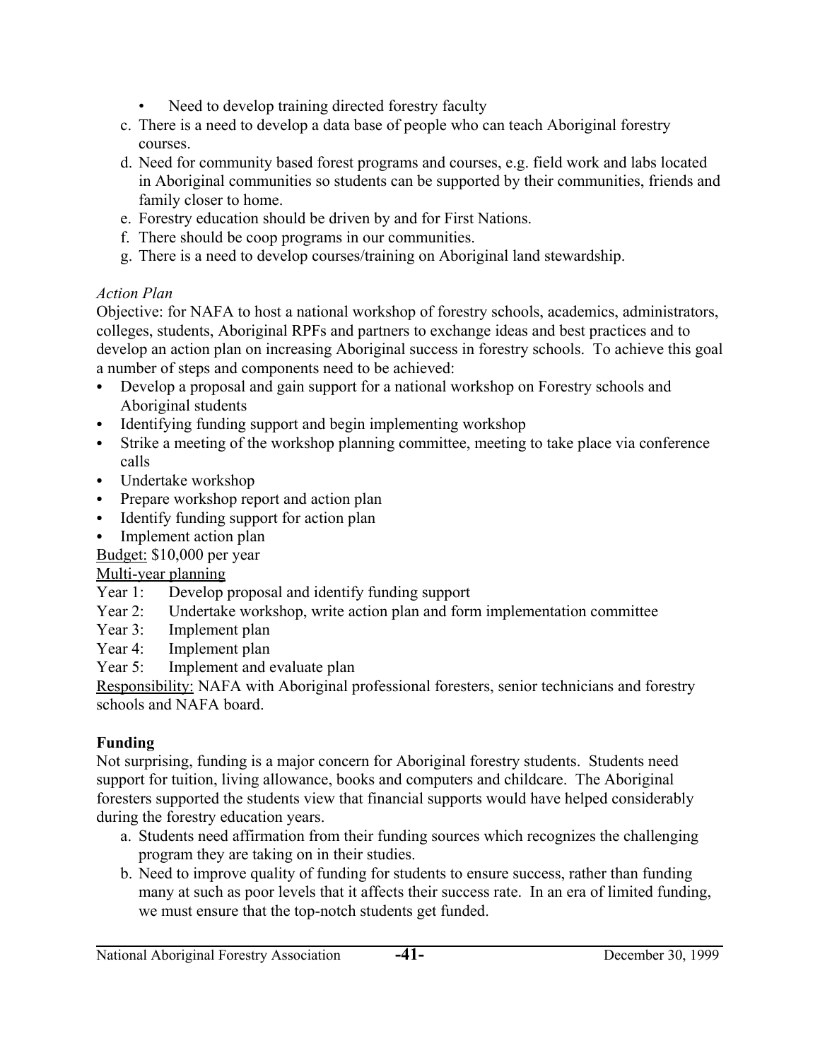- Need to develop training directed forestry faculty

c. There is a need to develop a data base of people who can teach Aboriginal forestry courses.
d. Need for community based forest programs and courses, e.g. field work and labs located in Aboriginal communities so students can be supported by their communities, friends and family closer to home.
e. Forestry education should be driven by and for First Nations.
f. There should be coop programs in our communities.
g. There is a need to develop courses/training on Aboriginal land stewardship.

*Action Plan*

Objective: for NAFA to host a national workshop of forestry schools, academics, administrators, colleges, students, Aboriginal RPFs and partners to exchange ideas and best practices and to develop an action plan on increasing Aboriginal success in forestry schools. To achieve this goal a number of steps and components need to be achieved:

- Develop a proposal and gain support for a national workshop on Forestry schools and Aboriginal students
- Identifying funding support and begin implementing workshop
- Strike a meeting of the workshop planning committee, meeting to take place via conference calls
- Undertake workshop
- Prepare workshop report and action plan
- Identify funding support for action plan
- Implement action plan

<u>Budget:</u> $10,000 per year

<u>Multi-year planning</u>

Year 1: Develop proposal and identify funding support
Year 2: Undertake workshop, write action plan and form implementation committee
Year 3: Implement plan
Year 4: Implement plan
Year 5: Implement and evaluate plan

<u>Responsibility:</u> NAFA with Aboriginal professional foresters, senior technicians and forestry schools and NAFA board.

**Funding**

Not surprising, funding is a major concern for Aboriginal forestry students. Students need support for tuition, living allowance, books and computers and childcare. The Aboriginal foresters supported the students view that financial supports would have helped considerably during the forestry education years.

a. Students need affirmation from their funding sources which recognizes the challenging program they are taking on in their studies.
b. Need to improve quality of funding for students to ensure success, rather than funding many at such as poor levels that it affects their success rate. In an era of limited funding, we must ensure that the top-notch students get funded.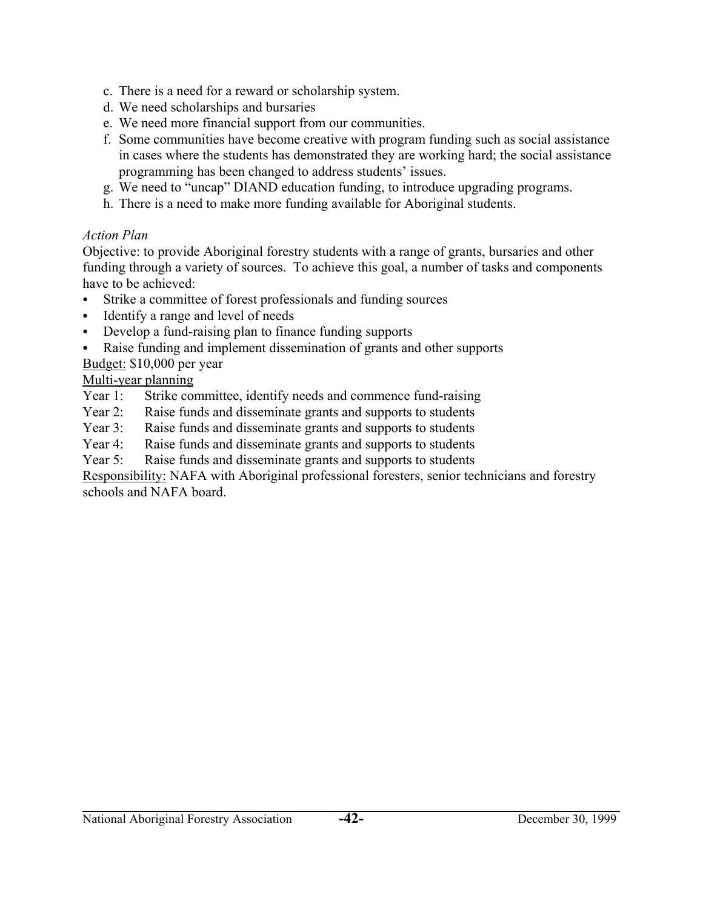c. There is a need for a reward or scholarship system.
d. We need scholarships and bursaries
e. We need more financial support from our communities.
f. Some communities have become creative with program funding such as social assistance in cases where the students has demonstrated they are working hard; the social assistance programming has been changed to address students' issues.
g. We need to "uncap" DIAND education funding, to introduce upgrading programs.
h. There is a need to make more funding available for Aboriginal students.

*Action Plan*

Objective: to provide Aboriginal forestry students with a range of grants, bursaries and other funding through a variety of sources. To achieve this goal, a number of tasks and components have to be achieved:

- Strike a committee of forest professionals and funding sources
- Identify a range and level of needs
- Develop a fund-raising plan to finance funding supports
- Raise funding and implement dissemination of grants and other supports

Budget: $10,000 per year

Multi-year planning

Year 1: Strike committee, identify needs and commence fund-raising
Year 2: Raise funds and disseminate grants and supports to students
Year 3: Raise funds and disseminate grants and supports to students
Year 4: Raise funds and disseminate grants and supports to students
Year 5: Raise funds and disseminate grants and supports to students

Responsibility: NAFA with Aboriginal professional foresters, senior technicians and forestry schools and NAFA board.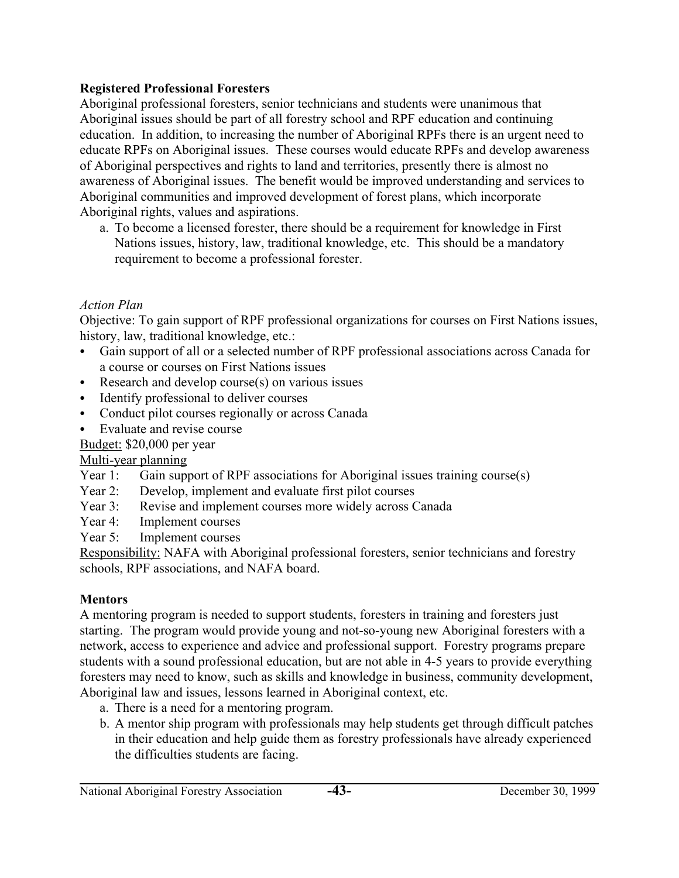**Registered Professional Foresters**

Aboriginal professional foresters, senior technicians and students were unanimous that Aboriginal issues should be part of all forestry school and RPF education and continuing education. In addition, to increasing the number of Aboriginal RPFs there is an urgent need to educate RPFs on Aboriginal issues. These courses would educate RPFs and develop awareness of Aboriginal perspectives and rights to land and territories, presently there is almost no awareness of Aboriginal issues. The benefit would be improved understanding and services to Aboriginal communities and improved development of forest plans, which incorporate Aboriginal rights, values and aspirations.

a. To become a licensed forester, there should be a requirement for knowledge in First Nations issues, history, law, traditional knowledge, etc. This should be a mandatory requirement to become a professional forester.

*Action Plan*

Objective: To gain support of RPF professional organizations for courses on First Nations issues, history, law, traditional knowledge, etc.:

- Gain support of all or a selected number of RPF professional associations across Canada for a course or courses on First Nations issues
- Research and develop course(s) on various issues
- Identify professional to deliver courses
- Conduct pilot courses regionally or across Canada
- Evaluate and revise course

Budget: $20,000 per year

Multi-year planning

Year 1: Gain support of RPF associations for Aboriginal issues training course(s)
Year 2: Develop, implement and evaluate first pilot courses
Year 3: Revise and implement courses more widely across Canada
Year 4: Implement courses
Year 5: Implement courses

Responsibility: NAFA with Aboriginal professional foresters, senior technicians and forestry schools, RPF associations, and NAFA board.

**Mentors**

A mentoring program is needed to support students, foresters in training and foresters just starting. The program would provide young and not-so-young new Aboriginal foresters with a network, access to experience and advice and professional support. Forestry programs prepare students with a sound professional education, but are not able in 4-5 years to provide everything foresters may need to know, such as skills and knowledge in business, community development, Aboriginal law and issues, lessons learned in Aboriginal context, etc.

a. There is a need for a mentoring program.
b. A mentor ship program with professionals may help students get through difficult patches in their education and help guide them as forestry professionals have already experienced the difficulties students are facing.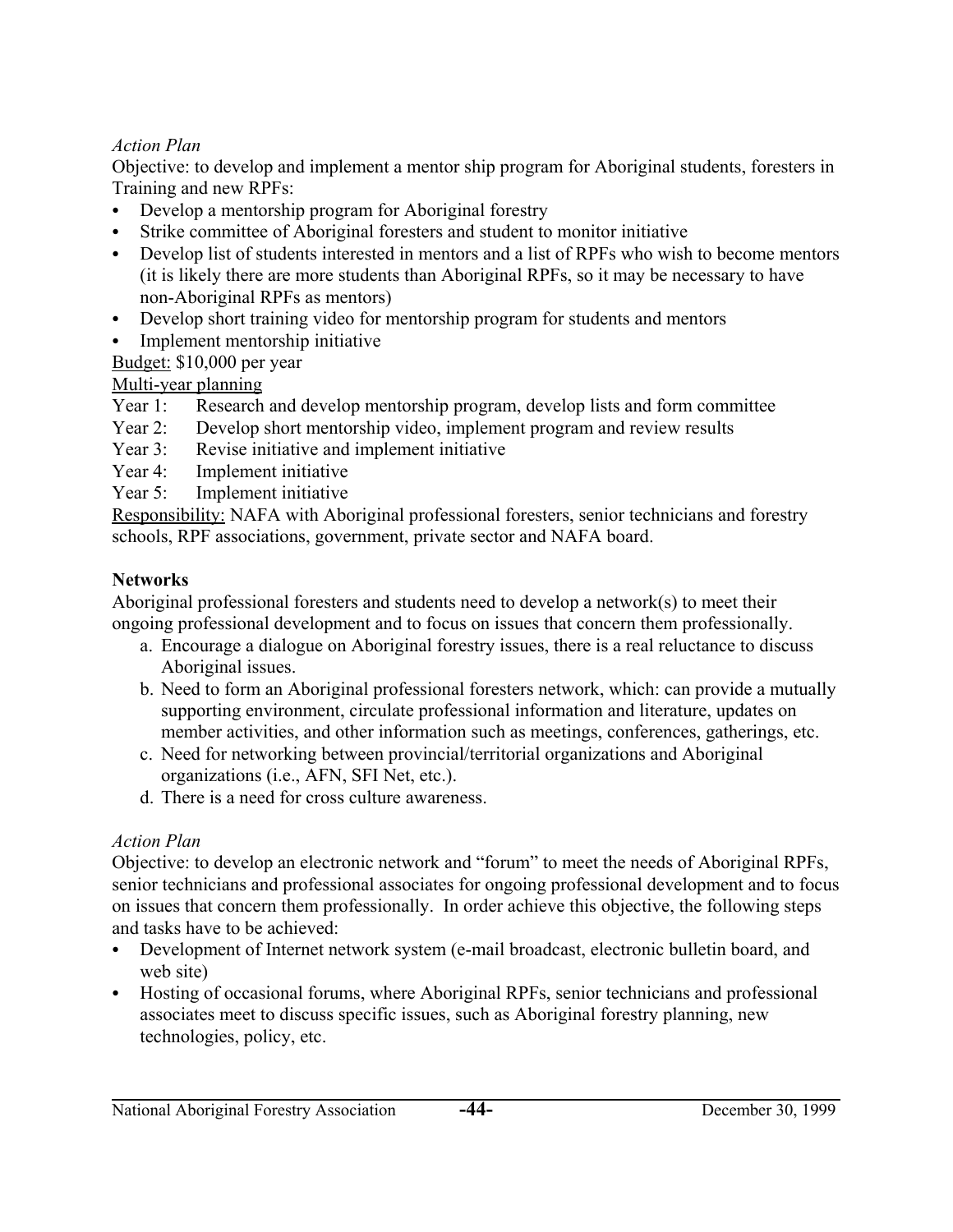*Action Plan*

Objective: to develop and implement a mentor ship program for Aboriginal students, foresters in Training and new RPFs:

- Develop a mentorship program for Aboriginal forestry
- Strike committee of Aboriginal foresters and student to monitor initiative
- Develop list of students interested in mentors and a list of RPFs who wish to become mentors (it is likely there are more students than Aboriginal RPFs, so it may be necessary to have non-Aboriginal RPFs as mentors)
- Develop short training video for mentorship program for students and mentors
- Implement mentorship initiative

<u>Budget:</u> $10,000 per year

<u>Multi-year planning</u>

Year 1: Research and develop mentorship program, develop lists and form committee
Year 2: Develop short mentorship video, implement program and review results
Year 3: Revise initiative and implement initiative
Year 4: Implement initiative
Year 5: Implement initiative

<u>Responsibility:</u> NAFA with Aboriginal professional foresters, senior technicians and forestry schools, RPF associations, government, private sector and NAFA board.

**Networks**

Aboriginal professional foresters and students need to develop a network(s) to meet their ongoing professional development and to focus on issues that concern them professionally.

a. Encourage a dialogue on Aboriginal forestry issues, there is a real reluctance to discuss Aboriginal issues.
b. Need to form an Aboriginal professional foresters network, which: can provide a mutually supporting environment, circulate professional information and literature, updates on member activities, and other information such as meetings, conferences, gatherings, etc.
c. Need for networking between provincial/territorial organizations and Aboriginal organizations (i.e., AFN, SFI Net, etc.).
d. There is a need for cross culture awareness.

*Action Plan*

Objective: to develop an electronic network and "forum" to meet the needs of Aboriginal RPFs, senior technicians and professional associates for ongoing professional development and to focus on issues that concern them professionally. In order achieve this objective, the following steps and tasks have to be achieved:

- Development of Internet network system (e-mail broadcast, electronic bulletin board, and web site)
- Hosting of occasional forums, where Aboriginal RPFs, senior technicians and professional associates meet to discuss specific issues, such as Aboriginal forestry planning, new technologies, policy, etc.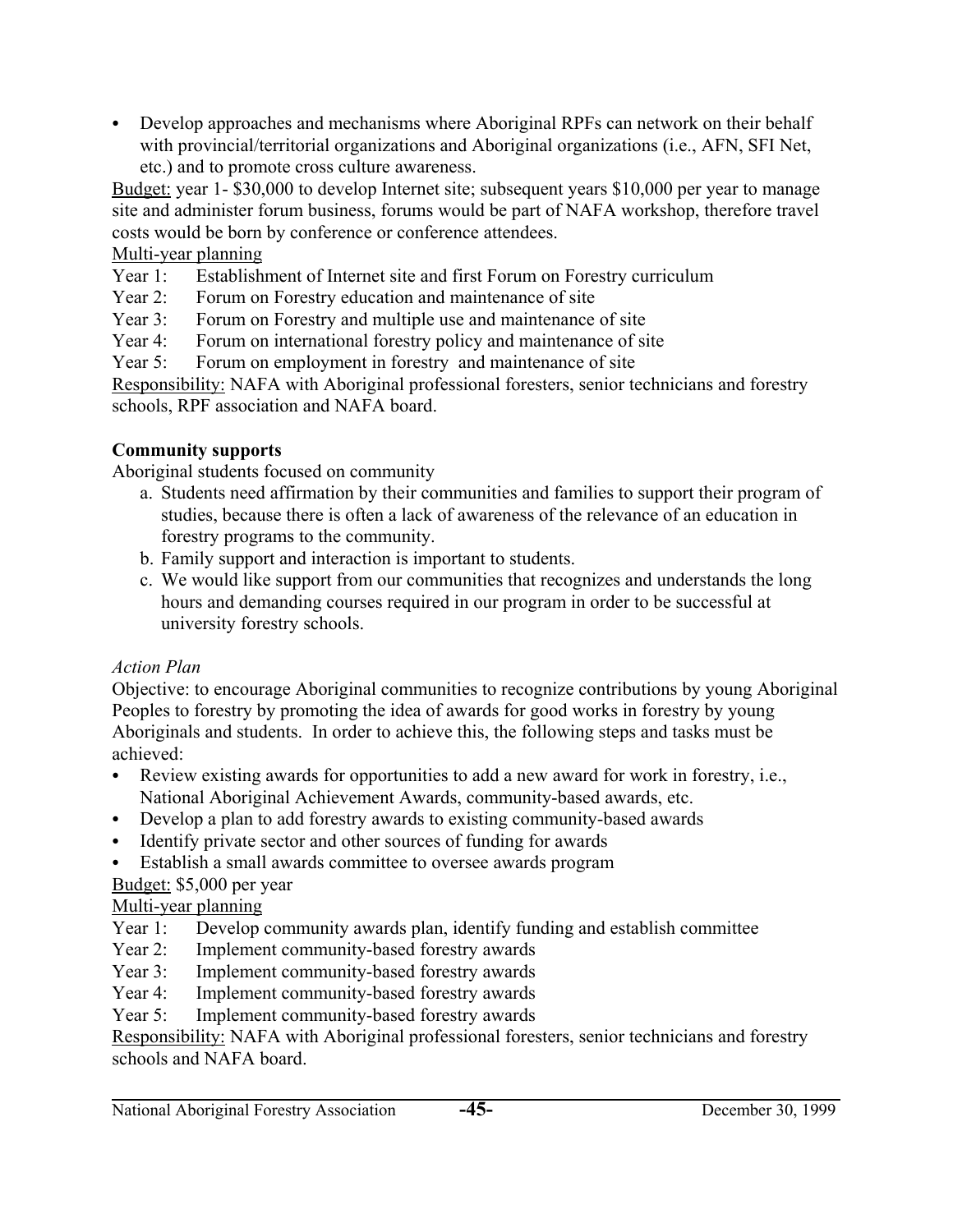- Develop approaches and mechanisms where Aboriginal RPFs can network on their behalf with provincial/territorial organizations and Aboriginal organizations (i.e., AFN, SFI Net, etc.) and to promote cross culture awareness.

Budget: year 1- $30,000 to develop Internet site; subsequent years $10,000 per year to manage site and administer forum business, forums would be part of NAFA workshop, therefore travel costs would be born by conference or conference attendees.

Multi-year planning

Year 1: Establishment of Internet site and first Forum on Forestry curriculum
Year 2: Forum on Forestry education and maintenance of site
Year 3: Forum on Forestry and multiple use and maintenance of site
Year 4: Forum on international forestry policy and maintenance of site
Year 5: Forum on employment in forestry and maintenance of site

Responsibility: NAFA with Aboriginal professional foresters, senior technicians and forestry schools, RPF association and NAFA board.

**Community supports**

Aboriginal students focused on community

a. Students need affirmation by their communities and families to support their program of studies, because there is often a lack of awareness of the relevance of an education in forestry programs to the community.
b. Family support and interaction is important to students.
c. We would like support from our communities that recognizes and understands the long hours and demanding courses required in our program in order to be successful at university forestry schools.

*Action Plan*

Objective: to encourage Aboriginal communities to recognize contributions by young Aboriginal Peoples to forestry by promoting the idea of awards for good works in forestry by young Aboriginals and students. In order to achieve this, the following steps and tasks must be achieved:

- Review existing awards for opportunities to add a new award for work in forestry, i.e., National Aboriginal Achievement Awards, community-based awards, etc.
- Develop a plan to add forestry awards to existing community-based awards
- Identify private sector and other sources of funding for awards
- Establish a small awards committee to oversee awards program

Budget: $5,000 per year

Multi-year planning

Year 1: Develop community awards plan, identify funding and establish committee
Year 2: Implement community-based forestry awards
Year 3: Implement community-based forestry awards
Year 4: Implement community-based forestry awards
Year 5: Implement community-based forestry awards

Responsibility: NAFA with Aboriginal professional foresters, senior technicians and forestry schools and NAFA board.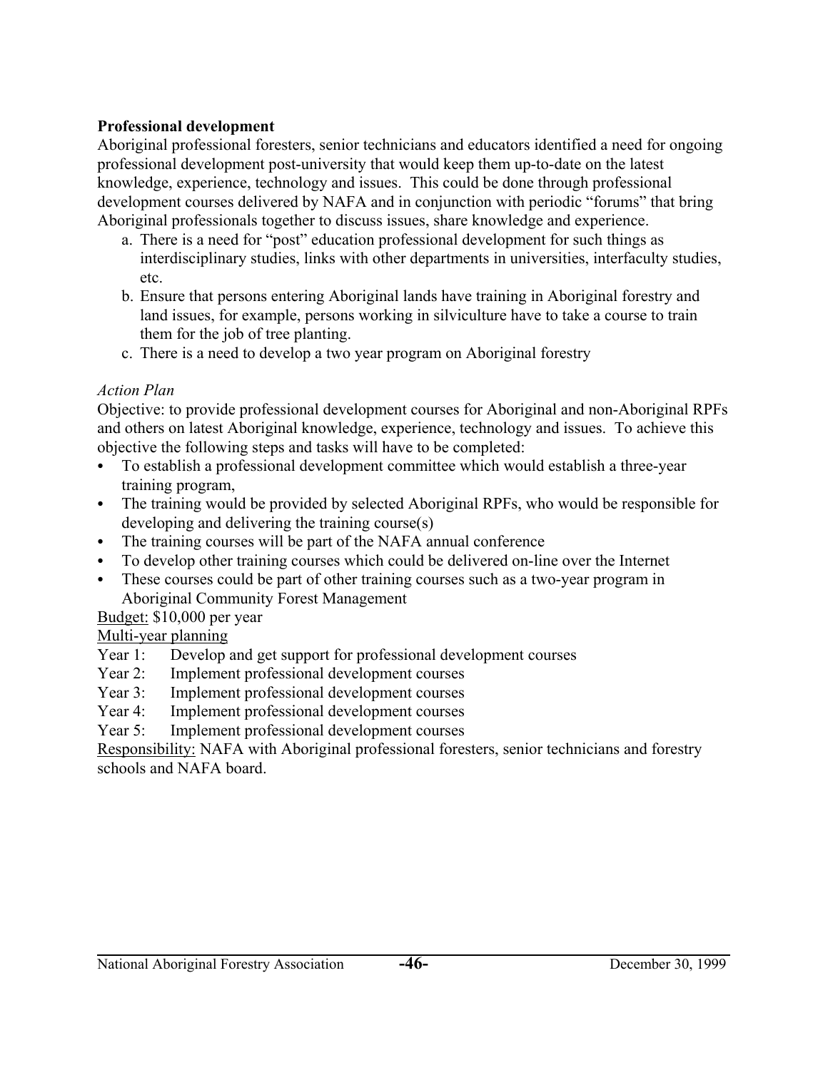**Professional development**

Aboriginal professional foresters, senior technicians and educators identified a need for ongoing professional development post-university that would keep them up-to-date on the latest knowledge, experience, technology and issues. This could be done through professional development courses delivered by NAFA and in conjunction with periodic "forums" that bring Aboriginal professionals together to discuss issues, share knowledge and experience.

a. There is a need for "post" education professional development for such things as interdisciplinary studies, links with other departments in universities, interfaculty studies, etc.
b. Ensure that persons entering Aboriginal lands have training in Aboriginal forestry and land issues, for example, persons working in silviculture have to take a course to train them for the job of tree planting.
c. There is a need to develop a two year program on Aboriginal forestry

*Action Plan*

Objective: to provide professional development courses for Aboriginal and non-Aboriginal RPFs and others on latest Aboriginal knowledge, experience, technology and issues. To achieve this objective the following steps and tasks will have to be completed:

- To establish a professional development committee which would establish a three-year training program,
- The training would be provided by selected Aboriginal RPFs, who would be responsible for developing and delivering the training course(s)
- The training courses will be part of the NAFA annual conference
- To develop other training courses which could be delivered on-line over the Internet
- These courses could be part of other training courses such as a two-year program in Aboriginal Community Forest Management

Budget: $10,000 per year

Multi-year planning

Year 1: Develop and get support for professional development courses
Year 2: Implement professional development courses
Year 3: Implement professional development courses
Year 4: Implement professional development courses
Year 5: Implement professional development courses

Responsibility: NAFA with Aboriginal professional foresters, senior technicians and forestry schools and NAFA board.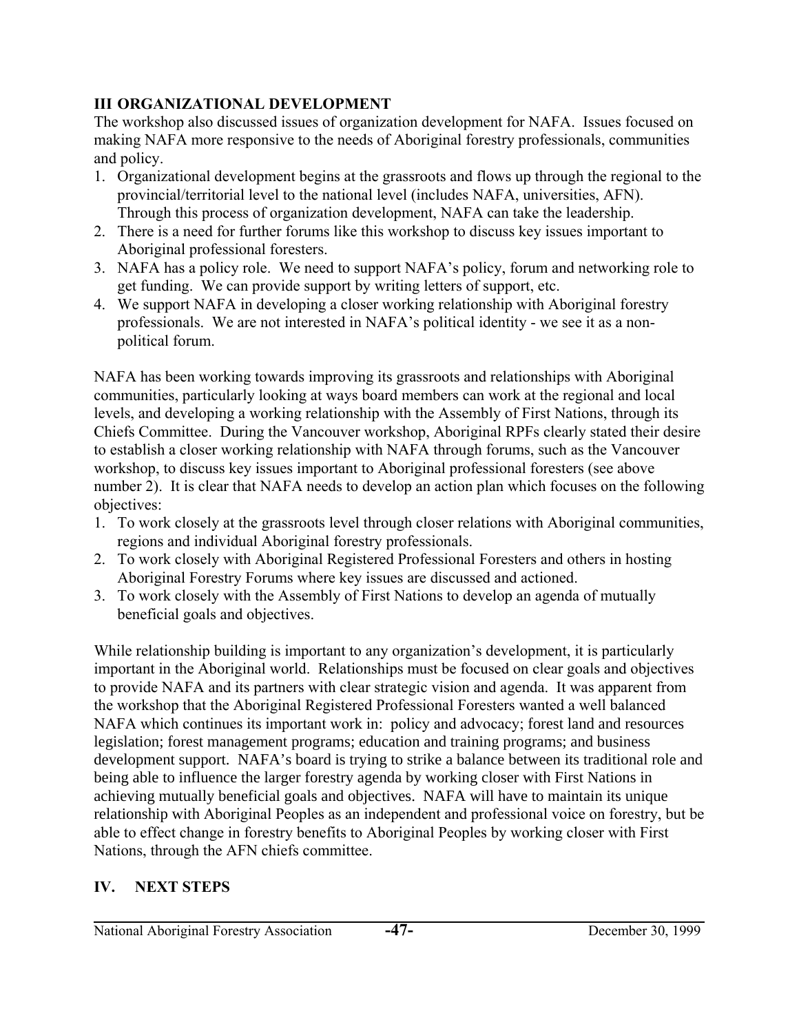## III ORGANIZATIONAL DEVELOPMENT

The workshop also discussed issues of organization development for NAFA. Issues focused on making NAFA more responsive to the needs of Aboriginal forestry professionals, communities and policy.

1. Organizational development begins at the grassroots and flows up through the regional to the provincial/territorial level to the national level (includes NAFA, universities, AFN). Through this process of organization development, NAFA can take the leadership.
2. There is a need for further forums like this workshop to discuss key issues important to Aboriginal professional foresters.
3. NAFA has a policy role. We need to support NAFA's policy, forum and networking role to get funding. We can provide support by writing letters of support, etc.
4. We support NAFA in developing a closer working relationship with Aboriginal forestry professionals. We are not interested in NAFA's political identity - we see it as a non-political forum.

NAFA has been working towards improving its grassroots and relationships with Aboriginal communities, particularly looking at ways board members can work at the regional and local levels, and developing a working relationship with the Assembly of First Nations, through its Chiefs Committee. During the Vancouver workshop, Aboriginal RPFs clearly stated their desire to establish a closer working relationship with NAFA through forums, such as the Vancouver workshop, to discuss key issues important to Aboriginal professional foresters (see above number 2). It is clear that NAFA needs to develop an action plan which focuses on the following objectives:

1. To work closely at the grassroots level through closer relations with Aboriginal communities, regions and individual Aboriginal forestry professionals.
2. To work closely with Aboriginal Registered Professional Foresters and others in hosting Aboriginal Forestry Forums where key issues are discussed and actioned.
3. To work closely with the Assembly of First Nations to develop an agenda of mutually beneficial goals and objectives.

While relationship building is important to any organization's development, it is particularly important in the Aboriginal world. Relationships must be focused on clear goals and objectives to provide NAFA and its partners with clear strategic vision and agenda. It was apparent from the workshop that the Aboriginal Registered Professional Foresters wanted a well balanced NAFA which continues its important work in: policy and advocacy; forest land and resources legislation; forest management programs; education and training programs; and business development support. NAFA's board is trying to strike a balance between its traditional role and being able to influence the larger forestry agenda by working closer with First Nations in achieving mutually beneficial goals and objectives. NAFA will have to maintain its unique relationship with Aboriginal Peoples as an independent and professional voice on forestry, but be able to effect change in forestry benefits to Aboriginal Peoples by working closer with First Nations, through the AFN chiefs committee.

## IV. NEXT STEPS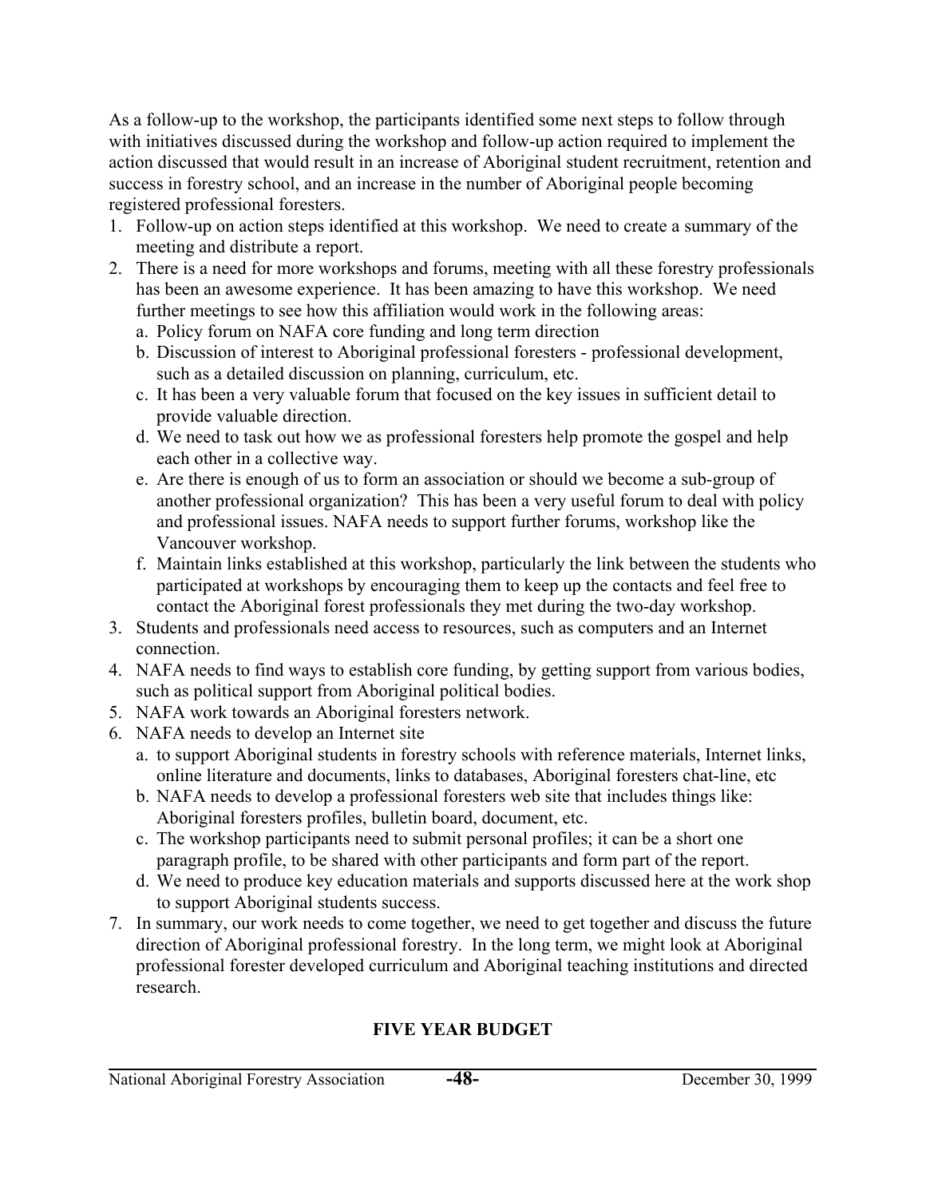As a follow-up to the workshop, the participants identified some next steps to follow through with initiatives discussed during the workshop and follow-up action required to implement the action discussed that would result in an increase of Aboriginal student recruitment, retention and success in forestry school, and an increase in the number of Aboriginal people becoming registered professional foresters.

1. Follow-up on action steps identified at this workshop. We need to create a summary of the meeting and distribute a report.
2. There is a need for more workshops and forums, meeting with all these forestry professionals has been an awesome experience. It has been amazing to have this workshop. We need further meetings to see how this affiliation would work in the following areas:
   a. Policy forum on NAFA core funding and long term direction
   b. Discussion of interest to Aboriginal professional foresters - professional development, such as a detailed discussion on planning, curriculum, etc.
   c. It has been a very valuable forum that focused on the key issues in sufficient detail to provide valuable direction.
   d. We need to task out how we as professional foresters help promote the gospel and help each other in a collective way.
   e. Are there is enough of us to form an association or should we become a sub-group of another professional organization? This has been a very useful forum to deal with policy and professional issues. NAFA needs to support further forums, workshop like the Vancouver workshop.
   f. Maintain links established at this workshop, particularly the link between the students who participated at workshops by encouraging them to keep up the contacts and feel free to contact the Aboriginal forest professionals they met during the two-day workshop.
3. Students and professionals need access to resources, such as computers and an Internet connection.
4. NAFA needs to find ways to establish core funding, by getting support from various bodies, such as political support from Aboriginal political bodies.
5. NAFA work towards an Aboriginal foresters network.
6. NAFA needs to develop an Internet site
   a. to support Aboriginal students in forestry schools with reference materials, Internet links, online literature and documents, links to databases, Aboriginal foresters chat-line, etc
   b. NAFA needs to develop a professional foresters web site that includes things like: Aboriginal foresters profiles, bulletin board, document, etc.
   c. The workshop participants need to submit personal profiles; it can be a short one paragraph profile, to be shared with other participants and form part of the report.
   d. We need to produce key education materials and supports discussed here at the work shop to support Aboriginal students success.
7. In summary, our work needs to come together, we need to get together and discuss the future direction of Aboriginal professional forestry. In the long term, we might look at Aboriginal professional forester developed curriculum and Aboriginal teaching institutions and directed research.

## FIVE YEAR BUDGET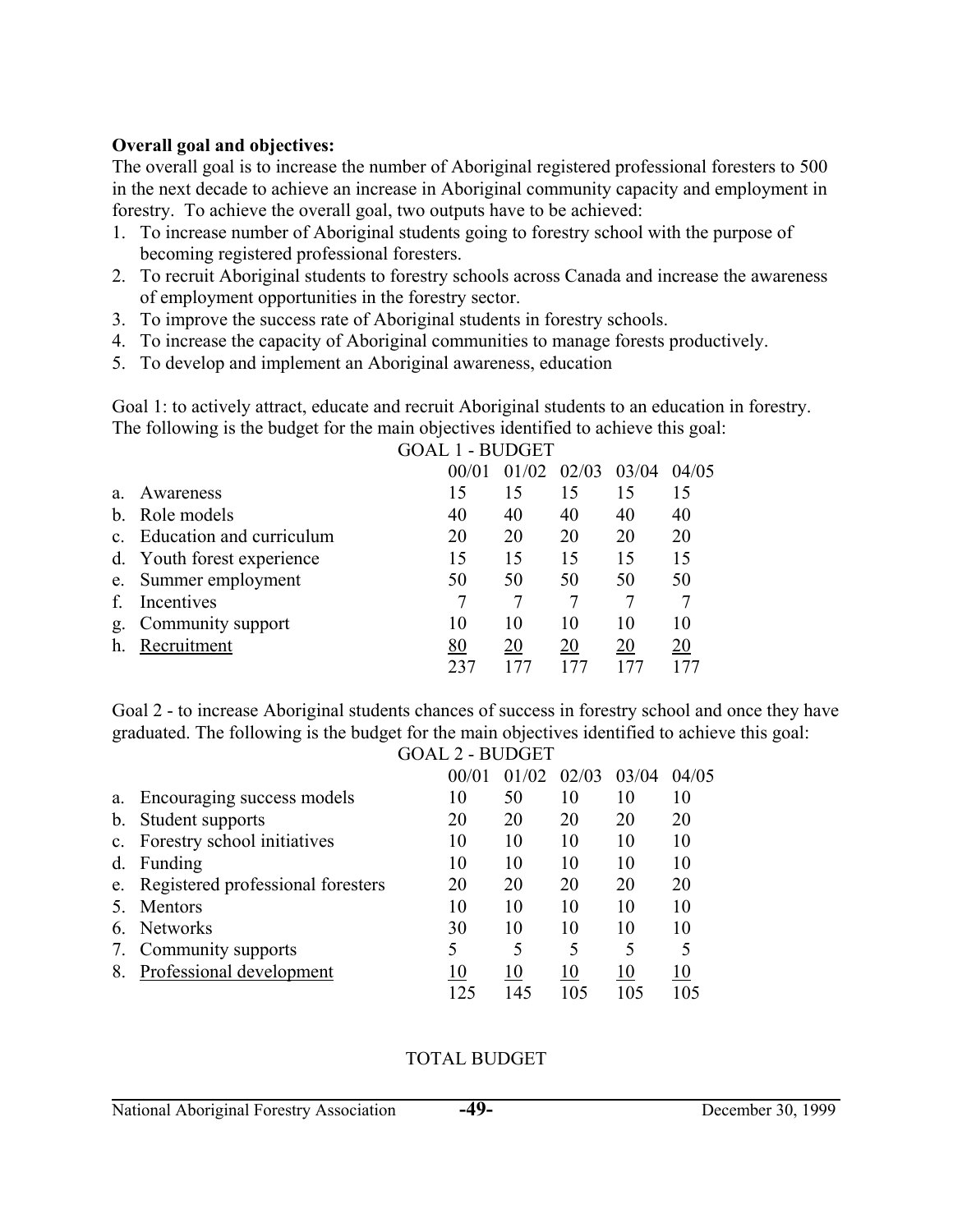**Overall goal and objectives:**

The overall goal is to increase the number of Aboriginal registered professional foresters to 500 in the next decade to achieve an increase in Aboriginal community capacity and employment in forestry. To achieve the overall goal, two outputs have to be achieved:

1. To increase number of Aboriginal students going to forestry school with the purpose of becoming registered professional foresters.
2. To recruit Aboriginal students to forestry schools across Canada and increase the awareness of employment opportunities in the forestry sector.
3. To improve the success rate of Aboriginal students in forestry schools.
4. To increase the capacity of Aboriginal communities to manage forests productively.
5. To develop and implement an Aboriginal awareness, education

Goal 1: to actively attract, educate and recruit Aboriginal students to an education in forestry. The following is the budget for the main objectives identified to achieve this goal:

GOAL 1 - BUDGET

| | 00/01 | 01/02 | 02/03 | 03/04 | 04/05 |
|---|---|---|---|---|---|
| a. Awareness | 15 | 15 | 15 | 15 | 15 |
| b. Role models | 40 | 40 | 40 | 40 | 40 |
| c. Education and curriculum | 20 | 20 | 20 | 20 | 20 |
| d. Youth forest experience | 15 | 15 | 15 | 15 | 15 |
| e. Summer employment | 50 | 50 | 50 | 50 | 50 |
| f. Incentives | 7 | 7 | 7 | 7 | 7 |
| g. Community support | 10 | 10 | 10 | 10 | 10 |
| h. Recruitment | 80 | 20 | 20 | 20 | 20 |
| | 237 | 177 | 177 | 177 | 177 |

Goal 2 - to increase Aboriginal students chances of success in forestry school and once they have graduated. The following is the budget for the main objectives identified to achieve this goal:

GOAL 2 - BUDGET

| | 00/01 | 01/02 | 02/03 | 03/04 | 04/05 |
|---|---|---|---|---|---|
| a. Encouraging success models | 10 | 50 | 10 | 10 | 10 |
| b. Student supports | 20 | 20 | 20 | 20 | 20 |
| c. Forestry school initiatives | 10 | 10 | 10 | 10 | 10 |
| d. Funding | 10 | 10 | 10 | 10 | 10 |
| e. Registered professional foresters | 20 | 20 | 20 | 20 | 20 |
| 5. Mentors | 10 | 10 | 10 | 10 | 10 |
| 6. Networks | 30 | 10 | 10 | 10 | 10 |
| 7. Community supports | 5 | 5 | 5 | 5 | 5 |
| 8. Professional development | 10 | 10 | 10 | 10 | 10 |
| | 125 | 145 | 105 | 105 | 105 |

TOTAL BUDGET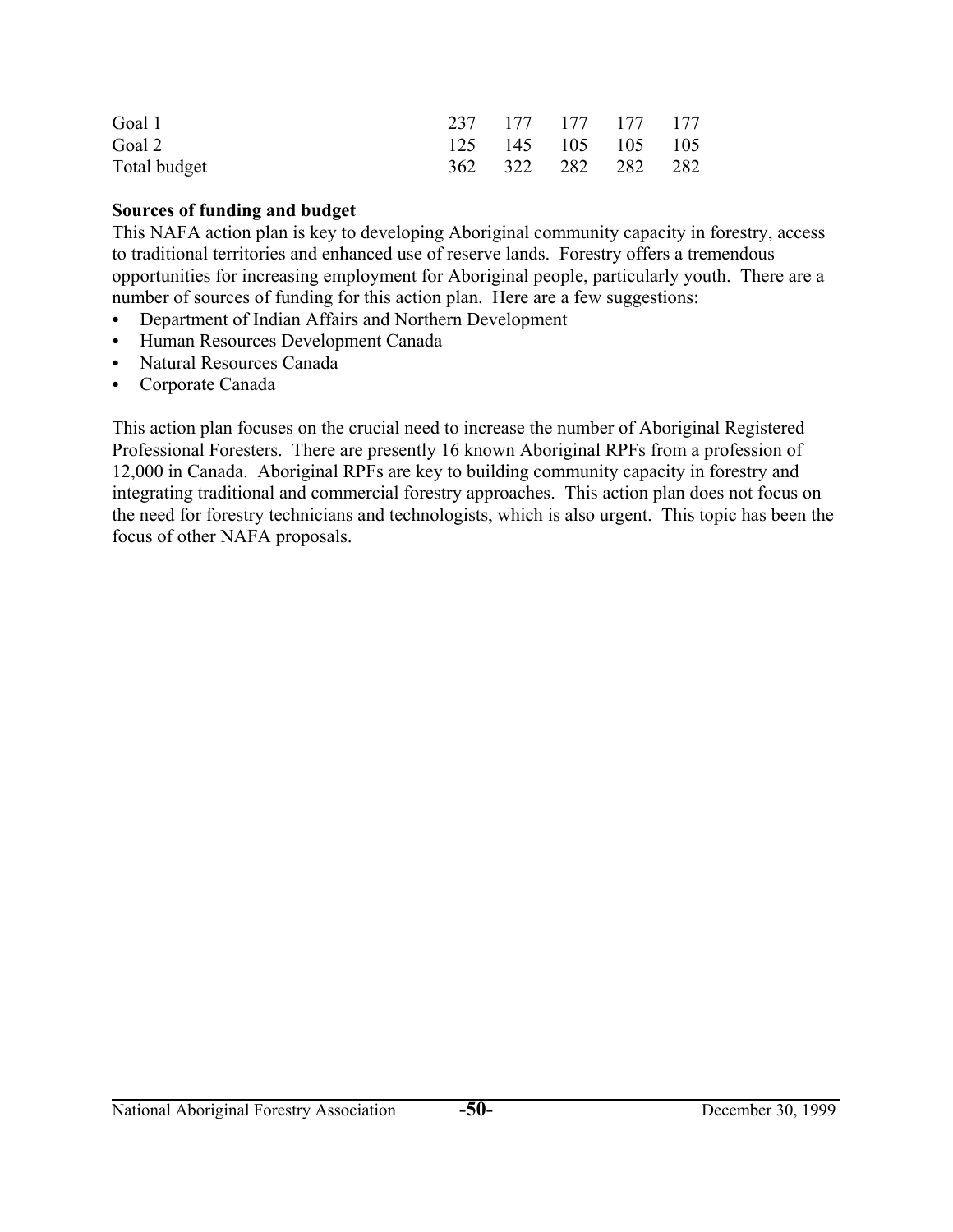| | | | | | |
|---|---|---|---|---|---|
| Goal 1 | 237 | 177 | 177 | 177 | 177 |
| Goal 2 | 125 | 145 | 105 | 105 | 105 |
| Total budget | 362 | 322 | 282 | 282 | 282 |

**Sources of funding and budget**

This NAFA action plan is key to developing Aboriginal community capacity in forestry, access to traditional territories and enhanced use of reserve lands. Forestry offers a tremendous opportunities for increasing employment for Aboriginal people, particularly youth. There are a number of sources of funding for this action plan. Here are a few suggestions:

- Department of Indian Affairs and Northern Development
- Human Resources Development Canada
- Natural Resources Canada
- Corporate Canada

This action plan focuses on the crucial need to increase the number of Aboriginal Registered Professional Foresters. There are presently 16 known Aboriginal RPFs from a profession of 12,000 in Canada. Aboriginal RPFs are key to building community capacity in forestry and integrating traditional and commercial forestry approaches. This action plan does not focus on the need for forestry technicians and technologists, which is also urgent. This topic has been the focus of other NAFA proposals.